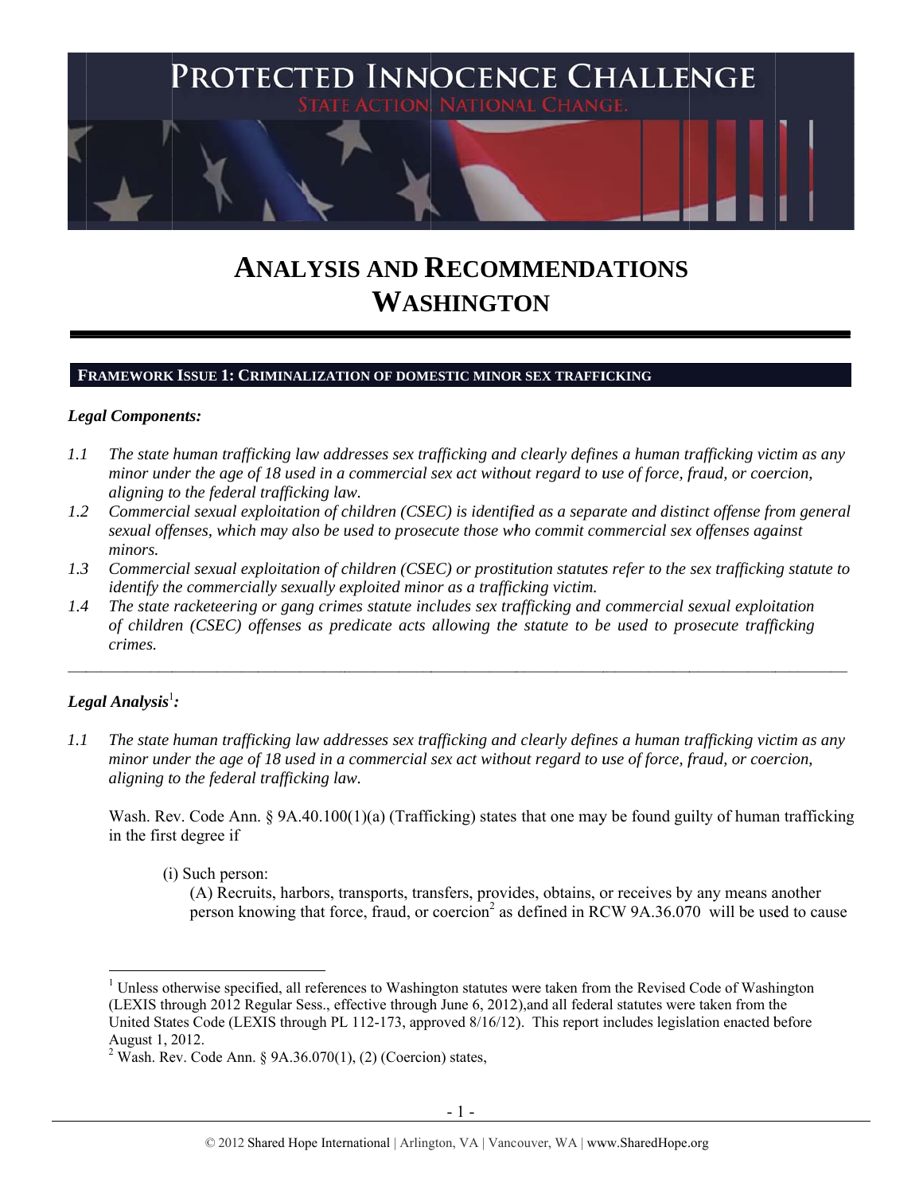# PROTECTED INNOCENCE CHALLENGE

STATE ACTION. NATIONAL CHANGE.

# ANALYSIS AND RECOMMENDATIONS WASHINGTON

## FRAMEWORK ISSUE 1: CRIMINALIZATION OF DOMESTIC MINOR SEX TRAFFICKING

***Legal Components:***

1.1 *The state human trafficking law addresses sex trafficking and clearly defines a human trafficking victim as any minor under the age of 18 used in a commercial sex act without regard to use of force, fraud, or coercion, aligning to the federal trafficking law.*

1.2 *Commercial sexual exploitation of children (CSEC) is identified as a separate and distinct offense from general sexual offenses, which may also be used to prosecute those who commit commercial sex offenses against minors.*

1.3 *Commercial sexual exploitation of children (CSEC) or prostitution statutes refer to the sex trafficking statute to identify the commercially sexually exploited minor as a trafficking victim.*

1.4 *The state racketeering or gang crimes statute includes sex trafficking and commercial sexual exploitation of children (CSEC) offenses as predicate acts allowing the statute to be used to prosecute trafficking crimes.*

---

***Legal Analysis***[1]***:***

1.1 *The state human trafficking law addresses sex trafficking and clearly defines a human trafficking victim as any minor under the age of 18 used in a commercial sex act without regard to use of force, fraud, or coercion, aligning to the federal trafficking law.*

Wash. Rev. Code Ann. § 9A.40.100(1)(a) (Trafficking) states that one may be found guilty of human trafficking in the first degree if

> (i) Such person:
>
> (A) Recruits, harbors, transports, transfers, provides, obtains, or receives by any means another person knowing that force, fraud, or coercion[2] as defined in RCW 9A.36.070 will be used to cause

---

[1] Unless otherwise specified, all references to Washington statutes were taken from the Revised Code of Washington (LEXIS through 2012 Regular Sess., effective through June 6, 2012),and all federal statutes were taken from the United States Code (LEXIS through PL 112-173, approved 8/16/12). This report includes legislation enacted before August 1, 2012.

[2] Wash. Rev. Code Ann. § 9A.36.070(1), (2) (Coercion) states,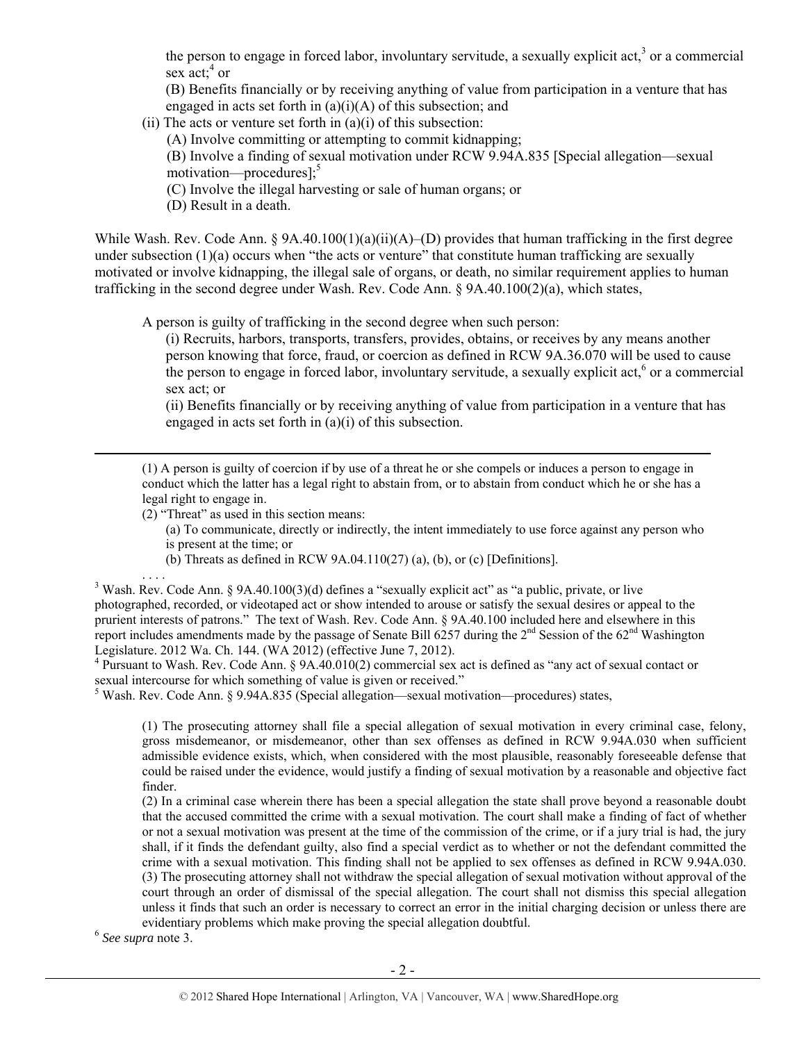the person to engage in forced labor, involuntary servitude, a sexually explicit act,[3] or a commercial sex act;[4] or

(B) Benefits financially or by receiving anything of value from participation in a venture that has engaged in acts set forth in (a)(i)(A) of this subsection; and

(ii) The acts or venture set forth in (a)(i) of this subsection:

(A) Involve committing or attempting to commit kidnapping;

(B) Involve a finding of sexual motivation under RCW 9.94A.835 [Special allegation—sexual motivation—procedures];[5]

(C) Involve the illegal harvesting or sale of human organs; or

(D) Result in a death.

While Wash. Rev. Code Ann. § 9A.40.100(1)(a)(ii)(A)–(D) provides that human trafficking in the first degree under subsection (1)(a) occurs when "the acts or venture" that constitute human trafficking are sexually motivated or involve kidnapping, the illegal sale of organs, or death, no similar requirement applies to human trafficking in the second degree under Wash. Rev. Code Ann. § 9A.40.100(2)(a), which states,

> A person is guilty of trafficking in the second degree when such person:
>
> (i) Recruits, harbors, transports, transfers, provides, obtains, or receives by any means another person knowing that force, fraud, or coercion as defined in RCW 9A.36.070 will be used to cause the person to engage in forced labor, involuntary servitude, a sexually explicit act,[6] or a commercial sex act; or
>
> (ii) Benefits financially or by receiving anything of value from participation in a venture that has engaged in acts set forth in (a)(i) of this subsection.

---

(1) A person is guilty of coercion if by use of a threat he or she compels or induces a person to engage in conduct which the latter has a legal right to abstain from, or to abstain from conduct which he or she has a legal right to engage in.

(2) "Threat" as used in this section means:

(a) To communicate, directly or indirectly, the intent immediately to use force against any person who is present at the time; or

(b) Threats as defined in RCW 9A.04.110(27) (a), (b), or (c) [Definitions].

. . . .

[3] Wash. Rev. Code Ann. § 9A.40.100(3)(d) defines a "sexually explicit act" as "a public, private, or live photographed, recorded, or videotaped act or show intended to arouse or satisfy the sexual desires or appeal to the prurient interests of patrons." The text of Wash. Rev. Code Ann. § 9A.40.100 included here and elsewhere in this report includes amendments made by the passage of Senate Bill 6257 during the 2nd Session of the 62nd Washington Legislature. 2012 Wa. Ch. 144. (WA 2012) (effective June 7, 2012).

[4] Pursuant to Wash. Rev. Code Ann. § 9A.40.010(2) commercial sex act is defined as "any act of sexual contact or sexual intercourse for which something of value is given or received."

[5] Wash. Rev. Code Ann. § 9.94A.835 (Special allegation—sexual motivation—procedures) states,

> (1) The prosecuting attorney shall file a special allegation of sexual motivation in every criminal case, felony, gross misdemeanor, or misdemeanor, other than sex offenses as defined in RCW 9.94A.030 when sufficient admissible evidence exists, which, when considered with the most plausible, reasonably foreseeable defense that could be raised under the evidence, would justify a finding of sexual motivation by a reasonable and objective fact finder.
>
> (2) In a criminal case wherein there has been a special allegation the state shall prove beyond a reasonable doubt that the accused committed the crime with a sexual motivation. The court shall make a finding of fact of whether or not a sexual motivation was present at the time of the commission of the crime, or if a jury trial is had, the jury shall, if it finds the defendant guilty, also find a special verdict as to whether or not the defendant committed the crime with a sexual motivation. This finding shall not be applied to sex offenses as defined in RCW 9.94A.030.
>
> (3) The prosecuting attorney shall not withdraw the special allegation of sexual motivation without approval of the court through an order of dismissal of the special allegation. The court shall not dismiss this special allegation unless it finds that such an order is necessary to correct an error in the initial charging decision or unless there are evidentiary problems which make proving the special allegation doubtful.

[6] *See supra* note 3.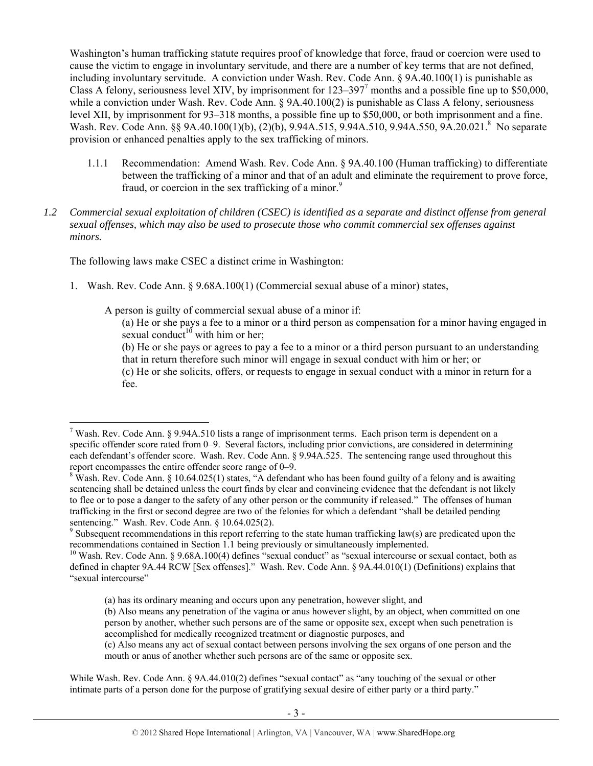Washington's human trafficking statute requires proof of knowledge that force, fraud or coercion were used to cause the victim to engage in involuntary servitude, and there are a number of key terms that are not defined, including involuntary servitude. A conviction under Wash. Rev. Code Ann. § 9A.40.100(1) is punishable as Class A felony, seriousness level XIV, by imprisonment for 123–397[7] months and a possible fine up to $50,000, while a conviction under Wash. Rev. Code Ann. § 9A.40.100(2) is punishable as Class A felony, seriousness level XII, by imprisonment for 93–318 months, a possible fine up to $50,000, or both imprisonment and a fine. Wash. Rev. Code Ann. §§ 9A.40.100(1)(b), (2)(b), 9.94A.515, 9.94A.510, 9.94A.550, 9A.20.021.[8] No separate provision or enhanced penalties apply to the sex trafficking of minors.

1.1.1 Recommendation: Amend Wash. Rev. Code Ann. § 9A.40.100 (Human trafficking) to differentiate between the trafficking of a minor and that of an adult and eliminate the requirement to prove force, fraud, or coercion in the sex trafficking of a minor.[9]

*1.2 Commercial sexual exploitation of children (CSEC) is identified as a separate and distinct offense from general sexual offenses, which may also be used to prosecute those who commit commercial sex offenses against minors.*

The following laws make CSEC a distinct crime in Washington:

1. Wash. Rev. Code Ann. § 9.68A.100(1) (Commercial sexual abuse of a minor) states,

   A person is guilty of commercial sexual abuse of a minor if:

   (a) He or she pays a fee to a minor or a third person as compensation for a minor having engaged in sexual conduct[10] with him or her;

   (b) He or she pays or agrees to pay a fee to a minor or a third person pursuant to an understanding that in return therefore such minor will engage in sexual conduct with him or her; or

   (c) He or she solicits, offers, or requests to engage in sexual conduct with a minor in return for a fee.

---

[7] Wash. Rev. Code Ann. § 9.94A.510 lists a range of imprisonment terms. Each prison term is dependent on a specific offender score rated from 0–9. Several factors, including prior convictions, are considered in determining each defendant's offender score. Wash. Rev. Code Ann. § 9.94A.525. The sentencing range used throughout this report encompasses the entire offender score range of 0–9.

[8] Wash. Rev. Code Ann. § 10.64.025(1) states, "A defendant who has been found guilty of a felony and is awaiting sentencing shall be detained unless the court finds by clear and convincing evidence that the defendant is not likely to flee or to pose a danger to the safety of any other person or the community if released." The offenses of human trafficking in the first or second degree are two of the felonies for which a defendant "shall be detailed pending sentencing." Wash. Rev. Code Ann. § 10.64.025(2).

[9] Subsequent recommendations in this report referring to the state human trafficking law(s) are predicated upon the recommendations contained in Section 1.1 being previously or simultaneously implemented.

[10] Wash. Rev. Code Ann. § 9.68A.100(4) defines "sexual conduct" as "sexual intercourse or sexual contact, both as defined in chapter 9A.44 RCW [Sex offenses]." Wash. Rev. Code Ann. § 9A.44.010(1) (Definitions) explains that "sexual intercourse"

> (a) has its ordinary meaning and occurs upon any penetration, however slight, and
>
> (b) Also means any penetration of the vagina or anus however slight, by an object, when committed on one person by another, whether such persons are of the same or opposite sex, except when such penetration is accomplished for medically recognized treatment or diagnostic purposes, and
>
> (c) Also means any act of sexual contact between persons involving the sex organs of one person and the mouth or anus of another whether such persons are of the same or opposite sex.

While Wash. Rev. Code Ann. § 9A.44.010(2) defines "sexual contact" as "any touching of the sexual or other intimate parts of a person done for the purpose of gratifying sexual desire of either party or a third party."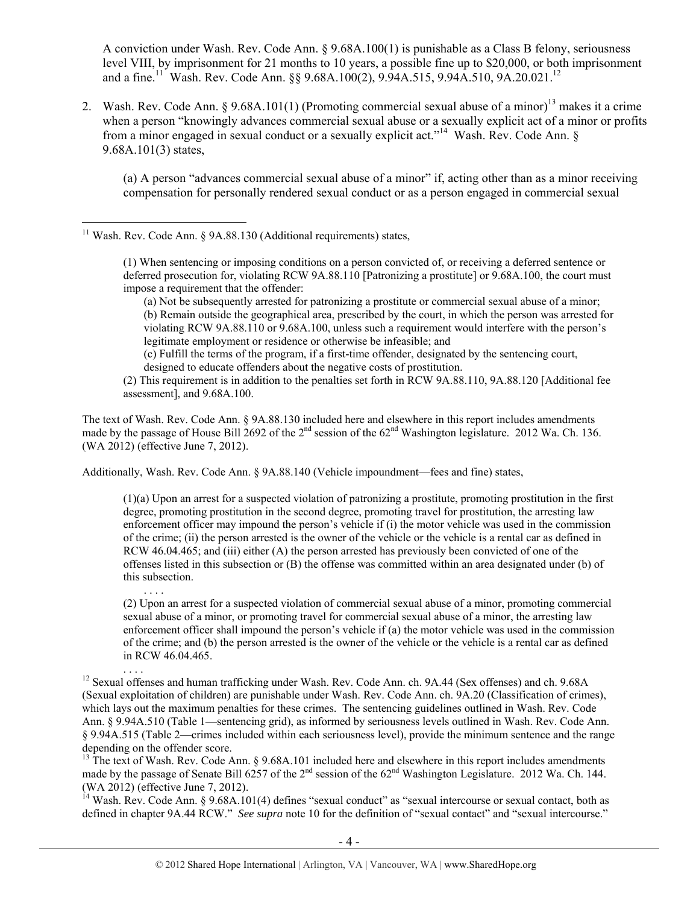A conviction under Wash. Rev. Code Ann. § 9.68A.100(1) is punishable as a Class B felony, seriousness level VIII, by imprisonment for 21 months to 10 years, a possible fine up to $20,000, or both imprisonment and a fine.[11] Wash. Rev. Code Ann. §§ 9.68A.100(2), 9.94A.515, 9.94A.510, 9A.20.021.[12]

2. Wash. Rev. Code Ann. § 9.68A.101(1) (Promoting commercial sexual abuse of a minor)[13] makes it a crime when a person "knowingly advances commercial sexual abuse or a sexually explicit act of a minor or profits from a minor engaged in sexual conduct or a sexually explicit act."[14] Wash. Rev. Code Ann. § 9.68A.101(3) states,

   (a) A person "advances commercial sexual abuse of a minor" if, acting other than as a minor receiving compensation for personally rendered sexual conduct or as a person engaged in commercial sexual

---

[11] Wash. Rev. Code Ann. § 9A.88.130 (Additional requirements) states,

> (1) When sentencing or imposing conditions on a person convicted of, or receiving a deferred sentence or deferred prosecution for, violating RCW 9A.88.110 [Patronizing a prostitute] or 9.68A.100, the court must impose a requirement that the offender:
>
> (a) Not be subsequently arrested for patronizing a prostitute or commercial sexual abuse of a minor;
> (b) Remain outside the geographical area, prescribed by the court, in which the person was arrested for violating RCW 9A.88.110 or 9.68A.100, unless such a requirement would interfere with the person's legitimate employment or residence or otherwise be infeasible; and
> (c) Fulfill the terms of the program, if a first-time offender, designated by the sentencing court, designed to educate offenders about the negative costs of prostitution.
>
> (2) This requirement is in addition to the penalties set forth in RCW 9A.88.110, 9A.88.120 [Additional fee assessment], and 9.68A.100.

The text of Wash. Rev. Code Ann. § 9A.88.130 included here and elsewhere in this report includes amendments made by the passage of House Bill 2692 of the 2nd session of the 62nd Washington legislature. 2012 Wa. Ch. 136. (WA 2012) (effective June 7, 2012).

Additionally, Wash. Rev. Code Ann. § 9A.88.140 (Vehicle impoundment—fees and fine) states,

> (1)(a) Upon an arrest for a suspected violation of patronizing a prostitute, promoting prostitution in the first degree, promoting prostitution in the second degree, promoting travel for prostitution, the arresting law enforcement officer may impound the person's vehicle if (i) the motor vehicle was used in the commission of the crime; (ii) the person arrested is the owner of the vehicle or the vehicle is a rental car as defined in RCW 46.04.465; and (iii) either (A) the person arrested has previously been convicted of one of the offenses listed in this subsection or (B) the offense was committed within an area designated under (b) of this subsection.
>
> . . . .
>
> (2) Upon an arrest for a suspected violation of commercial sexual abuse of a minor, promoting commercial sexual abuse of a minor, or promoting travel for commercial sexual abuse of a minor, the arresting law enforcement officer shall impound the person's vehicle if (a) the motor vehicle was used in the commission of the crime; and (b) the person arrested is the owner of the vehicle or the vehicle is a rental car as defined in RCW 46.04.465.
>
> . . . .

[12] Sexual offenses and human trafficking under Wash. Rev. Code Ann. ch. 9A.44 (Sex offenses) and ch. 9.68A (Sexual exploitation of children) are punishable under Wash. Rev. Code Ann. ch. 9A.20 (Classification of crimes), which lays out the maximum penalties for these crimes. The sentencing guidelines outlined in Wash. Rev. Code Ann. § 9.94A.510 (Table 1—sentencing grid), as informed by seriousness levels outlined in Wash. Rev. Code Ann. § 9.94A.515 (Table 2—crimes included within each seriousness level), provide the minimum sentence and the range depending on the offender score.

[13] The text of Wash. Rev. Code Ann. § 9.68A.101 included here and elsewhere in this report includes amendments made by the passage of Senate Bill 6257 of the 2nd session of the 62nd Washington Legislature. 2012 Wa. Ch. 144. (WA 2012) (effective June 7, 2012).

[14] Wash. Rev. Code Ann. § 9.68A.101(4) defines "sexual conduct" as "sexual intercourse or sexual contact, both as defined in chapter 9A.44 RCW." *See supra* note 10 for the definition of "sexual contact" and "sexual intercourse."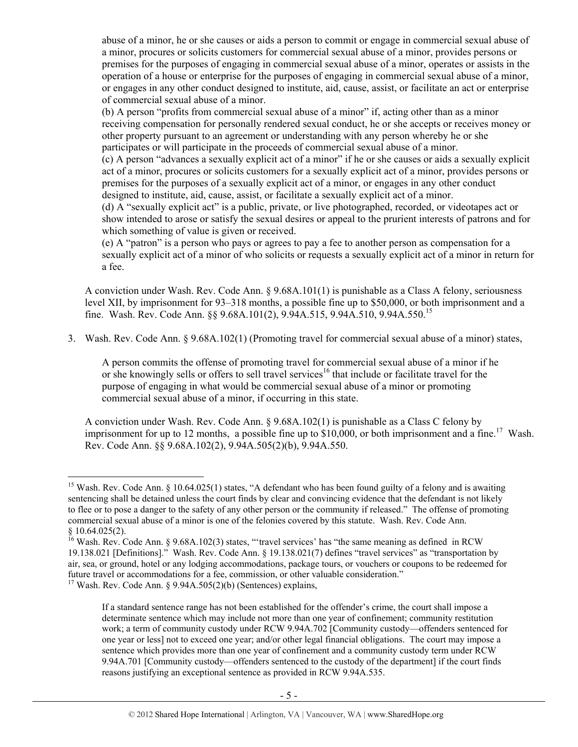abuse of a minor, he or she causes or aids a person to commit or engage in commercial sexual abuse of a minor, procures or solicits customers for commercial sexual abuse of a minor, provides persons or premises for the purposes of engaging in commercial sexual abuse of a minor, operates or assists in the operation of a house or enterprise for the purposes of engaging in commercial sexual abuse of a minor, or engages in any other conduct designed to institute, aid, cause, assist, or facilitate an act or enterprise of commercial sexual abuse of a minor.

(b) A person "profits from commercial sexual abuse of a minor" if, acting other than as a minor receiving compensation for personally rendered sexual conduct, he or she accepts or receives money or other property pursuant to an agreement or understanding with any person whereby he or she participates or will participate in the proceeds of commercial sexual abuse of a minor.

(c) A person "advances a sexually explicit act of a minor" if he or she causes or aids a sexually explicit act of a minor, procures or solicits customers for a sexually explicit act of a minor, provides persons or premises for the purposes of a sexually explicit act of a minor, or engages in any other conduct designed to institute, aid, cause, assist, or facilitate a sexually explicit act of a minor.

(d) A "sexually explicit act" is a public, private, or live photographed, recorded, or videotapes act or show intended to arose or satisfy the sexual desires or appeal to the prurient interests of patrons and for which something of value is given or received.

(e) A "patron" is a person who pays or agrees to pay a fee to another person as compensation for a sexually explicit act of a minor of who solicits or requests a sexually explicit act of a minor in return for a fee.

A conviction under Wash. Rev. Code Ann. § 9.68A.101(1) is punishable as a Class A felony, seriousness level XII, by imprisonment for 93–318 months, a possible fine up to $50,000, or both imprisonment and a fine. Wash. Rev. Code Ann. §§ 9.68A.101(2), 9.94A.515, 9.94A.510, 9.94A.550.[15]

3. Wash. Rev. Code Ann. § 9.68A.102(1) (Promoting travel for commercial sexual abuse of a minor) states,

   A person commits the offense of promoting travel for commercial sexual abuse of a minor if he or she knowingly sells or offers to sell travel services[16] that include or facilitate travel for the purpose of engaging in what would be commercial sexual abuse of a minor or promoting commercial sexual abuse of a minor, if occurring in this state.

   A conviction under Wash. Rev. Code Ann. § 9.68A.102(1) is punishable as a Class C felony by imprisonment for up to 12 months, a possible fine up to $10,000, or both imprisonment and a fine.[17] Wash. Rev. Code Ann. §§ 9.68A.102(2), 9.94A.505(2)(b), 9.94A.550.

---

[15] Wash. Rev. Code Ann. § 10.64.025(1) states, "A defendant who has been found guilty of a felony and is awaiting sentencing shall be detained unless the court finds by clear and convincing evidence that the defendant is not likely to flee or to pose a danger to the safety of any other person or the community if released." The offense of promoting commercial sexual abuse of a minor is one of the felonies covered by this statute. Wash. Rev. Code Ann. § 10.64.025(2).

[16] Wash. Rev. Code Ann. § 9.68A.102(3) states, "'travel services' has "the same meaning as defined in RCW 19.138.021 [Definitions]." Wash. Rev. Code Ann. § 19.138.021(7) defines "travel services" as "transportation by air, sea, or ground, hotel or any lodging accommodations, package tours, or vouchers or coupons to be redeemed for future travel or accommodations for a fee, commission, or other valuable consideration."

[17] Wash. Rev. Code Ann. § 9.94A.505(2)(b) (Sentences) explains,

> If a standard sentence range has not been established for the offender's crime, the court shall impose a determinate sentence which may include not more than one year of confinement; community restitution work; a term of community custody under RCW 9.94A.702 [Community custody—offenders sentenced for one year or less] not to exceed one year; and/or other legal financial obligations. The court may impose a sentence which provides more than one year of confinement and a community custody term under RCW 9.94A.701 [Community custody—offenders sentenced to the custody of the department] if the court finds reasons justifying an exceptional sentence as provided in RCW 9.94A.535.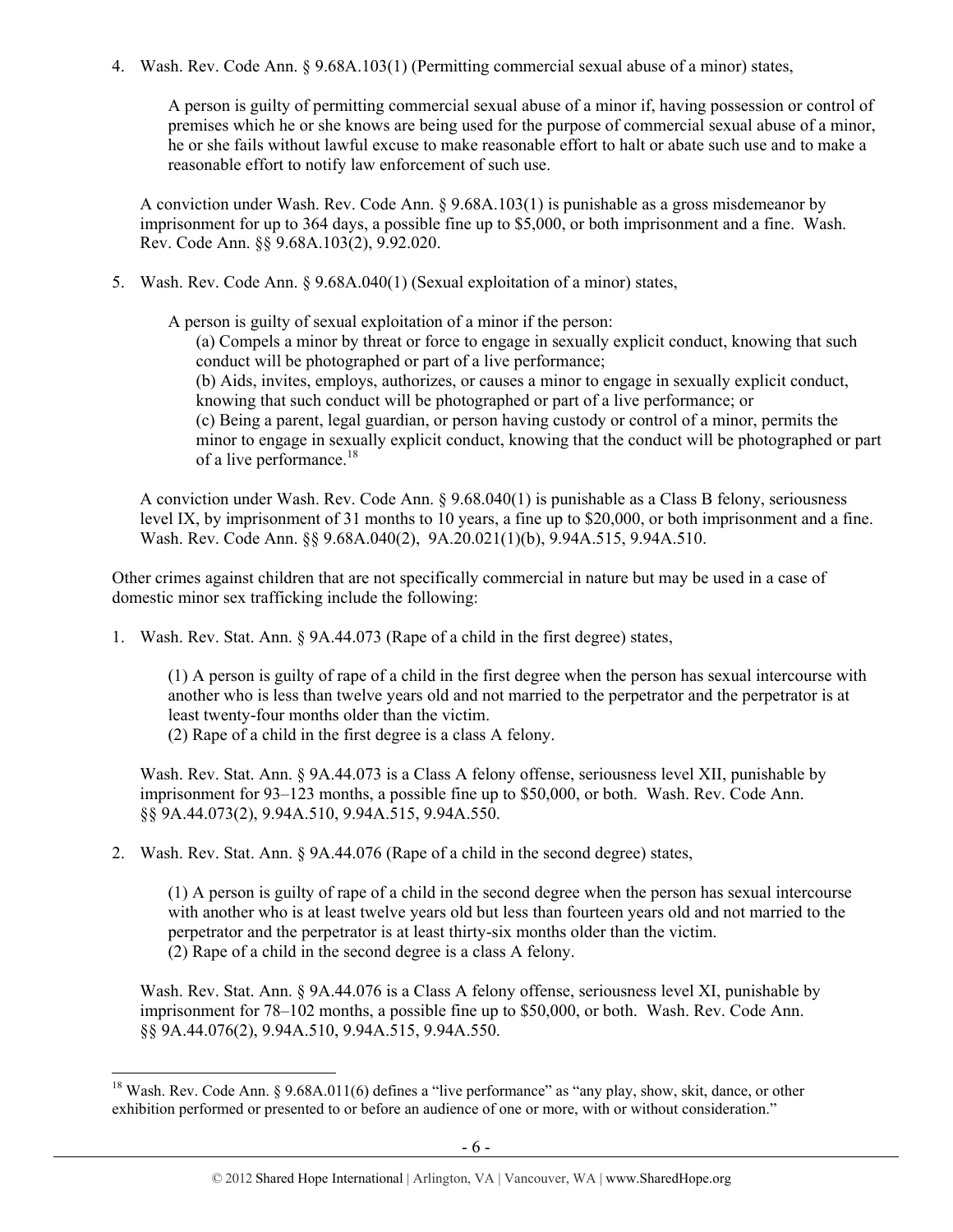4. Wash. Rev. Code Ann. § 9.68A.103(1) (Permitting commercial sexual abuse of a minor) states,

 > A person is guilty of permitting commercial sexual abuse of a minor if, having possession or control of premises which he or she knows are being used for the purpose of commercial sexual abuse of a minor, he or she fails without lawful excuse to make reasonable effort to halt or abate such use and to make a reasonable effort to notify law enforcement of such use.

 A conviction under Wash. Rev. Code Ann. § 9.68A.103(1) is punishable as a gross misdemeanor by imprisonment for up to 364 days, a possible fine up to $5,000, or both imprisonment and a fine. Wash. Rev. Code Ann. §§ 9.68A.103(2), 9.92.020.

5. Wash. Rev. Code Ann. § 9.68A.040(1) (Sexual exploitation of a minor) states,

 > A person is guilty of sexual exploitation of a minor if the person:
 > (a) Compels a minor by threat or force to engage in sexually explicit conduct, knowing that such conduct will be photographed or part of a live performance;
 > (b) Aids, invites, employs, authorizes, or causes a minor to engage in sexually explicit conduct, knowing that such conduct will be photographed or part of a live performance; or
 > (c) Being a parent, legal guardian, or person having custody or control of a minor, permits the minor to engage in sexually explicit conduct, knowing that the conduct will be photographed or part of a live performance.[18]

 A conviction under Wash. Rev. Code Ann. § 9.68.040(1) is punishable as a Class B felony, seriousness level IX, by imprisonment of 31 months to 10 years, a fine up to $20,000, or both imprisonment and a fine. Wash. Rev. Code Ann. §§ 9.68A.040(2), 9A.20.021(1)(b), 9.94A.515, 9.94A.510.

Other crimes against children that are not specifically commercial in nature but may be used in a case of domestic minor sex trafficking include the following:

1. Wash. Rev. Stat. Ann. § 9A.44.073 (Rape of a child in the first degree) states,

 > (1) A person is guilty of rape of a child in the first degree when the person has sexual intercourse with another who is less than twelve years old and not married to the perpetrator and the perpetrator is at least twenty-four months older than the victim.
 > (2) Rape of a child in the first degree is a class A felony.

 Wash. Rev. Stat. Ann. § 9A.44.073 is a Class A felony offense, seriousness level XII, punishable by imprisonment for 93–123 months, a possible fine up to $50,000, or both. Wash. Rev. Code Ann. §§ 9A.44.073(2), 9.94A.510, 9.94A.515, 9.94A.550.

2. Wash. Rev. Stat. Ann. § 9A.44.076 (Rape of a child in the second degree) states,

 > (1) A person is guilty of rape of a child in the second degree when the person has sexual intercourse with another who is at least twelve years old but less than fourteen years old and not married to the perpetrator and the perpetrator is at least thirty-six months older than the victim.
 > (2) Rape of a child in the second degree is a class A felony.

 Wash. Rev. Stat. Ann. § 9A.44.076 is a Class A felony offense, seriousness level XI, punishable by imprisonment for 78–102 months, a possible fine up to $50,000, or both. Wash. Rev. Code Ann. §§ 9A.44.076(2), 9.94A.510, 9.94A.515, 9.94A.550.

---

[18] Wash. Rev. Code Ann. § 9.68A.011(6) defines a "live performance" as "any play, show, skit, dance, or other exhibition performed or presented to or before an audience of one or more, with or without consideration."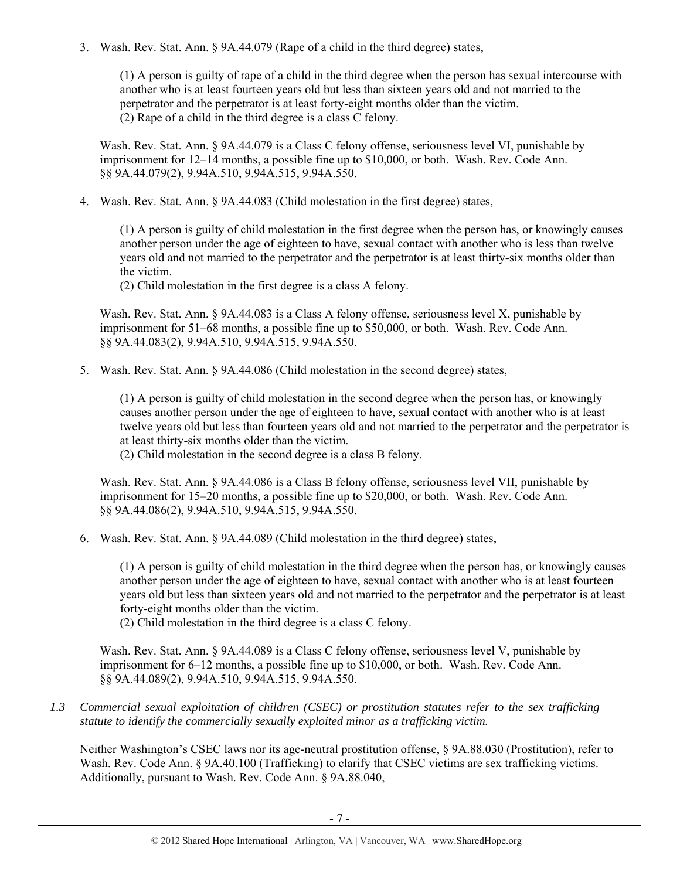3. Wash. Rev. Stat. Ann. § 9A.44.079 (Rape of a child in the third degree) states,

   (1) A person is guilty of rape of a child in the third degree when the person has sexual intercourse with another who is at least fourteen years old but less than sixteen years old and not married to the perpetrator and the perpetrator is at least forty-eight months older than the victim.
   (2) Rape of a child in the third degree is a class C felony.

   Wash. Rev. Stat. Ann. § 9A.44.079 is a Class C felony offense, seriousness level VI, punishable by imprisonment for 12–14 months, a possible fine up to $10,000, or both. Wash. Rev. Code Ann. §§ 9A.44.079(2), 9.94A.510, 9.94A.515, 9.94A.550.

4. Wash. Rev. Stat. Ann. § 9A.44.083 (Child molestation in the first degree) states,

   (1) A person is guilty of child molestation in the first degree when the person has, or knowingly causes another person under the age of eighteen to have, sexual contact with another who is less than twelve years old and not married to the perpetrator and the perpetrator is at least thirty-six months older than the victim.
   (2) Child molestation in the first degree is a class A felony.

   Wash. Rev. Stat. Ann. § 9A.44.083 is a Class A felony offense, seriousness level X, punishable by imprisonment for 51–68 months, a possible fine up to $50,000, or both. Wash. Rev. Code Ann. §§ 9A.44.083(2), 9.94A.510, 9.94A.515, 9.94A.550.

5. Wash. Rev. Stat. Ann. § 9A.44.086 (Child molestation in the second degree) states,

   (1) A person is guilty of child molestation in the second degree when the person has, or knowingly causes another person under the age of eighteen to have, sexual contact with another who is at least twelve years old but less than fourteen years old and not married to the perpetrator and the perpetrator is at least thirty-six months older than the victim.
   (2) Child molestation in the second degree is a class B felony.

   Wash. Rev. Stat. Ann. § 9A.44.086 is a Class B felony offense, seriousness level VII, punishable by imprisonment for 15–20 months, a possible fine up to $20,000, or both. Wash. Rev. Code Ann. §§ 9A.44.086(2), 9.94A.510, 9.94A.515, 9.94A.550.

6. Wash. Rev. Stat. Ann. § 9A.44.089 (Child molestation in the third degree) states,

   (1) A person is guilty of child molestation in the third degree when the person has, or knowingly causes another person under the age of eighteen to have, sexual contact with another who is at least fourteen years old but less than sixteen years old and not married to the perpetrator and the perpetrator is at least forty-eight months older than the victim.
   (2) Child molestation in the third degree is a class C felony.

   Wash. Rev. Stat. Ann. § 9A.44.089 is a Class C felony offense, seriousness level V, punishable by imprisonment for 6–12 months, a possible fine up to $10,000, or both. Wash. Rev. Code Ann. §§ 9A.44.089(2), 9.94A.510, 9.94A.515, 9.94A.550.

*1.3 Commercial sexual exploitation of children (CSEC) or prostitution statutes refer to the sex trafficking statute to identify the commercially sexually exploited minor as a trafficking victim.*

Neither Washington's CSEC laws nor its age-neutral prostitution offense, § 9A.88.030 (Prostitution), refer to Wash. Rev. Code Ann. § 9A.40.100 (Trafficking) to clarify that CSEC victims are sex trafficking victims. Additionally, pursuant to Wash. Rev. Code Ann. § 9A.88.040,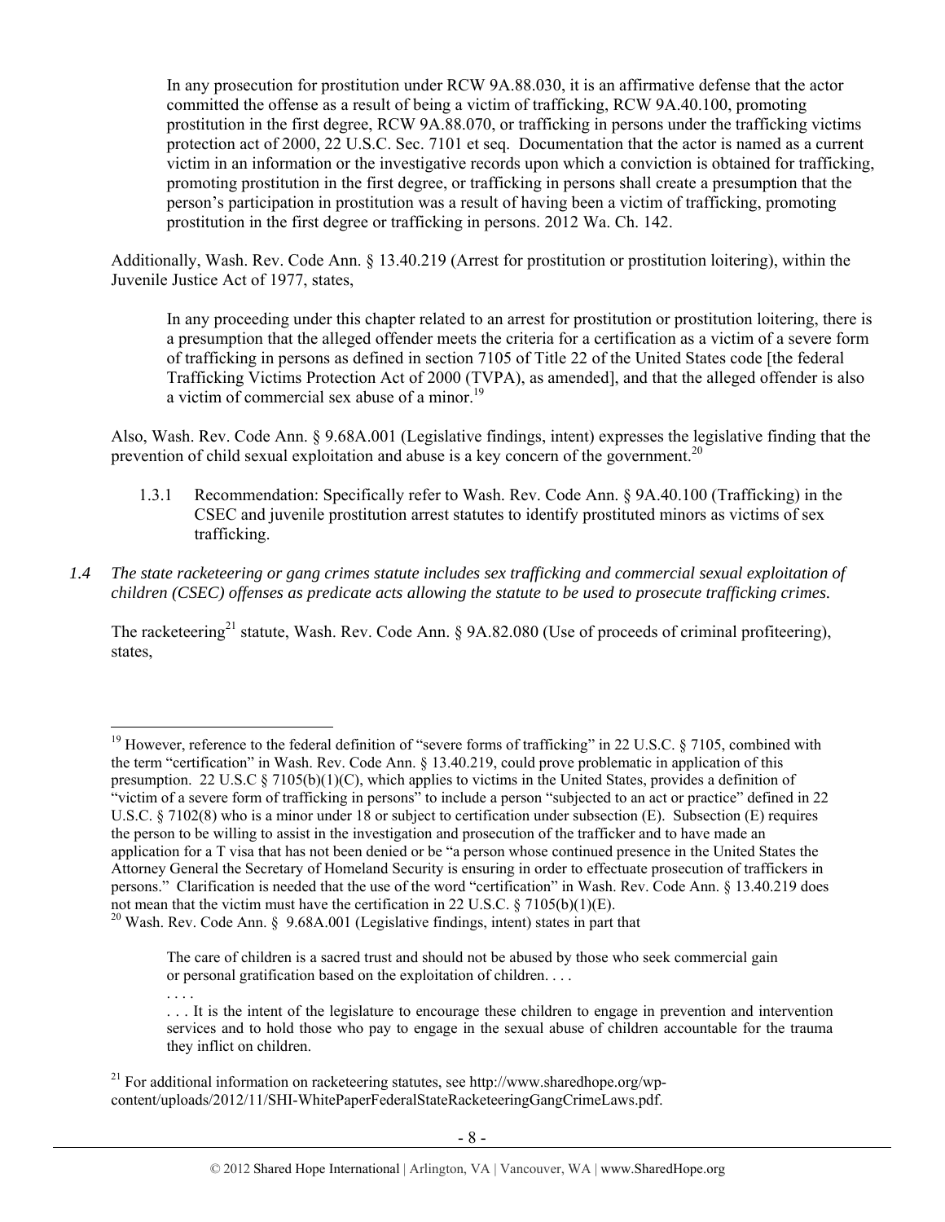> In any prosecution for prostitution under RCW 9A.88.030, it is an affirmative defense that the actor committed the offense as a result of being a victim of trafficking, RCW 9A.40.100, promoting prostitution in the first degree, RCW 9A.88.070, or trafficking in persons under the trafficking victims protection act of 2000, 22 U.S.C. Sec. 7101 et seq. Documentation that the actor is named as a current victim in an information or the investigative records upon which a conviction is obtained for trafficking, promoting prostitution in the first degree, or trafficking in persons shall create a presumption that the person's participation in prostitution was a result of having been a victim of trafficking, promoting prostitution in the first degree or trafficking in persons. 2012 Wa. Ch. 142.

Additionally, Wash. Rev. Code Ann. § 13.40.219 (Arrest for prostitution or prostitution loitering), within the Juvenile Justice Act of 1977, states,

> In any proceeding under this chapter related to an arrest for prostitution or prostitution loitering, there is a presumption that the alleged offender meets the criteria for a certification as a victim of a severe form of trafficking in persons as defined in section 7105 of Title 22 of the United States code [the federal Trafficking Victims Protection Act of 2000 (TVPA), as amended], and that the alleged offender is also a victim of commercial sex abuse of a minor.[19]

Also, Wash. Rev. Code Ann. § 9.68A.001 (Legislative findings, intent) expresses the legislative finding that the prevention of child sexual exploitation and abuse is a key concern of the government.[20]

1.3.1 Recommendation: Specifically refer to Wash. Rev. Code Ann. § 9A.40.100 (Trafficking) in the CSEC and juvenile prostitution arrest statutes to identify prostituted minors as victims of sex trafficking.

*1.4 The state racketeering or gang crimes statute includes sex trafficking and commercial sexual exploitation of children (CSEC) offenses as predicate acts allowing the statute to be used to prosecute trafficking crimes.*

The racketeering[21] statute, Wash. Rev. Code Ann. § 9A.82.080 (Use of proceeds of criminal profiteering), states,

---

[19] However, reference to the federal definition of "severe forms of trafficking" in 22 U.S.C. § 7105, combined with the term "certification" in Wash. Rev. Code Ann. § 13.40.219, could prove problematic in application of this presumption. 22 U.S.C § 7105(b)(1)(C), which applies to victims in the United States, provides a definition of "victim of a severe form of trafficking in persons" to include a person "subjected to an act or practice" defined in 22 U.S.C. § 7102(8) who is a minor under 18 or subject to certification under subsection (E). Subsection (E) requires the person to be willing to assist in the investigation and prosecution of the trafficker and to have made an application for a T visa that has not been denied or be "a person whose continued presence in the United States the Attorney General the Secretary of Homeland Security is ensuring in order to effectuate prosecution of traffickers in persons." Clarification is needed that the use of the word "certification" in Wash. Rev. Code Ann. § 13.40.219 does not mean that the victim must have the certification in 22 U.S.C. § 7105(b)(1)(E).

[20] Wash. Rev. Code Ann. § 9.68A.001 (Legislative findings, intent) states in part that

> The care of children is a sacred trust and should not be abused by those who seek commercial gain or personal gratification based on the exploitation of children. . . .
>
> . . . .
>
> . . . It is the intent of the legislature to encourage these children to engage in prevention and intervention services and to hold those who pay to engage in the sexual abuse of children accountable for the trauma they inflict on children.

[21] For additional information on racketeering statutes, see http://www.sharedhope.org/wp-content/uploads/2012/11/SHI-WhitePaperFederalStateRacketeeringGangCrimeLaws.pdf.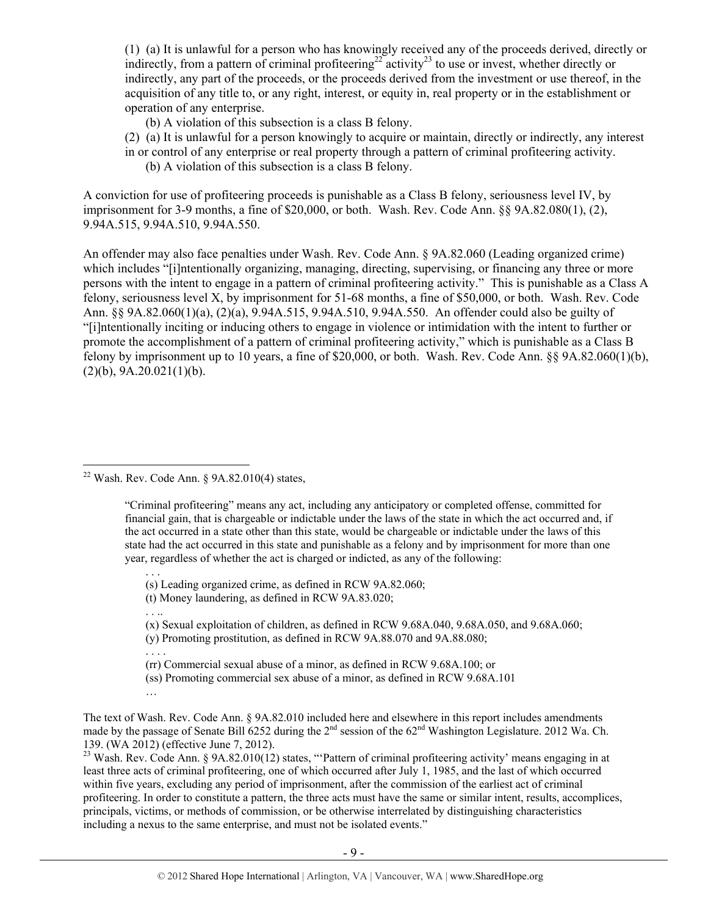(1) (a) It is unlawful for a person who has knowingly received any of the proceeds derived, directly or indirectly, from a pattern of criminal profiteering[22] activity[23] to use or invest, whether directly or indirectly, any part of the proceeds, or the proceeds derived from the investment or use thereof, in the acquisition of any title to, or any right, interest, or equity in, real property or in the establishment or operation of any enterprise.

(b) A violation of this subsection is a class B felony.

(2) (a) It is unlawful for a person knowingly to acquire or maintain, directly or indirectly, any interest in or control of any enterprise or real property through a pattern of criminal profiteering activity.

(b) A violation of this subsection is a class B felony.

A conviction for use of profiteering proceeds is punishable as a Class B felony, seriousness level IV, by imprisonment for 3-9 months, a fine of $20,000, or both. Wash. Rev. Code Ann. §§ 9A.82.080(1), (2), 9.94A.515, 9.94A.510, 9.94A.550.

An offender may also face penalties under Wash. Rev. Code Ann. § 9A.82.060 (Leading organized crime) which includes "[i]ntentionally organizing, managing, directing, supervising, or financing any three or more persons with the intent to engage in a pattern of criminal profiteering activity." This is punishable as a Class A felony, seriousness level X, by imprisonment for 51-68 months, a fine of $50,000, or both. Wash. Rev. Code Ann. §§ 9A.82.060(1)(a), (2)(a), 9.94A.515, 9.94A.510, 9.94A.550. An offender could also be guilty of "[i]ntentionally inciting or inducing others to engage in violence or intimidation with the intent to further or promote the accomplishment of a pattern of criminal profiteering activity," which is punishable as a Class B felony by imprisonment up to 10 years, a fine of $20,000, or both. Wash. Rev. Code Ann. §§ 9A.82.060(1)(b), (2)(b), 9A.20.021(1)(b).

---

[22] Wash. Rev. Code Ann. § 9A.82.010(4) states,

> "Criminal profiteering" means any act, including any anticipatory or completed offense, committed for financial gain, that is chargeable or indictable under the laws of the state in which the act occurred and, if the act occurred in a state other than this state, would be chargeable or indictable under the laws of this state had the act occurred in this state and punishable as a felony and by imprisonment for more than one year, regardless of whether the act is charged or indicted, as any of the following:
>
> . . .
> (s) Leading organized crime, as defined in RCW 9A.82.060;
> (t) Money laundering, as defined in RCW 9A.83.020;
> . . ..
> (x) Sexual exploitation of children, as defined in RCW 9.68A.040, 9.68A.050, and 9.68A.060;
> (y) Promoting prostitution, as defined in RCW 9A.88.070 and 9A.88.080;
> . . . .
> (rr) Commercial sexual abuse of a minor, as defined in RCW 9.68A.100; or
> (ss) Promoting commercial sex abuse of a minor, as defined in RCW 9.68A.101
> …

The text of Wash. Rev. Code Ann. § 9A.82.010 included here and elsewhere in this report includes amendments made by the passage of Senate Bill 6252 during the 2nd session of the 62nd Washington Legislature. 2012 Wa. Ch. 139. (WA 2012) (effective June 7, 2012).

[23] Wash. Rev. Code Ann. § 9A.82.010(12) states, "'Pattern of criminal profiteering activity' means engaging in at least three acts of criminal profiteering, one of which occurred after July 1, 1985, and the last of which occurred within five years, excluding any period of imprisonment, after the commission of the earliest act of criminal profiteering. In order to constitute a pattern, the three acts must have the same or similar intent, results, accomplices, principals, victims, or methods of commission, or be otherwise interrelated by distinguishing characteristics including a nexus to the same enterprise, and must not be isolated events."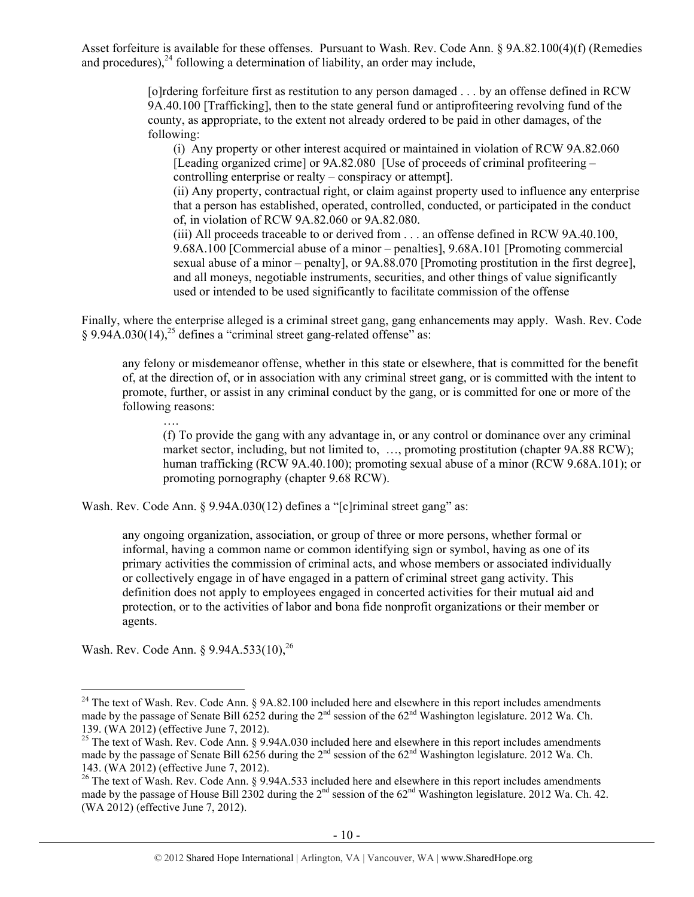Asset forfeiture is available for these offenses. Pursuant to Wash. Rev. Code Ann. § 9A.82.100(4)(f) (Remedies and procedures),[24] following a determination of liability, an order may include,

> [o]rdering forfeiture first as restitution to any person damaged . . . by an offense defined in RCW 9A.40.100 [Trafficking], then to the state general fund or antiprofiteering revolving fund of the county, as appropriate, to the extent not already ordered to be paid in other damages, of the following:
>
> (i) Any property or other interest acquired or maintained in violation of RCW 9A.82.060 [Leading organized crime] or 9A.82.080 [Use of proceeds of criminal profiteering – controlling enterprise or realty – conspiracy or attempt].
>
> (ii) Any property, contractual right, or claim against property used to influence any enterprise that a person has established, operated, controlled, conducted, or participated in the conduct of, in violation of RCW 9A.82.060 or 9A.82.080.
>
> (iii) All proceeds traceable to or derived from . . . an offense defined in RCW 9A.40.100, 9.68A.100 [Commercial abuse of a minor – penalties], 9.68A.101 [Promoting commercial sexual abuse of a minor – penalty], or 9A.88.070 [Promoting prostitution in the first degree], and all moneys, negotiable instruments, securities, and other things of value significantly used or intended to be used significantly to facilitate commission of the offense

Finally, where the enterprise alleged is a criminal street gang, gang enhancements may apply. Wash. Rev. Code § 9.94A.030(14),[25] defines a "criminal street gang-related offense" as:

> any felony or misdemeanor offense, whether in this state or elsewhere, that is committed for the benefit of, at the direction of, or in association with any criminal street gang, or is committed with the intent to promote, further, or assist in any criminal conduct by the gang, or is committed for one or more of the following reasons:
>
> ….
>
> (f) To provide the gang with any advantage in, or any control or dominance over any criminal market sector, including, but not limited to, …, promoting prostitution (chapter 9A.88 RCW); human trafficking (RCW 9A.40.100); promoting sexual abuse of a minor (RCW 9.68A.101); or promoting pornography (chapter 9.68 RCW).

Wash. Rev. Code Ann. § 9.94A.030(12) defines a "[c]riminal street gang" as:

> any ongoing organization, association, or group of three or more persons, whether formal or informal, having a common name or common identifying sign or symbol, having as one of its primary activities the commission of criminal acts, and whose members or associated individually or collectively engage in of have engaged in a pattern of criminal street gang activity. This definition does not apply to employees engaged in concerted activities for their mutual aid and protection, or to the activities of labor and bona fide nonprofit organizations or their member or agents.

Wash. Rev. Code Ann. § 9.94A.533(10),[26]

---

[24] The text of Wash. Rev. Code Ann. § 9A.82.100 included here and elsewhere in this report includes amendments made by the passage of Senate Bill 6252 during the 2nd session of the 62nd Washington legislature. 2012 Wa. Ch. 139. (WA 2012) (effective June 7, 2012).

[25] The text of Wash. Rev. Code Ann. § 9.94A.030 included here and elsewhere in this report includes amendments made by the passage of Senate Bill 6256 during the 2nd session of the 62nd Washington legislature. 2012 Wa. Ch. 143. (WA 2012) (effective June 7, 2012).

[26] The text of Wash. Rev. Code Ann. § 9.94A.533 included here and elsewhere in this report includes amendments made by the passage of House Bill 2302 during the 2nd session of the 62nd Washington legislature. 2012 Wa. Ch. 42. (WA 2012) (effective June 7, 2012).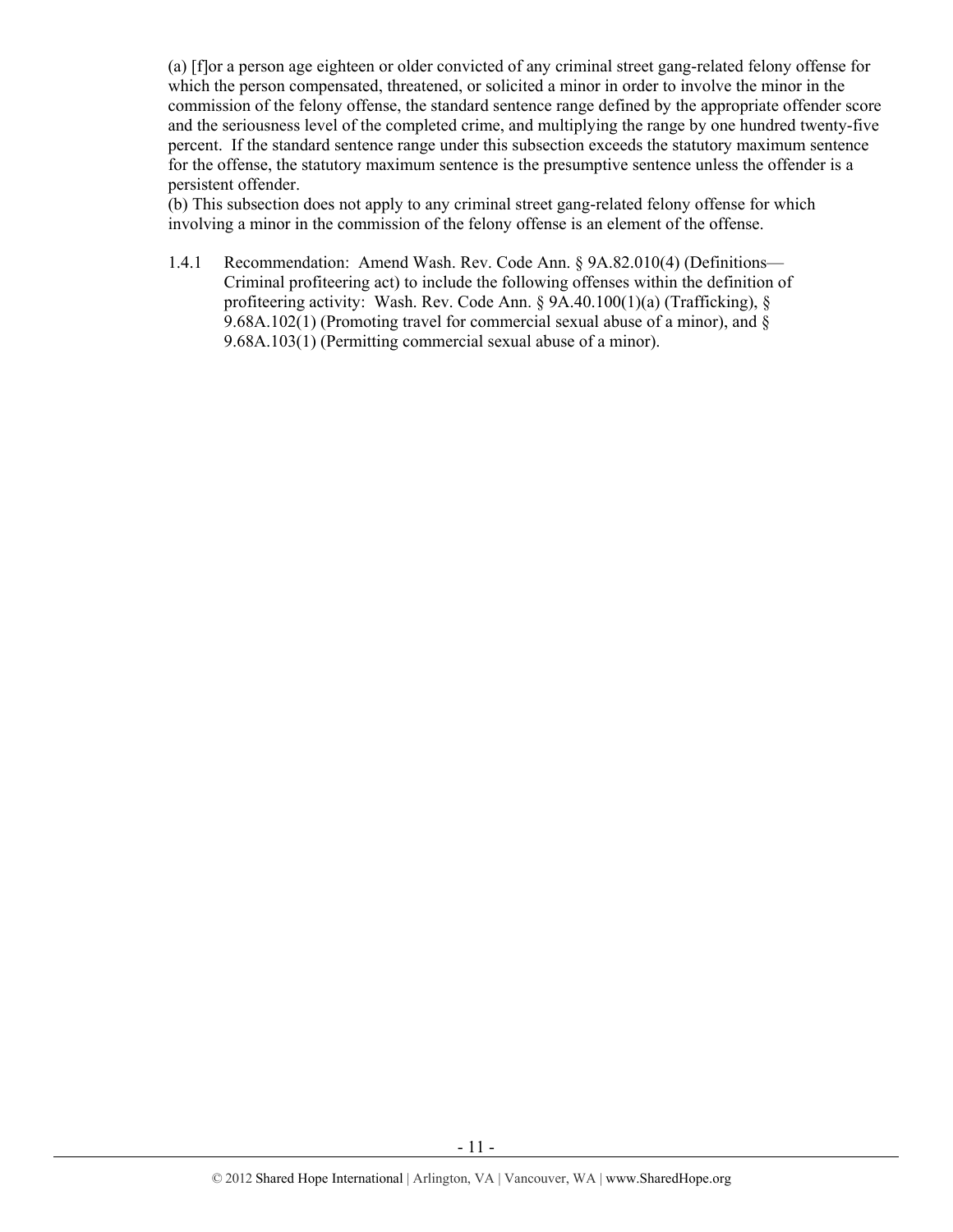(a) [f]or a person age eighteen or older convicted of any criminal street gang-related felony offense for which the person compensated, threatened, or solicited a minor in order to involve the minor in the commission of the felony offense, the standard sentence range defined by the appropriate offender score and the seriousness level of the completed crime, and multiplying the range by one hundred twenty-five percent. If the standard sentence range under this subsection exceeds the statutory maximum sentence for the offense, the statutory maximum sentence is the presumptive sentence unless the offender is a persistent offender.
(b) This subsection does not apply to any criminal street gang-related felony offense for which involving a minor in the commission of the felony offense is an element of the offense.

1.4.1 Recommendation: Amend Wash. Rev. Code Ann. § 9A.82.010(4) (Definitions—Criminal profiteering act) to include the following offenses within the definition of profiteering activity: Wash. Rev. Code Ann. § 9A.40.100(1)(a) (Trafficking), § 9.68A.102(1) (Promoting travel for commercial sexual abuse of a minor), and § 9.68A.103(1) (Permitting commercial sexual abuse of a minor).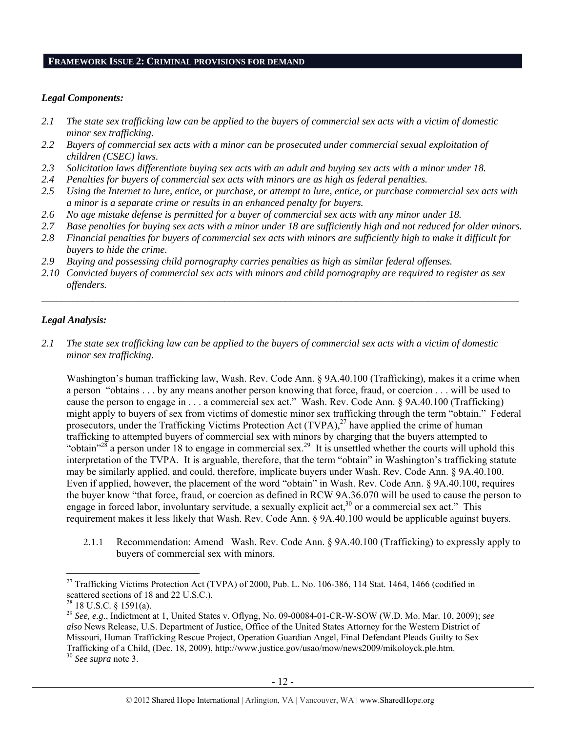## FRAMEWORK ISSUE 2: CRIMINAL PROVISIONS FOR DEMAND

### *Legal Components:*

*2.1 The state sex trafficking law can be applied to the buyers of commercial sex acts with a victim of domestic minor sex trafficking.*

*2.2 Buyers of commercial sex acts with a minor can be prosecuted under commercial sexual exploitation of children (CSEC) laws.*

*2.3 Solicitation laws differentiate buying sex acts with an adult and buying sex acts with a minor under 18.*

*2.4 Penalties for buyers of commercial sex acts with minors are as high as federal penalties.*

*2.5 Using the Internet to lure, entice, or purchase, or attempt to lure, entice, or purchase commercial sex acts with a minor is a separate crime or results in an enhanced penalty for buyers.*

*2.6 No age mistake defense is permitted for a buyer of commercial sex acts with any minor under 18.*

*2.7 Base penalties for buying sex acts with a minor under 18 are sufficiently high and not reduced for older minors.*

*2.8 Financial penalties for buyers of commercial sex acts with minors are sufficiently high to make it difficult for buyers to hide the crime.*

*2.9 Buying and possessing child pornography carries penalties as high as similar federal offenses.*

*2.10 Convicted buyers of commercial sex acts with minors and child pornography are required to register as sex offenders.*

---

### *Legal Analysis:*

*2.1 The state sex trafficking law can be applied to the buyers of commercial sex acts with a victim of domestic minor sex trafficking.*

Washington's human trafficking law, Wash. Rev. Code Ann. § 9A.40.100 (Trafficking), makes it a crime when a person "obtains . . . by any means another person knowing that force, fraud, or coercion . . . will be used to cause the person to engage in . . . a commercial sex act." Wash. Rev. Code Ann. § 9A.40.100 (Trafficking) might apply to buyers of sex from victims of domestic minor sex trafficking through the term "obtain." Federal prosecutors, under the Trafficking Victims Protection Act (TVPA),[27] have applied the crime of human trafficking to attempted buyers of commercial sex with minors by charging that the buyers attempted to "obtain"[28] a person under 18 to engage in commercial sex.[29] It is unsettled whether the courts will uphold this interpretation of the TVPA. It is arguable, therefore, that the term "obtain" in Washington's trafficking statute may be similarly applied, and could, therefore, implicate buyers under Wash. Rev. Code Ann. § 9A.40.100. Even if applied, however, the placement of the word "obtain" in Wash. Rev. Code Ann. § 9A.40.100, requires the buyer know "that force, fraud, or coercion as defined in RCW 9A.36.070 will be used to cause the person to engage in forced labor, involuntary servitude, a sexually explicit act,[30] or a commercial sex act." This requirement makes it less likely that Wash. Rev. Code Ann. § 9A.40.100 would be applicable against buyers.

2.1.1 Recommendation: Amend Wash. Rev. Code Ann. § 9A.40.100 (Trafficking) to expressly apply to buyers of commercial sex with minors.

---

[27] Trafficking Victims Protection Act (TVPA) of 2000, Pub. L. No. 106-386, 114 Stat. 1464, 1466 (codified in scattered sections of 18 and 22 U.S.C.).

[28] 18 U.S.C. § 1591(a).

[29] *See, e.g*., Indictment at 1, United States v. Oflyng, No. 09-00084-01-CR-W-SOW (W.D. Mo. Mar. 10, 2009); *see also* News Release, U.S. Department of Justice, Office of the United States Attorney for the Western District of Missouri, Human Trafficking Rescue Project, Operation Guardian Angel, Final Defendant Pleads Guilty to Sex Trafficking of a Child, (Dec. 18, 2009), http://www.justice.gov/usao/mow/news2009/mikoloyck.ple.htm.

[30] *See supra* note 3.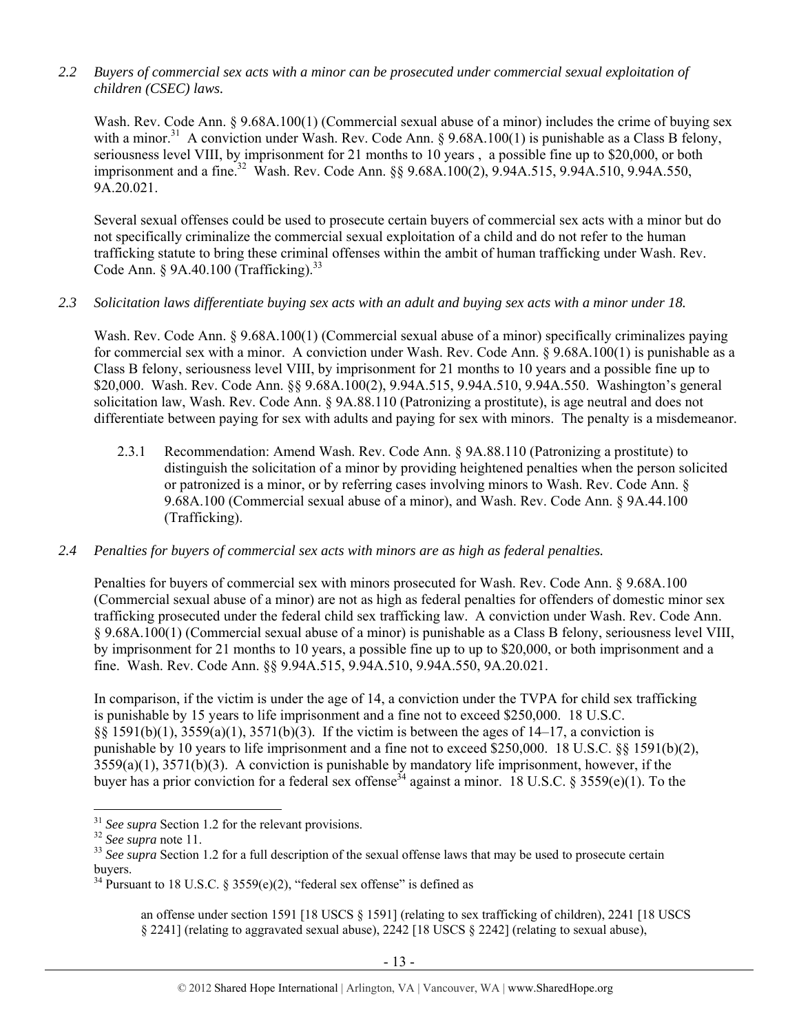*2.2 Buyers of commercial sex acts with a minor can be prosecuted under commercial sexual exploitation of children (CSEC) laws.*

Wash. Rev. Code Ann. § 9.68A.100(1) (Commercial sexual abuse of a minor) includes the crime of buying sex with a minor.[31] A conviction under Wash. Rev. Code Ann. § 9.68A.100(1) is punishable as a Class B felony, seriousness level VIII, by imprisonment for 21 months to 10 years , a possible fine up to $20,000, or both imprisonment and a fine.[32] Wash. Rev. Code Ann. §§ 9.68A.100(2), 9.94A.515, 9.94A.510, 9.94A.550, 9A.20.021.

Several sexual offenses could be used to prosecute certain buyers of commercial sex acts with a minor but do not specifically criminalize the commercial sexual exploitation of a child and do not refer to the human trafficking statute to bring these criminal offenses within the ambit of human trafficking under Wash. Rev. Code Ann. § 9A.40.100 (Trafficking).[33]

*2.3 Solicitation laws differentiate buying sex acts with an adult and buying sex acts with a minor under 18.*

Wash. Rev. Code Ann. § 9.68A.100(1) (Commercial sexual abuse of a minor) specifically criminalizes paying for commercial sex with a minor. A conviction under Wash. Rev. Code Ann. § 9.68A.100(1) is punishable as a Class B felony, seriousness level VIII, by imprisonment for 21 months to 10 years and a possible fine up to $20,000. Wash. Rev. Code Ann. §§ 9.68A.100(2), 9.94A.515, 9.94A.510, 9.94A.550. Washington's general solicitation law, Wash. Rev. Code Ann. § 9A.88.110 (Patronizing a prostitute), is age neutral and does not differentiate between paying for sex with adults and paying for sex with minors. The penalty is a misdemeanor.

2.3.1 Recommendation: Amend Wash. Rev. Code Ann. § 9A.88.110 (Patronizing a prostitute) to distinguish the solicitation of a minor by providing heightened penalties when the person solicited or patronized is a minor, or by referring cases involving minors to Wash. Rev. Code Ann. § 9.68A.100 (Commercial sexual abuse of a minor), and Wash. Rev. Code Ann. § 9A.44.100 (Trafficking).

*2.4 Penalties for buyers of commercial sex acts with minors are as high as federal penalties.*

Penalties for buyers of commercial sex with minors prosecuted for Wash. Rev. Code Ann. § 9.68A.100 (Commercial sexual abuse of a minor) are not as high as federal penalties for offenders of domestic minor sex trafficking prosecuted under the federal child sex trafficking law. A conviction under Wash. Rev. Code Ann. § 9.68A.100(1) (Commercial sexual abuse of a minor) is punishable as a Class B felony, seriousness level VIII, by imprisonment for 21 months to 10 years, a possible fine up to up to $20,000, or both imprisonment and a fine. Wash. Rev. Code Ann. §§ 9.94A.515, 9.94A.510, 9.94A.550, 9A.20.021.

In comparison, if the victim is under the age of 14, a conviction under the TVPA for child sex trafficking is punishable by 15 years to life imprisonment and a fine not to exceed $250,000. 18 U.S.C. §§ 1591(b)(1), 3559(a)(1), 3571(b)(3). If the victim is between the ages of 14–17, a conviction is punishable by 10 years to life imprisonment and a fine not to exceed $250,000. 18 U.S.C. §§ 1591(b)(2), 3559(a)(1), 3571(b)(3). A conviction is punishable by mandatory life imprisonment, however, if the buyer has a prior conviction for a federal sex offense[34] against a minor. 18 U.S.C. § 3559(e)(1). To the

---

[31] *See supra* Section 1.2 for the relevant provisions.

[32] *See supra* note 11.

[33] *See supra* Section 1.2 for a full description of the sexual offense laws that may be used to prosecute certain buyers.

[34] Pursuant to 18 U.S.C. § 3559(e)(2), "federal sex offense" is defined as

> an offense under section 1591 [18 USCS § 1591] (relating to sex trafficking of children), 2241 [18 USCS § 2241] (relating to aggravated sexual abuse), 2242 [18 USCS § 2242] (relating to sexual abuse),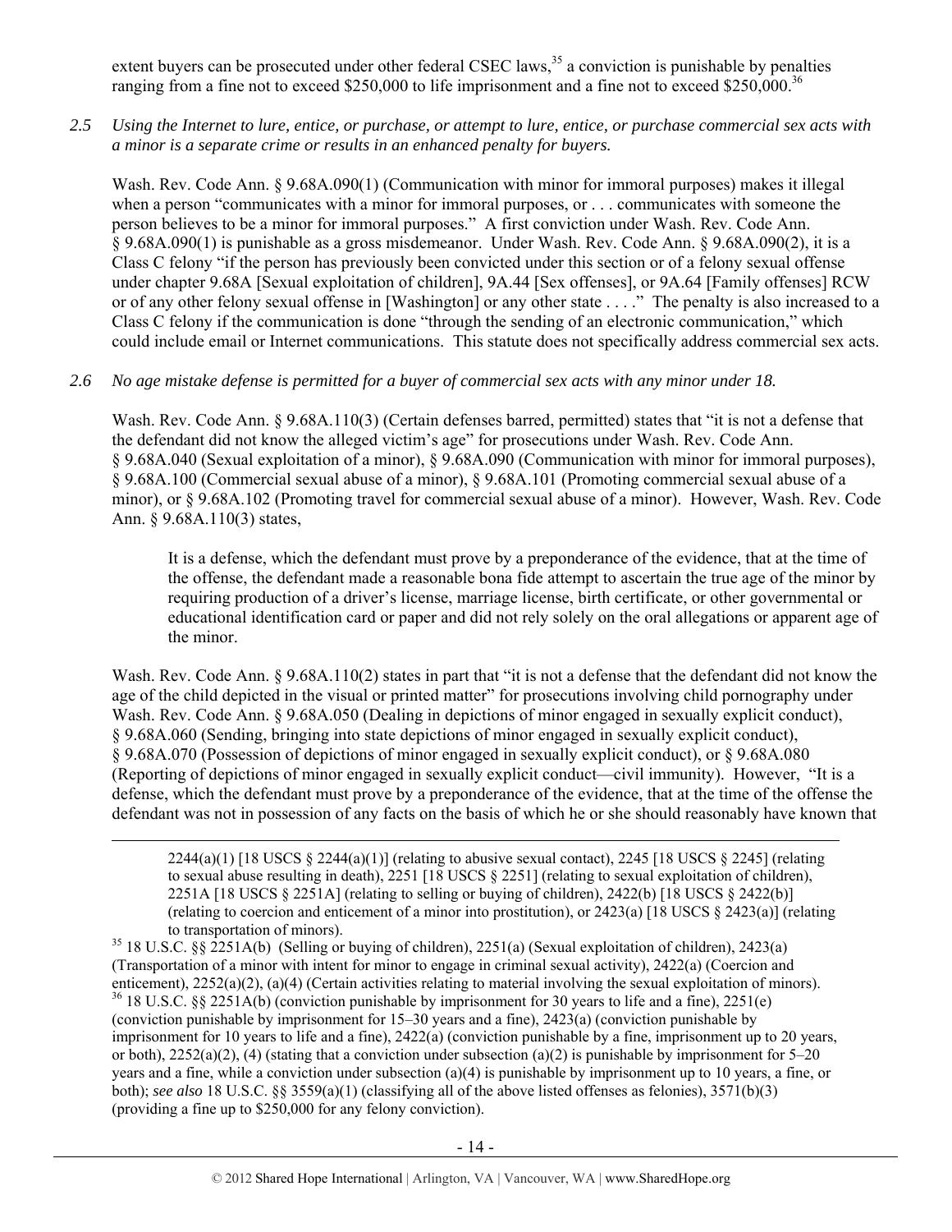extent buyers can be prosecuted under other federal CSEC laws,[35] a conviction is punishable by penalties ranging from a fine not to exceed $250,000 to life imprisonment and a fine not to exceed $250,000.[36]

*2.5 Using the Internet to lure, entice, or purchase, or attempt to lure, entice, or purchase commercial sex acts with a minor is a separate crime or results in an enhanced penalty for buyers.*

Wash. Rev. Code Ann. § 9.68A.090(1) (Communication with minor for immoral purposes) makes it illegal when a person "communicates with a minor for immoral purposes, or . . . communicates with someone the person believes to be a minor for immoral purposes." A first conviction under Wash. Rev. Code Ann. § 9.68A.090(1) is punishable as a gross misdemeanor. Under Wash. Rev. Code Ann. § 9.68A.090(2), it is a Class C felony "if the person has previously been convicted under this section or of a felony sexual offense under chapter 9.68A [Sexual exploitation of children], 9A.44 [Sex offenses], or 9A.64 [Family offenses] RCW or of any other felony sexual offense in [Washington] or any other state . . . ." The penalty is also increased to a Class C felony if the communication is done "through the sending of an electronic communication," which could include email or Internet communications. This statute does not specifically address commercial sex acts.

*2.6 No age mistake defense is permitted for a buyer of commercial sex acts with any minor under 18.*

Wash. Rev. Code Ann. § 9.68A.110(3) (Certain defenses barred, permitted) states that "it is not a defense that the defendant did not know the alleged victim's age" for prosecutions under Wash. Rev. Code Ann. § 9.68A.040 (Sexual exploitation of a minor), § 9.68A.090 (Communication with minor for immoral purposes), § 9.68A.100 (Commercial sexual abuse of a minor), § 9.68A.101 (Promoting commercial sexual abuse of a minor), or § 9.68A.102 (Promoting travel for commercial sexual abuse of a minor). However, Wash. Rev. Code Ann. § 9.68A.110(3) states,

> It is a defense, which the defendant must prove by a preponderance of the evidence, that at the time of the offense, the defendant made a reasonable bona fide attempt to ascertain the true age of the minor by requiring production of a driver's license, marriage license, birth certificate, or other governmental or educational identification card or paper and did not rely solely on the oral allegations or apparent age of the minor.

Wash. Rev. Code Ann. § 9.68A.110(2) states in part that "it is not a defense that the defendant did not know the age of the child depicted in the visual or printed matter" for prosecutions involving child pornography under Wash. Rev. Code Ann. § 9.68A.050 (Dealing in depictions of minor engaged in sexually explicit conduct), § 9.68A.060 (Sending, bringing into state depictions of minor engaged in sexually explicit conduct), § 9.68A.070 (Possession of depictions of minor engaged in sexually explicit conduct), or § 9.68A.080 (Reporting of depictions of minor engaged in sexually explicit conduct—civil immunity). However, "It is a defense, which the defendant must prove by a preponderance of the evidence, that at the time of the offense the defendant was not in possession of any facts on the basis of which he or she should reasonably have known that

---

2244(a)(1) [18 USCS § 2244(a)(1)] (relating to abusive sexual contact), 2245 [18 USCS § 2245] (relating to sexual abuse resulting in death), 2251 [18 USCS § 2251] (relating to sexual exploitation of children), 2251A [18 USCS § 2251A] (relating to selling or buying of children), 2422(b) [18 USCS § 2422(b)] (relating to coercion and enticement of a minor into prostitution), or 2423(a) [18 USCS § 2423(a)] (relating to transportation of minors).

[35] 18 U.S.C. §§ 2251A(b) (Selling or buying of children), 2251(a) (Sexual exploitation of children), 2423(a) (Transportation of a minor with intent for minor to engage in criminal sexual activity), 2422(a) (Coercion and enticement), 2252(a)(2), (a)(4) (Certain activities relating to material involving the sexual exploitation of minors).

[36] 18 U.S.C. §§ 2251A(b) (conviction punishable by imprisonment for 30 years to life and a fine), 2251(e) (conviction punishable by imprisonment for 15–30 years and a fine), 2423(a) (conviction punishable by imprisonment for 10 years to life and a fine), 2422(a) (conviction punishable by a fine, imprisonment up to 20 years, or both), 2252(a)(2), (4) (stating that a conviction under subsection (a)(2) is punishable by imprisonment for 5–20 years and a fine, while a conviction under subsection (a)(4) is punishable by imprisonment up to 10 years, a fine, or both); *see also* 18 U.S.C. §§ 3559(a)(1) (classifying all of the above listed offenses as felonies), 3571(b)(3) (providing a fine up to $250,000 for any felony conviction).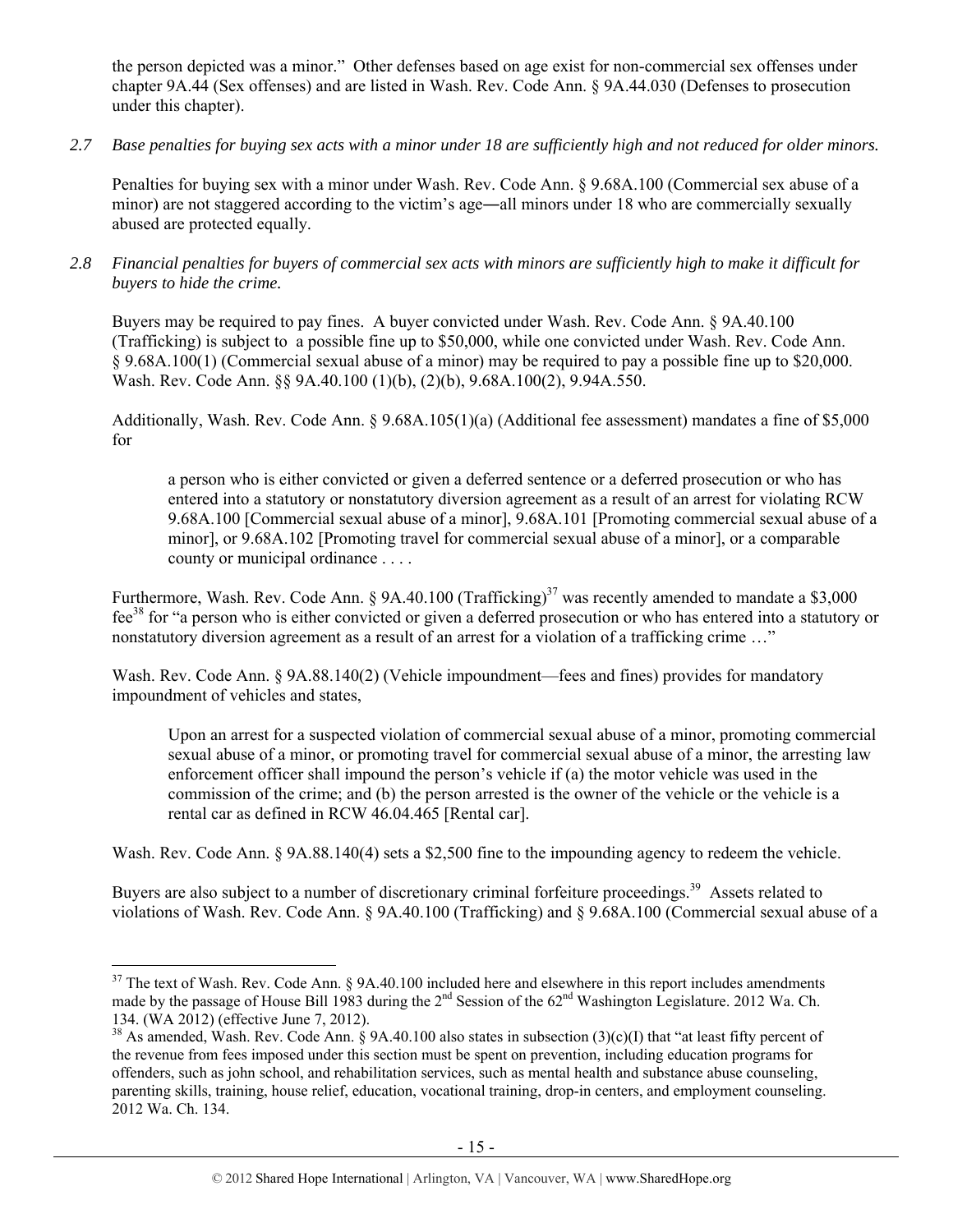the person depicted was a minor." Other defenses based on age exist for non-commercial sex offenses under chapter 9A.44 (Sex offenses) and are listed in Wash. Rev. Code Ann. § 9A.44.030 (Defenses to prosecution under this chapter).

*2.7 Base penalties for buying sex acts with a minor under 18 are sufficiently high and not reduced for older minors.*

Penalties for buying sex with a minor under Wash. Rev. Code Ann. § 9.68A.100 (Commercial sex abuse of a minor) are not staggered according to the victim's age―all minors under 18 who are commercially sexually abused are protected equally.

*2.8 Financial penalties for buyers of commercial sex acts with minors are sufficiently high to make it difficult for buyers to hide the crime.*

Buyers may be required to pay fines. A buyer convicted under Wash. Rev. Code Ann. § 9A.40.100 (Trafficking) is subject to a possible fine up to $50,000, while one convicted under Wash. Rev. Code Ann. § 9.68A.100(1) (Commercial sexual abuse of a minor) may be required to pay a possible fine up to $20,000. Wash. Rev. Code Ann. §§ 9A.40.100 (1)(b), (2)(b), 9.68A.100(2), 9.94A.550.

Additionally, Wash. Rev. Code Ann. § 9.68A.105(1)(a) (Additional fee assessment) mandates a fine of $5,000 for

> a person who is either convicted or given a deferred sentence or a deferred prosecution or who has entered into a statutory or nonstatutory diversion agreement as a result of an arrest for violating RCW 9.68A.100 [Commercial sexual abuse of a minor], 9.68A.101 [Promoting commercial sexual abuse of a minor], or 9.68A.102 [Promoting travel for commercial sexual abuse of a minor], or a comparable county or municipal ordinance . . . .

Furthermore, Wash. Rev. Code Ann. § 9A.40.100 (Trafficking)[37] was recently amended to mandate a $3,000 fee[38] for "a person who is either convicted or given a deferred prosecution or who has entered into a statutory or nonstatutory diversion agreement as a result of an arrest for a violation of a trafficking crime …"

Wash. Rev. Code Ann. § 9A.88.140(2) (Vehicle impoundment—fees and fines) provides for mandatory impoundment of vehicles and states,

> Upon an arrest for a suspected violation of commercial sexual abuse of a minor, promoting commercial sexual abuse of a minor, or promoting travel for commercial sexual abuse of a minor, the arresting law enforcement officer shall impound the person's vehicle if (a) the motor vehicle was used in the commission of the crime; and (b) the person arrested is the owner of the vehicle or the vehicle is a rental car as defined in RCW 46.04.465 [Rental car].

Wash. Rev. Code Ann. § 9A.88.140(4) sets a $2,500 fine to the impounding agency to redeem the vehicle.

Buyers are also subject to a number of discretionary criminal forfeiture proceedings.[39] Assets related to violations of Wash. Rev. Code Ann. § 9A.40.100 (Trafficking) and § 9.68A.100 (Commercial sexual abuse of a

---

[37] The text of Wash. Rev. Code Ann. § 9A.40.100 included here and elsewhere in this report includes amendments made by the passage of House Bill 1983 during the 2nd Session of the 62nd Washington Legislature. 2012 Wa. Ch. 134. (WA 2012) (effective June 7, 2012).

[38] As amended, Wash. Rev. Code Ann. § 9A.40.100 also states in subsection (3)(c)(I) that "at least fifty percent of the revenue from fees imposed under this section must be spent on prevention, including education programs for offenders, such as john school, and rehabilitation services, such as mental health and substance abuse counseling, parenting skills, training, house relief, education, vocational training, drop-in centers, and employment counseling. 2012 Wa. Ch. 134.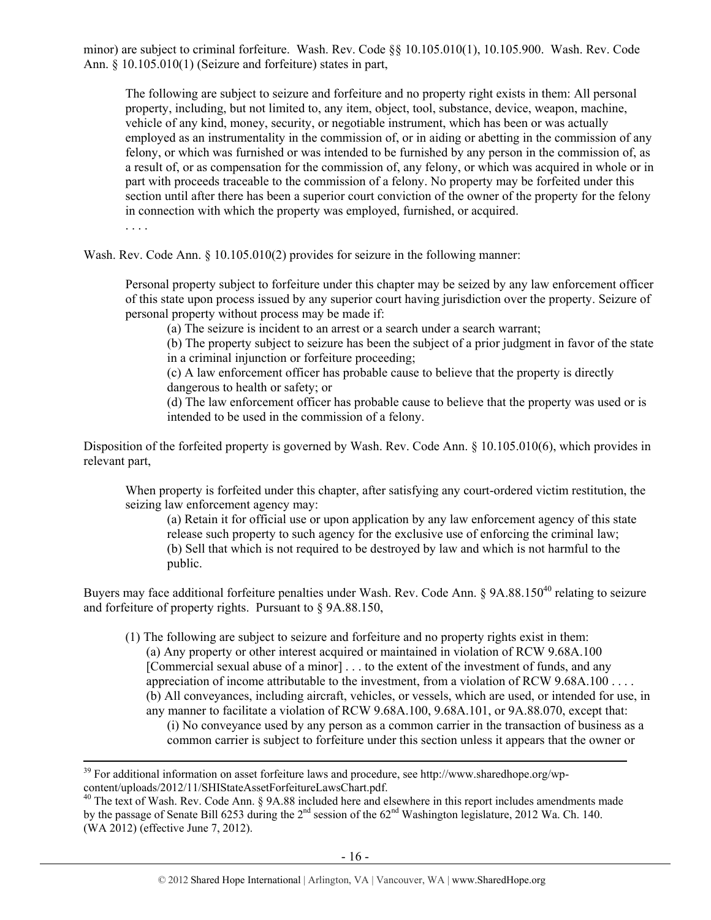minor) are subject to criminal forfeiture. Wash. Rev. Code §§ 10.105.010(1), 10.105.900. Wash. Rev. Code Ann. § 10.105.010(1) (Seizure and forfeiture) states in part,

> The following are subject to seizure and forfeiture and no property right exists in them: All personal property, including, but not limited to, any item, object, tool, substance, device, weapon, machine, vehicle of any kind, money, security, or negotiable instrument, which has been or was actually employed as an instrumentality in the commission of, or in aiding or abetting in the commission of any felony, or which was furnished or was intended to be furnished by any person in the commission of, as a result of, or as compensation for the commission of, any felony, or which was acquired in whole or in part with proceeds traceable to the commission of a felony. No property may be forfeited under this section until after there has been a superior court conviction of the owner of the property for the felony in connection with which the property was employed, furnished, or acquired.
>
> . . . .

Wash. Rev. Code Ann. § 10.105.010(2) provides for seizure in the following manner:

> Personal property subject to forfeiture under this chapter may be seized by any law enforcement officer of this state upon process issued by any superior court having jurisdiction over the property. Seizure of personal property without process may be made if:
>
> (a) The seizure is incident to an arrest or a search under a search warrant;
>
> (b) The property subject to seizure has been the subject of a prior judgment in favor of the state in a criminal injunction or forfeiture proceeding;
>
> (c) A law enforcement officer has probable cause to believe that the property is directly dangerous to health or safety; or
>
> (d) The law enforcement officer has probable cause to believe that the property was used or is intended to be used in the commission of a felony.

Disposition of the forfeited property is governed by Wash. Rev. Code Ann. § 10.105.010(6), which provides in relevant part,

> When property is forfeited under this chapter, after satisfying any court-ordered victim restitution, the seizing law enforcement agency may:
>
> (a) Retain it for official use or upon application by any law enforcement agency of this state release such property to such agency for the exclusive use of enforcing the criminal law;
>
> (b) Sell that which is not required to be destroyed by law and which is not harmful to the public.

Buyers may face additional forfeiture penalties under Wash. Rev. Code Ann. § 9A.88.150[40] relating to seizure and forfeiture of property rights. Pursuant to § 9A.88.150,

> (1) The following are subject to seizure and forfeiture and no property rights exist in them:
>
> (a) Any property or other interest acquired or maintained in violation of RCW 9.68A.100 [Commercial sexual abuse of a minor] . . . to the extent of the investment of funds, and any appreciation of income attributable to the investment, from a violation of RCW 9.68A.100 . . . .
>
> (b) All conveyances, including aircraft, vehicles, or vessels, which are used, or intended for use, in any manner to facilitate a violation of RCW 9.68A.100, 9.68A.101, or 9A.88.070, except that:
>
> (i) No conveyance used by any person as a common carrier in the transaction of business as a common carrier is subject to forfeiture under this section unless it appears that the owner or

---

[39] For additional information on asset forfeiture laws and procedure, see http://www.sharedhope.org/wp-content/uploads/2012/11/SHIStateAssetForfeitureLawsChart.pdf.

[40] The text of Wash. Rev. Code Ann. § 9A.88 included here and elsewhere in this report includes amendments made by the passage of Senate Bill 6253 during the 2nd session of the 62nd Washington legislature, 2012 Wa. Ch. 140. (WA 2012) (effective June 7, 2012).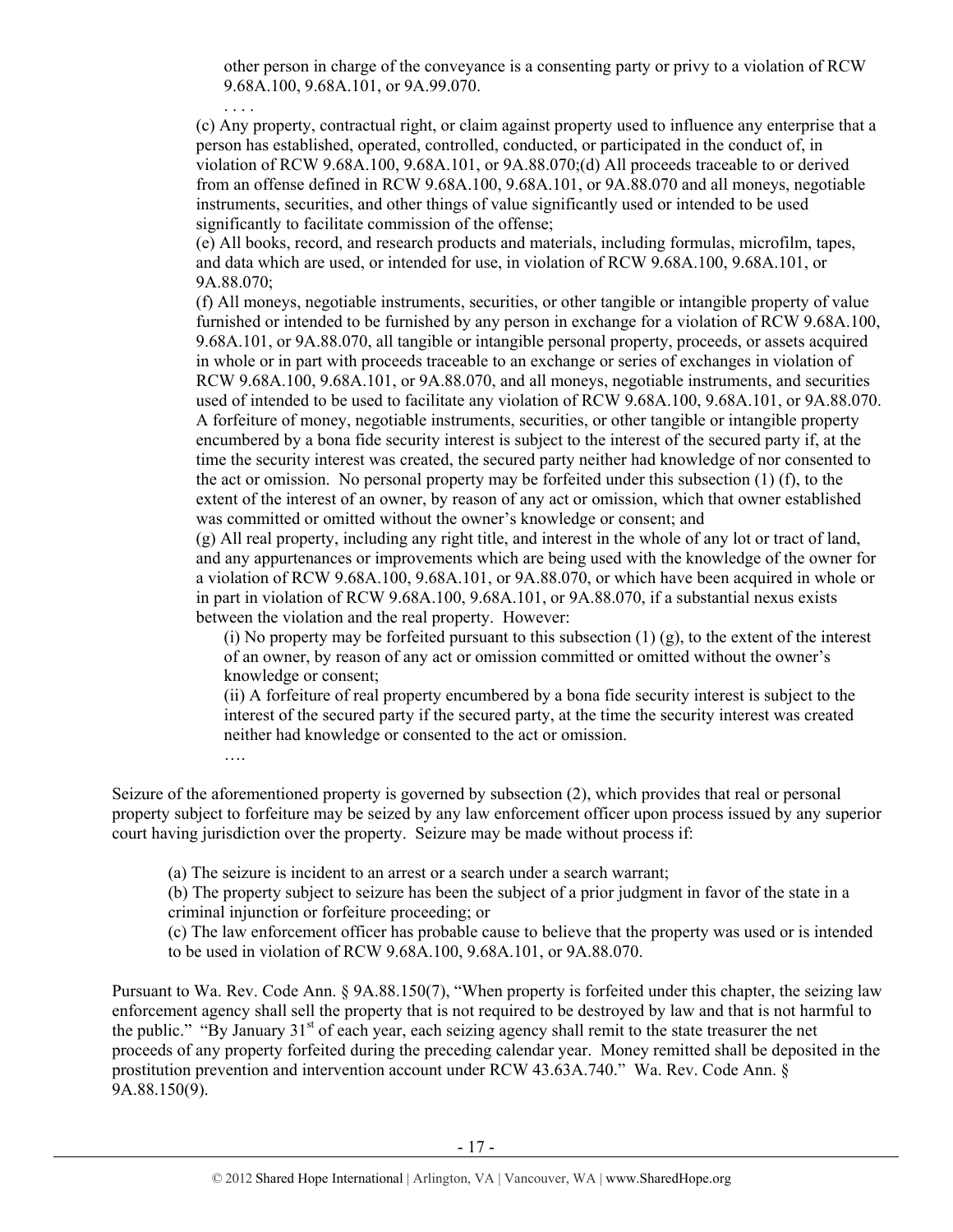other person in charge of the conveyance is a consenting party or privy to a violation of RCW 9.68A.100, 9.68A.101, or 9A.99.070.

. . . .

(c) Any property, contractual right, or claim against property used to influence any enterprise that a person has established, operated, controlled, conducted, or participated in the conduct of, in violation of RCW 9.68A.100, 9.68A.101, or 9A.88.070;(d) All proceeds traceable to or derived from an offense defined in RCW 9.68A.100, 9.68A.101, or 9A.88.070 and all moneys, negotiable instruments, securities, and other things of value significantly used or intended to be used significantly to facilitate commission of the offense;

(e) All books, record, and research products and materials, including formulas, microfilm, tapes, and data which are used, or intended for use, in violation of RCW 9.68A.100, 9.68A.101, or 9A.88.070;

(f) All moneys, negotiable instruments, securities, or other tangible or intangible property of value furnished or intended to be furnished by any person in exchange for a violation of RCW 9.68A.100, 9.68A.101, or 9A.88.070, all tangible or intangible personal property, proceeds, or assets acquired in whole or in part with proceeds traceable to an exchange or series of exchanges in violation of RCW 9.68A.100, 9.68A.101, or 9A.88.070, and all moneys, negotiable instruments, and securities used of intended to be used to facilitate any violation of RCW 9.68A.100, 9.68A.101, or 9A.88.070. A forfeiture of money, negotiable instruments, securities, or other tangible or intangible property encumbered by a bona fide security interest is subject to the interest of the secured party if, at the time the security interest was created, the secured party neither had knowledge of nor consented to the act or omission. No personal property may be forfeited under this subsection (1) (f), to the extent of the interest of an owner, by reason of any act or omission, which that owner established was committed or omitted without the owner's knowledge or consent; and

(g) All real property, including any right title, and interest in the whole of any lot or tract of land, and any appurtenances or improvements which are being used with the knowledge of the owner for a violation of RCW 9.68A.100, 9.68A.101, or 9A.88.070, or which have been acquired in whole or in part in violation of RCW 9.68A.100, 9.68A.101, or 9A.88.070, if a substantial nexus exists between the violation and the real property. However:

(i) No property may be forfeited pursuant to this subsection (1) (g), to the extent of the interest of an owner, by reason of any act or omission committed or omitted without the owner's knowledge or consent;

(ii) A forfeiture of real property encumbered by a bona fide security interest is subject to the interest of the secured party if the secured party, at the time the security interest was created neither had knowledge or consented to the act or omission.

….

Seizure of the aforementioned property is governed by subsection (2), which provides that real or personal property subject to forfeiture may be seized by any law enforcement officer upon process issued by any superior court having jurisdiction over the property. Seizure may be made without process if:

(a) The seizure is incident to an arrest or a search under a search warrant;

(b) The property subject to seizure has been the subject of a prior judgment in favor of the state in a criminal injunction or forfeiture proceeding; or

(c) The law enforcement officer has probable cause to believe that the property was used or is intended to be used in violation of RCW 9.68A.100, 9.68A.101, or 9A.88.070.

Pursuant to Wa. Rev. Code Ann. § 9A.88.150(7), "When property is forfeited under this chapter, the seizing law enforcement agency shall sell the property that is not required to be destroyed by law and that is not harmful to the public." "By January 31st of each year, each seizing agency shall remit to the state treasurer the net proceeds of any property forfeited during the preceding calendar year. Money remitted shall be deposited in the prostitution prevention and intervention account under RCW 43.63A.740." Wa. Rev. Code Ann. § 9A.88.150(9).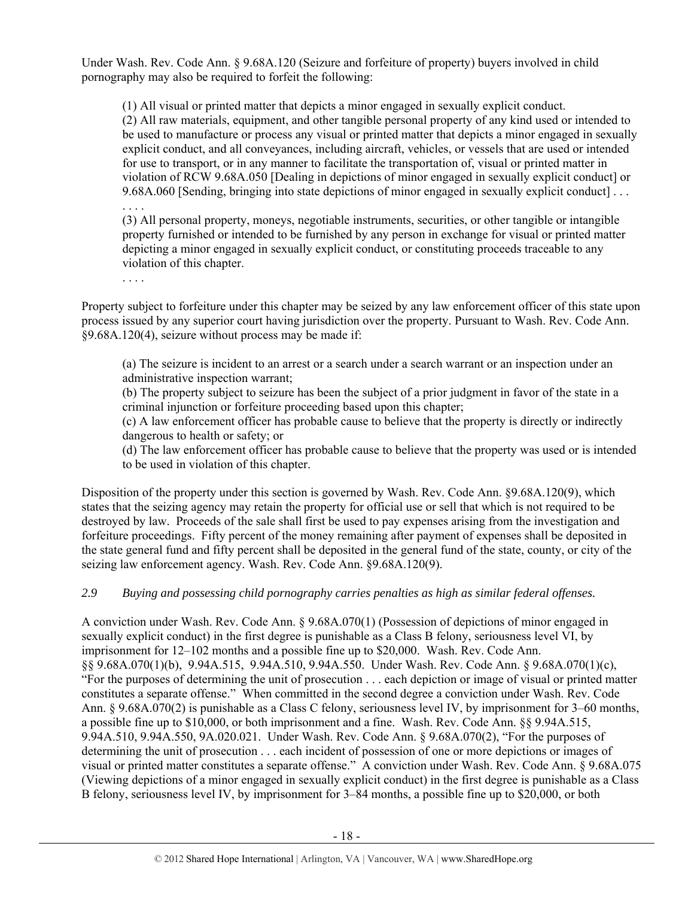Under Wash. Rev. Code Ann. § 9.68A.120 (Seizure and forfeiture of property) buyers involved in child pornography may also be required to forfeit the following:

> (1) All visual or printed matter that depicts a minor engaged in sexually explicit conduct.
> (2) All raw materials, equipment, and other tangible personal property of any kind used or intended to be used to manufacture or process any visual or printed matter that depicts a minor engaged in sexually explicit conduct, and all conveyances, including aircraft, vehicles, or vessels that are used or intended for use to transport, or in any manner to facilitate the transportation of, visual or printed matter in violation of RCW 9.68A.050 [Dealing in depictions of minor engaged in sexually explicit conduct] or 9.68A.060 [Sending, bringing into state depictions of minor engaged in sexually explicit conduct] . . . . . . .
> (3) All personal property, moneys, negotiable instruments, securities, or other tangible or intangible property furnished or intended to be furnished by any person in exchange for visual or printed matter depicting a minor engaged in sexually explicit conduct, or constituting proceeds traceable to any violation of this chapter.
> . . . .

Property subject to forfeiture under this chapter may be seized by any law enforcement officer of this state upon process issued by any superior court having jurisdiction over the property. Pursuant to Wash. Rev. Code Ann. §9.68A.120(4), seizure without process may be made if:

> (a) The seizure is incident to an arrest or a search under a search warrant or an inspection under an administrative inspection warrant;
> (b) The property subject to seizure has been the subject of a prior judgment in favor of the state in a criminal injunction or forfeiture proceeding based upon this chapter;
> (c) A law enforcement officer has probable cause to believe that the property is directly or indirectly dangerous to health or safety; or
> (d) The law enforcement officer has probable cause to believe that the property was used or is intended to be used in violation of this chapter.

Disposition of the property under this section is governed by Wash. Rev. Code Ann. §9.68A.120(9), which states that the seizing agency may retain the property for official use or sell that which is not required to be destroyed by law. Proceeds of the sale shall first be used to pay expenses arising from the investigation and forfeiture proceedings. Fifty percent of the money remaining after payment of expenses shall be deposited in the state general fund and fifty percent shall be deposited in the general fund of the state, county, or city of the seizing law enforcement agency. Wash. Rev. Code Ann. §9.68A.120(9).

### *2.9 Buying and possessing child pornography carries penalties as high as similar federal offenses.*

A conviction under Wash. Rev. Code Ann. § 9.68A.070(1) (Possession of depictions of minor engaged in sexually explicit conduct) in the first degree is punishable as a Class B felony, seriousness level VI, by imprisonment for 12–102 months and a possible fine up to $20,000. Wash. Rev. Code Ann. §§ 9.68A.070(1)(b), 9.94A.515, 9.94A.510, 9.94A.550. Under Wash. Rev. Code Ann. § 9.68A.070(1)(c), "For the purposes of determining the unit of prosecution . . . each depiction or image of visual or printed matter constitutes a separate offense." When committed in the second degree a conviction under Wash. Rev. Code Ann. § 9.68A.070(2) is punishable as a Class C felony, seriousness level IV, by imprisonment for 3–60 months, a possible fine up to $10,000, or both imprisonment and a fine. Wash. Rev. Code Ann. §§ 9.94A.515, 9.94A.510, 9.94A.550, 9A.020.021. Under Wash. Rev. Code Ann. § 9.68A.070(2), "For the purposes of determining the unit of prosecution . . . each incident of possession of one or more depictions or images of visual or printed matter constitutes a separate offense." A conviction under Wash. Rev. Code Ann. § 9.68A.075 (Viewing depictions of a minor engaged in sexually explicit conduct) in the first degree is punishable as a Class B felony, seriousness level IV, by imprisonment for 3–84 months, a possible fine up to $20,000, or both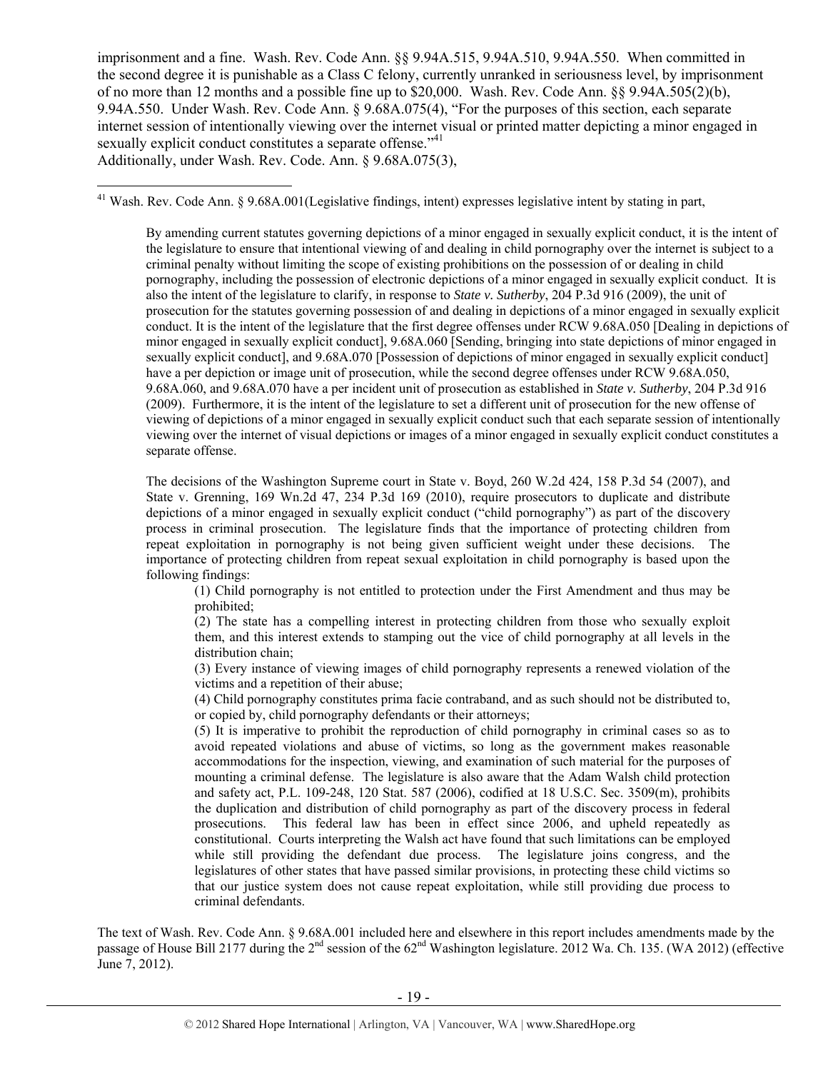imprisonment and a fine. Wash. Rev. Code Ann. §§ 9.94A.515, 9.94A.510, 9.94A.550. When committed in the second degree it is punishable as a Class C felony, currently unranked in seriousness level, by imprisonment of no more than 12 months and a possible fine up to $20,000. Wash. Rev. Code Ann. §§ 9.94A.505(2)(b), 9.94A.550. Under Wash. Rev. Code Ann. § 9.68A.075(4), "For the purposes of this section, each separate internet session of intentionally viewing over the internet visual or printed matter depicting a minor engaged in sexually explicit conduct constitutes a separate offense."[41]

Additionally, under Wash. Rev. Code. Ann. § 9.68A.075(3),

---

[41] Wash. Rev. Code Ann. § 9.68A.001(Legislative findings, intent) expresses legislative intent by stating in part,

> By amending current statutes governing depictions of a minor engaged in sexually explicit conduct, it is the intent of the legislature to ensure that intentional viewing of and dealing in child pornography over the internet is subject to a criminal penalty without limiting the scope of existing prohibitions on the possession of or dealing in child pornography, including the possession of electronic depictions of a minor engaged in sexually explicit conduct. It is also the intent of the legislature to clarify, in response to *State v. Sutherby*, 204 P.3d 916 (2009), the unit of prosecution for the statutes governing possession of and dealing in depictions of a minor engaged in sexually explicit conduct. It is the intent of the legislature that the first degree offenses under RCW 9.68A.050 [Dealing in depictions of minor engaged in sexually explicit conduct], 9.68A.060 [Sending, bringing into state depictions of minor engaged in sexually explicit conduct], and 9.68A.070 [Possession of depictions of minor engaged in sexually explicit conduct] have a per depiction or image unit of prosecution, while the second degree offenses under RCW 9.68A.050, 9.68A.060, and 9.68A.070 have a per incident unit of prosecution as established in *State v. Sutherby*, 204 P.3d 916 (2009). Furthermore, it is the intent of the legislature to set a different unit of prosecution for the new offense of viewing of depictions of a minor engaged in sexually explicit conduct such that each separate session of intentionally viewing over the internet of visual depictions or images of a minor engaged in sexually explicit conduct constitutes a separate offense.
>
> The decisions of the Washington Supreme court in State v. Boyd, 260 W.2d 424, 158 P.3d 54 (2007), and State v. Grenning, 169 Wn.2d 47, 234 P.3d 169 (2010), require prosecutors to duplicate and distribute depictions of a minor engaged in sexually explicit conduct ("child pornography") as part of the discovery process in criminal prosecution. The legislature finds that the importance of protecting children from repeat exploitation in pornography is not being given sufficient weight under these decisions. The importance of protecting children from repeat sexual exploitation in child pornography is based upon the following findings:
>
> (1) Child pornography is not entitled to protection under the First Amendment and thus may be prohibited;
>
> (2) The state has a compelling interest in protecting children from those who sexually exploit them, and this interest extends to stamping out the vice of child pornography at all levels in the distribution chain;
>
> (3) Every instance of viewing images of child pornography represents a renewed violation of the victims and a repetition of their abuse;
>
> (4) Child pornography constitutes prima facie contraband, and as such should not be distributed to, or copied by, child pornography defendants or their attorneys;
>
> (5) It is imperative to prohibit the reproduction of child pornography in criminal cases so as to avoid repeated violations and abuse of victims, so long as the government makes reasonable accommodations for the inspection, viewing, and examination of such material for the purposes of mounting a criminal defense. The legislature is also aware that the Adam Walsh child protection and safety act, P.L. 109-248, 120 Stat. 587 (2006), codified at 18 U.S.C. Sec. 3509(m), prohibits the duplication and distribution of child pornography as part of the discovery process in federal prosecutions. This federal law has been in effect since 2006, and upheld repeatedly as constitutional. Courts interpreting the Walsh act have found that such limitations can be employed while still providing the defendant due process. The legislature joins congress, and the legislatures of other states that have passed similar provisions, in protecting these child victims so that our justice system does not cause repeat exploitation, while still providing due process to criminal defendants.

The text of Wash. Rev. Code Ann. § 9.68A.001 included here and elsewhere in this report includes amendments made by the passage of House Bill 2177 during the 2nd session of the 62nd Washington legislature. 2012 Wa. Ch. 135. (WA 2012) (effective June 7, 2012).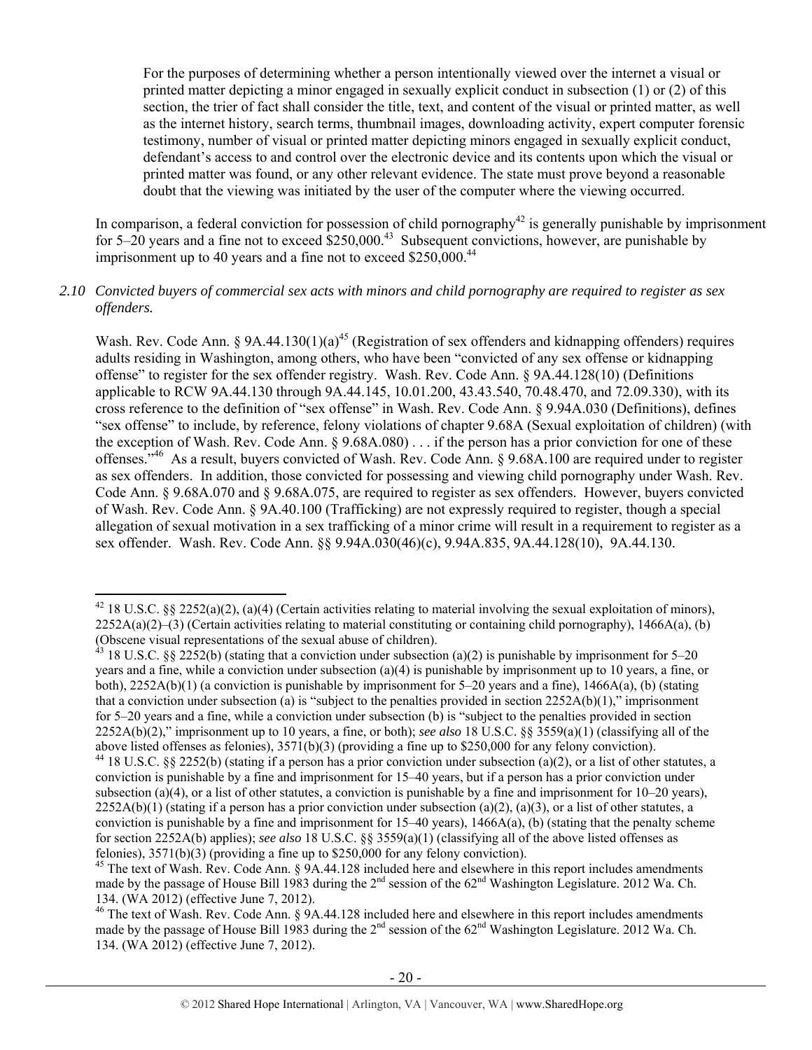For the purposes of determining whether a person intentionally viewed over the internet a visual or printed matter depicting a minor engaged in sexually explicit conduct in subsection (1) or (2) of this section, the trier of fact shall consider the title, text, and content of the visual or printed matter, as well as the internet history, search terms, thumbnail images, downloading activity, expert computer forensic testimony, number of visual or printed matter depicting minors engaged in sexually explicit conduct, defendant's access to and control over the electronic device and its contents upon which the visual or printed matter was found, or any other relevant evidence. The state must prove beyond a reasonable doubt that the viewing was initiated by the user of the computer where the viewing occurred.

In comparison, a federal conviction for possession of child pornography[42] is generally punishable by imprisonment for 5–20 years and a fine not to exceed $250,000.[43] Subsequent convictions, however, are punishable by imprisonment up to 40 years and a fine not to exceed $250,000.[44]

*2.10 Convicted buyers of commercial sex acts with minors and child pornography are required to register as sex offenders.*

Wash. Rev. Code Ann. § 9A.44.130(1)(a)[45] (Registration of sex offenders and kidnapping offenders) requires adults residing in Washington, among others, who have been "convicted of any sex offense or kidnapping offense" to register for the sex offender registry. Wash. Rev. Code Ann. § 9A.44.128(10) (Definitions applicable to RCW 9A.44.130 through 9A.44.145, 10.01.200, 43.43.540, 70.48.470, and 72.09.330), with its cross reference to the definition of "sex offense" in Wash. Rev. Code Ann. § 9.94A.030 (Definitions), defines "sex offense" to include, by reference, felony violations of chapter 9.68A (Sexual exploitation of children) (with the exception of Wash. Rev. Code Ann. § 9.68A.080) . . . if the person has a prior conviction for one of these offenses."[46] As a result, buyers convicted of Wash. Rev. Code Ann. § 9.68A.100 are required under to register as sex offenders. In addition, those convicted for possessing and viewing child pornography under Wash. Rev. Code Ann. § 9.68A.070 and § 9.68A.075, are required to register as sex offenders. However, buyers convicted of Wash. Rev. Code Ann. § 9A.40.100 (Trafficking) are not expressly required to register, though a special allegation of sexual motivation in a sex trafficking of a minor crime will result in a requirement to register as a sex offender. Wash. Rev. Code Ann. §§ 9.94A.030(46)(c), 9.94A.835, 9A.44.128(10), 9A.44.130.

---

[42] 18 U.S.C. §§ 2252(a)(2), (a)(4) (Certain activities relating to material involving the sexual exploitation of minors), 2252A(a)(2)–(3) (Certain activities relating to material constituting or containing child pornography), 1466A(a), (b) (Obscene visual representations of the sexual abuse of children).

[43] 18 U.S.C. §§ 2252(b) (stating that a conviction under subsection (a)(2) is punishable by imprisonment for 5–20 years and a fine, while a conviction under subsection (a)(4) is punishable by imprisonment up to 10 years, a fine, or both), 2252A(b)(1) (a conviction is punishable by imprisonment for 5–20 years and a fine), 1466A(a), (b) (stating that a conviction under subsection (a) is "subject to the penalties provided in section 2252A(b)(1)," imprisonment for 5–20 years and a fine, while a conviction under subsection (b) is "subject to the penalties provided in section 2252A(b)(2)," imprisonment up to 10 years, a fine, or both); *see also* 18 U.S.C. §§ 3559(a)(1) (classifying all of the above listed offenses as felonies), 3571(b)(3) (providing a fine up to $250,000 for any felony conviction).

[44] 18 U.S.C. §§ 2252(b) (stating if a person has a prior conviction under subsection (a)(2), or a list of other statutes, a conviction is punishable by a fine and imprisonment for 15–40 years, but if a person has a prior conviction under subsection (a)(4), or a list of other statutes, a conviction is punishable by a fine and imprisonment for 10–20 years), 2252A(b)(1) (stating if a person has a prior conviction under subsection (a)(2), (a)(3), or a list of other statutes, a conviction is punishable by a fine and imprisonment for 15–40 years), 1466A(a), (b) (stating that the penalty scheme for section 2252A(b) applies); *see also* 18 U.S.C. §§ 3559(a)(1) (classifying all of the above listed offenses as felonies), 3571(b)(3) (providing a fine up to $250,000 for any felony conviction).

[45] The text of Wash. Rev. Code Ann. § 9A.44.128 included here and elsewhere in this report includes amendments made by the passage of House Bill 1983 during the 2nd session of the 62nd Washington Legislature. 2012 Wa. Ch. 134. (WA 2012) (effective June 7, 2012).

[46] The text of Wash. Rev. Code Ann. § 9A.44.128 included here and elsewhere in this report includes amendments made by the passage of House Bill 1983 during the 2nd session of the 62nd Washington Legislature. 2012 Wa. Ch. 134. (WA 2012) (effective June 7, 2012).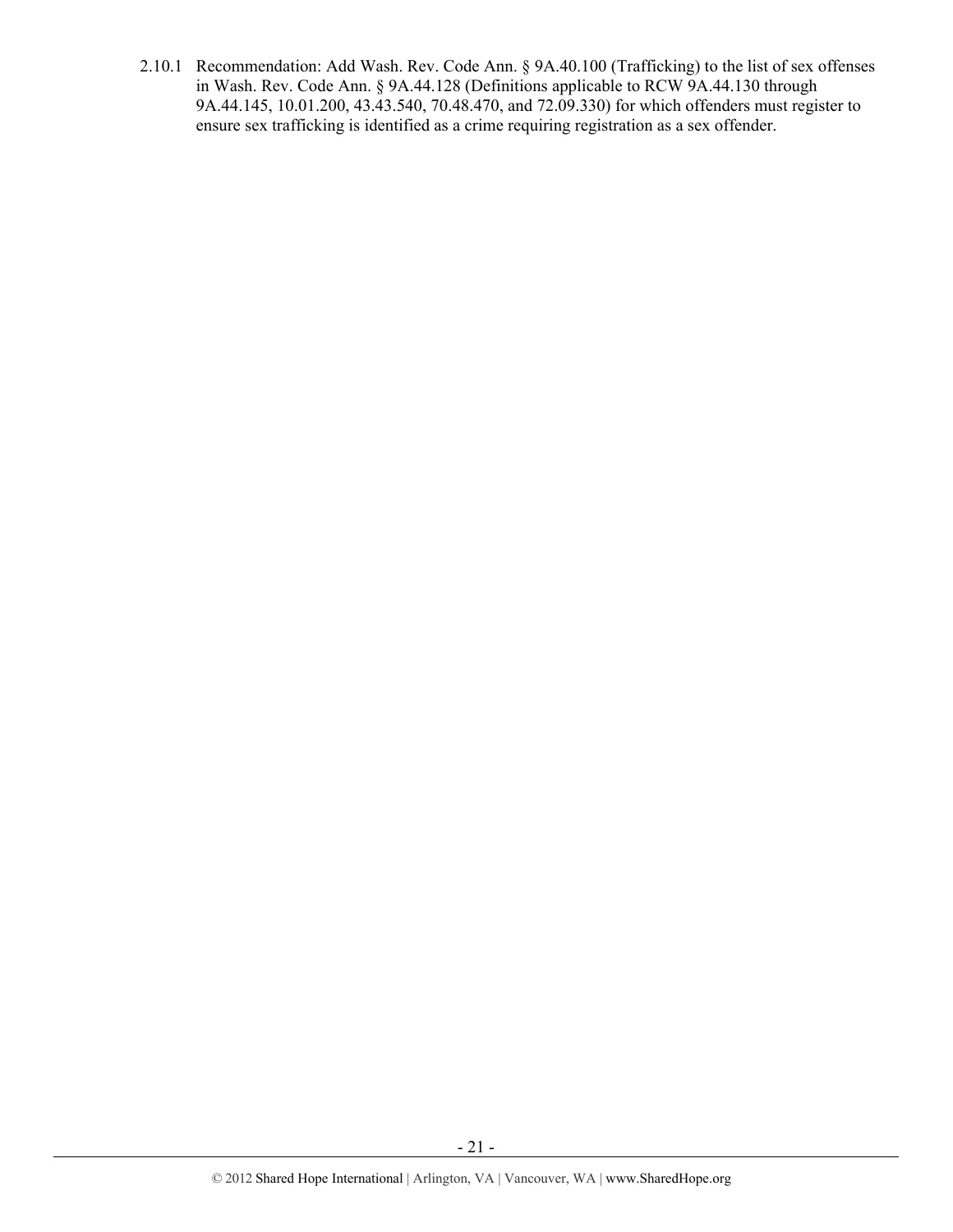2.10.1 Recommendation: Add Wash. Rev. Code Ann. § 9A.40.100 (Trafficking) to the list of sex offenses in Wash. Rev. Code Ann. § 9A.44.128 (Definitions applicable to RCW 9A.44.130 through 9A.44.145, 10.01.200, 43.43.540, 70.48.470, and 72.09.330) for which offenders must register to ensure sex trafficking is identified as a crime requiring registration as a sex offender.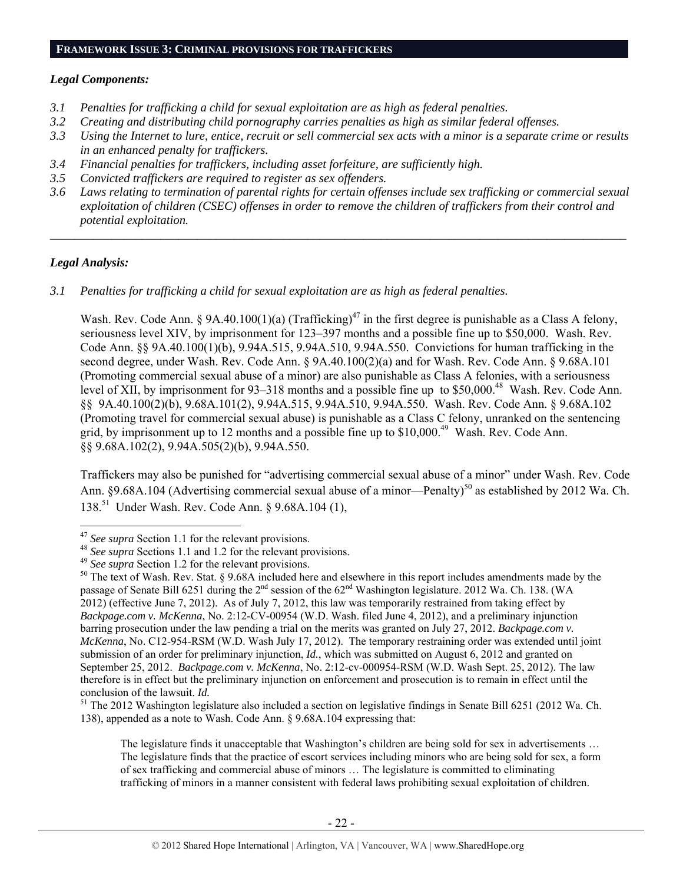## FRAMEWORK ISSUE 3: CRIMINAL PROVISIONS FOR TRAFFICKERS

### *Legal Components:*

*3.1 Penalties for trafficking a child for sexual exploitation are as high as federal penalties.*
*3.2 Creating and distributing child pornography carries penalties as high as similar federal offenses.*
*3.3 Using the Internet to lure, entice, recruit or sell commercial sex acts with a minor is a separate crime or results in an enhanced penalty for traffickers.*
*3.4 Financial penalties for traffickers, including asset forfeiture, are sufficiently high.*
*3.5 Convicted traffickers are required to register as sex offenders.*
*3.6 Laws relating to termination of parental rights for certain offenses include sex trafficking or commercial sexual exploitation of children (CSEC) offenses in order to remove the children of traffickers from their control and potential exploitation.*

---

### *Legal Analysis:*

*3.1 Penalties for trafficking a child for sexual exploitation are as high as federal penalties.*

Wash. Rev. Code Ann. § 9A.40.100(1)(a) (Trafficking)[47] in the first degree is punishable as a Class A felony, seriousness level XIV, by imprisonment for 123–397 months and a possible fine up to $50,000. Wash. Rev. Code Ann. §§ 9A.40.100(1)(b), 9.94A.515, 9.94A.510, 9.94A.550. Convictions for human trafficking in the second degree, under Wash. Rev. Code Ann. § 9A.40.100(2)(a) and for Wash. Rev. Code Ann. § 9.68A.101 (Promoting commercial sexual abuse of a minor) are also punishable as Class A felonies, with a seriousness level of XII, by imprisonment for 93–318 months and a possible fine up to $50,000.[48] Wash. Rev. Code Ann. §§ 9A.40.100(2)(b), 9.68A.101(2), 9.94A.515, 9.94A.510, 9.94A.550. Wash. Rev. Code Ann. § 9.68A.102 (Promoting travel for commercial sexual abuse) is punishable as a Class C felony, unranked on the sentencing grid, by imprisonment up to 12 months and a possible fine up to $10,000.[49] Wash. Rev. Code Ann. §§ 9.68A.102(2), 9.94A.505(2)(b), 9.94A.550.

Traffickers may also be punished for "advertising commercial sexual abuse of a minor" under Wash. Rev. Code Ann. §9.68A.104 (Advertising commercial sexual abuse of a minor—Penalty)[50] as established by 2012 Wa. Ch. 138.[51] Under Wash. Rev. Code Ann. § 9.68A.104 (1),

---

[47] *See supra* Section 1.1 for the relevant provisions.

[48] *See supra* Sections 1.1 and 1.2 for the relevant provisions.

[49] *See supra* Section 1.2 for the relevant provisions.

[50] The text of Wash. Rev. Stat. § 9.68A included here and elsewhere in this report includes amendments made by the passage of Senate Bill 6251 during the 2nd session of the 62nd Washington legislature. 2012 Wa. Ch. 138. (WA 2012) (effective June 7, 2012). As of July 7, 2012, this law was temporarily restrained from taking effect by *Backpage.com v. McKenna*, No. 2:12-CV-00954 (W.D. Wash. filed June 4, 2012), and a preliminary injunction barring prosecution under the law pending a trial on the merits was granted on July 27, 2012. *Backpage.com v. McKenna*, No. C12-954-RSM (W.D. Wash July 17, 2012). The temporary restraining order was extended until joint submission of an order for preliminary injunction, *Id.*, which was submitted on August 6, 2012 and granted on September 25, 2012. *Backpage.com v. McKenna*, No. 2:12-cv-000954-RSM (W.D. Wash Sept. 25, 2012). The law therefore is in effect but the preliminary injunction on enforcement and prosecution is to remain in effect until the conclusion of the lawsuit. *Id.*

[51] The 2012 Washington legislature also included a section on legislative findings in Senate Bill 6251 (2012 Wa. Ch. 138), appended as a note to Wash. Code Ann. § 9.68A.104 expressing that:

> The legislature finds it unacceptable that Washington's children are being sold for sex in advertisements … The legislature finds that the practice of escort services including minors who are being sold for sex, a form of sex trafficking and commercial abuse of minors … The legislature is committed to eliminating trafficking of minors in a manner consistent with federal laws prohibiting sexual exploitation of children.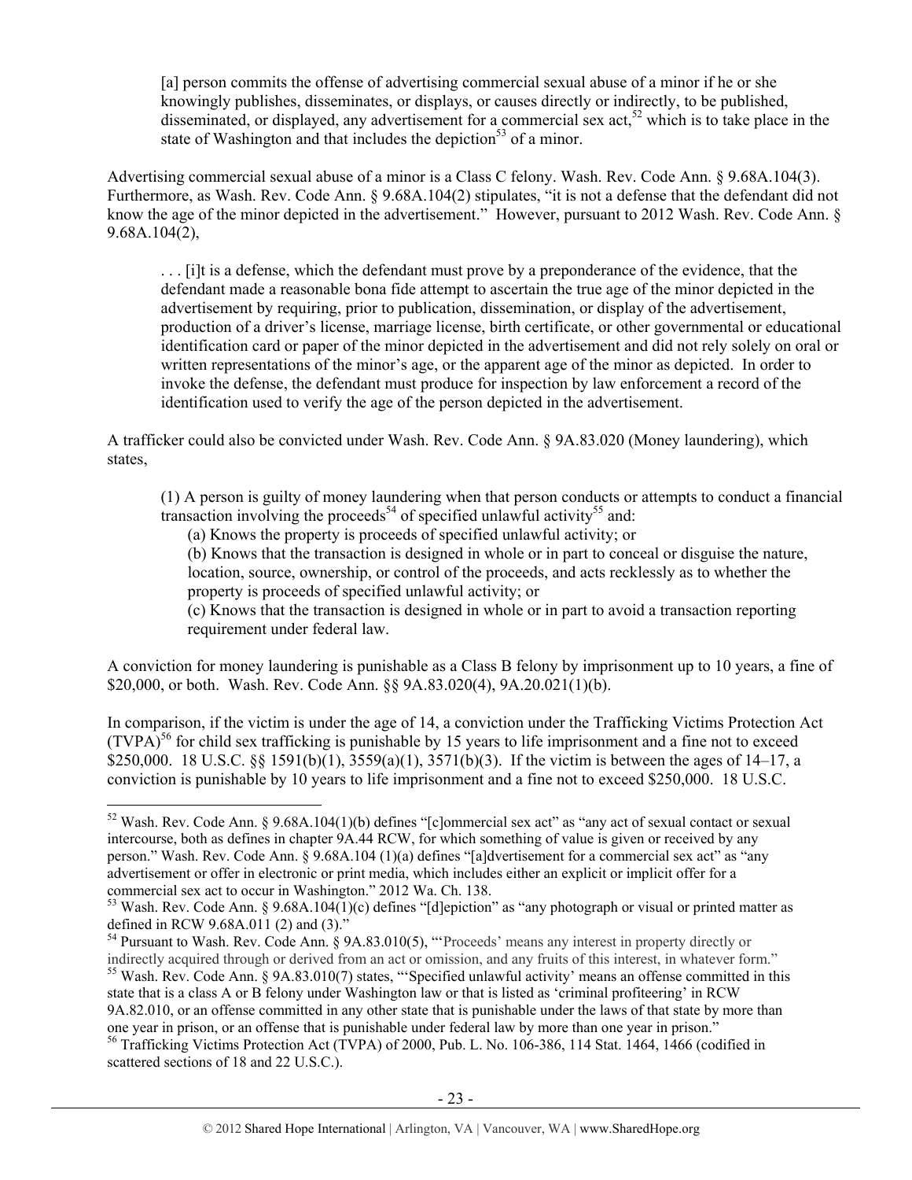> [a] person commits the offense of advertising commercial sexual abuse of a minor if he or she knowingly publishes, disseminates, or displays, or causes directly or indirectly, to be published, disseminated, or displayed, any advertisement for a commercial sex act,[52] which is to take place in the state of Washington and that includes the depiction[53] of a minor.

Advertising commercial sexual abuse of a minor is a Class C felony. Wash. Rev. Code Ann. § 9.68A.104(3). Furthermore, as Wash. Rev. Code Ann. § 9.68A.104(2) stipulates, "it is not a defense that the defendant did not know the age of the minor depicted in the advertisement." However, pursuant to 2012 Wash. Rev. Code Ann. § 9.68A.104(2),

> . . . [i]t is a defense, which the defendant must prove by a preponderance of the evidence, that the defendant made a reasonable bona fide attempt to ascertain the true age of the minor depicted in the advertisement by requiring, prior to publication, dissemination, or display of the advertisement, production of a driver's license, marriage license, birth certificate, or other governmental or educational identification card or paper of the minor depicted in the advertisement and did not rely solely on oral or written representations of the minor's age, or the apparent age of the minor as depicted. In order to invoke the defense, the defendant must produce for inspection by law enforcement a record of the identification used to verify the age of the person depicted in the advertisement.

A trafficker could also be convicted under Wash. Rev. Code Ann. § 9A.83.020 (Money laundering), which states,

> (1) A person is guilty of money laundering when that person conducts or attempts to conduct a financial transaction involving the proceeds[54] of specified unlawful activity[55] and:
> (a) Knows the property is proceeds of specified unlawful activity; or
> (b) Knows that the transaction is designed in whole or in part to conceal or disguise the nature, location, source, ownership, or control of the proceeds, and acts recklessly as to whether the property is proceeds of specified unlawful activity; or
> (c) Knows that the transaction is designed in whole or in part to avoid a transaction reporting requirement under federal law.

A conviction for money laundering is punishable as a Class B felony by imprisonment up to 10 years, a fine of $20,000, or both. Wash. Rev. Code Ann. §§ 9A.83.020(4), 9A.20.021(1)(b).

In comparison, if the victim is under the age of 14, a conviction under the Trafficking Victims Protection Act (TVPA)[56] for child sex trafficking is punishable by 15 years to life imprisonment and a fine not to exceed $250,000. 18 U.S.C. §§ 1591(b)(1), 3559(a)(1), 3571(b)(3). If the victim is between the ages of 14–17, a conviction is punishable by 10 years to life imprisonment and a fine not to exceed $250,000. 18 U.S.C.

---

[52] Wash. Rev. Code Ann. § 9.68A.104(1)(b) defines "[c]ommercial sex act" as "any act of sexual contact or sexual intercourse, both as defines in chapter 9A.44 RCW, for which something of value is given or received by any person." Wash. Rev. Code Ann. § 9.68A.104 (1)(a) defines "[a]dvertisement for a commercial sex act" as "any advertisement or offer in electronic or print media, which includes either an explicit or implicit offer for a commercial sex act to occur in Washington." 2012 Wa. Ch. 138.

[53] Wash. Rev. Code Ann. § 9.68A.104(1)(c) defines "[d]epiction" as "any photograph or visual or printed matter as defined in RCW 9.68A.011 (2) and (3)."

[54] Pursuant to Wash. Rev. Code Ann. § 9A.83.010(5), "'Proceeds' means any interest in property directly or indirectly acquired through or derived from an act or omission, and any fruits of this interest, in whatever form."

[55] Wash. Rev. Code Ann. § 9A.83.010(7) states, "'Specified unlawful activity' means an offense committed in this state that is a class A or B felony under Washington law or that is listed as 'criminal profiteering' in RCW 9A.82.010, or an offense committed in any other state that is punishable under the laws of that state by more than one year in prison, or an offense that is punishable under federal law by more than one year in prison."

[56] Trafficking Victims Protection Act (TVPA) of 2000, Pub. L. No. 106-386, 114 Stat. 1464, 1466 (codified in scattered sections of 18 and 22 U.S.C.).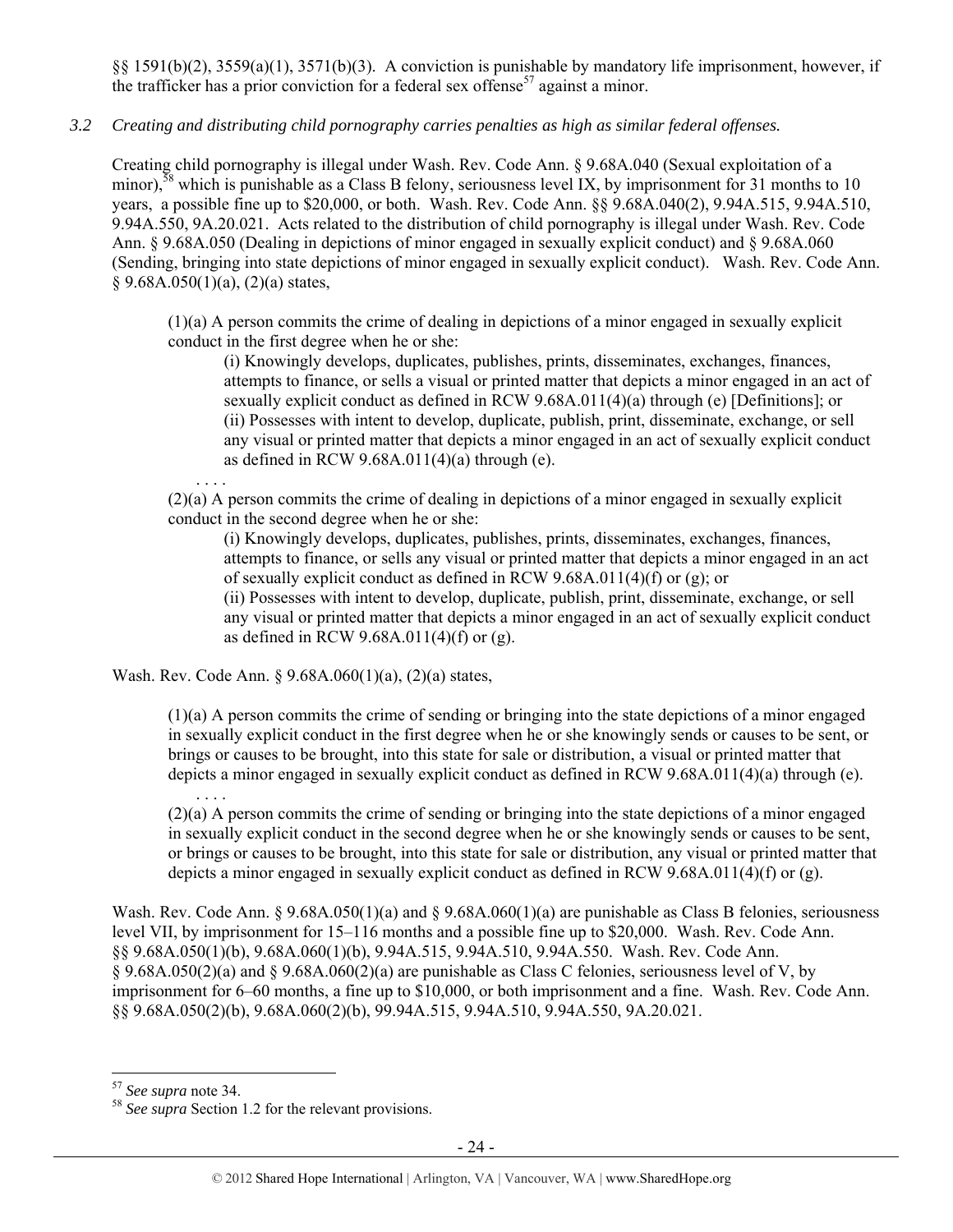§§ 1591(b)(2), 3559(a)(1), 3571(b)(3). A conviction is punishable by mandatory life imprisonment, however, if the trafficker has a prior conviction for a federal sex offense[57] against a minor.

*3.2 Creating and distributing child pornography carries penalties as high as similar federal offenses.*

Creating child pornography is illegal under Wash. Rev. Code Ann. § 9.68A.040 (Sexual exploitation of a minor),[58] which is punishable as a Class B felony, seriousness level IX, by imprisonment for 31 months to 10 years, a possible fine up to $20,000, or both. Wash. Rev. Code Ann. §§ 9.68A.040(2), 9.94A.515, 9.94A.510, 9.94A.550, 9A.20.021. Acts related to the distribution of child pornography is illegal under Wash. Rev. Code Ann. § 9.68A.050 (Dealing in depictions of minor engaged in sexually explicit conduct) and § 9.68A.060 (Sending, bringing into state depictions of minor engaged in sexually explicit conduct). Wash. Rev. Code Ann. § 9.68A.050(1)(a), (2)(a) states,

> (1)(a) A person commits the crime of dealing in depictions of a minor engaged in sexually explicit conduct in the first degree when he or she:
>
> > (i) Knowingly develops, duplicates, publishes, prints, disseminates, exchanges, finances, attempts to finance, or sells a visual or printed matter that depicts a minor engaged in an act of sexually explicit conduct as defined in RCW 9.68A.011(4)(a) through (e) [Definitions]; or
> > (ii) Possesses with intent to develop, duplicate, publish, print, disseminate, exchange, or sell any visual or printed matter that depicts a minor engaged in an act of sexually explicit conduct as defined in RCW 9.68A.011(4)(a) through (e).
>
> . . . .
>
> (2)(a) A person commits the crime of dealing in depictions of a minor engaged in sexually explicit conduct in the second degree when he or she:
>
> > (i) Knowingly develops, duplicates, publishes, prints, disseminates, exchanges, finances, attempts to finance, or sells any visual or printed matter that depicts a minor engaged in an act of sexually explicit conduct as defined in RCW 9.68A.011(4)(f) or (g); or
> > (ii) Possesses with intent to develop, duplicate, publish, print, disseminate, exchange, or sell any visual or printed matter that depicts a minor engaged in an act of sexually explicit conduct as defined in RCW 9.68A.011(4)(f) or (g).

Wash. Rev. Code Ann. § 9.68A.060(1)(a), (2)(a) states,

> (1)(a) A person commits the crime of sending or bringing into the state depictions of a minor engaged in sexually explicit conduct in the first degree when he or she knowingly sends or causes to be sent, or brings or causes to be brought, into this state for sale or distribution, a visual or printed matter that depicts a minor engaged in sexually explicit conduct as defined in RCW 9.68A.011(4)(a) through (e).
>
> . . . .
>
> (2)(a) A person commits the crime of sending or bringing into the state depictions of a minor engaged in sexually explicit conduct in the second degree when he or she knowingly sends or causes to be sent, or brings or causes to be brought, into this state for sale or distribution, any visual or printed matter that depicts a minor engaged in sexually explicit conduct as defined in RCW 9.68A.011(4)(f) or (g).

Wash. Rev. Code Ann. § 9.68A.050(1)(a) and § 9.68A.060(1)(a) are punishable as Class B felonies, seriousness level VII, by imprisonment for 15–116 months and a possible fine up to $20,000. Wash. Rev. Code Ann. §§ 9.68A.050(1)(b), 9.68A.060(1)(b), 9.94A.515, 9.94A.510, 9.94A.550. Wash. Rev. Code Ann. § 9.68A.050(2)(a) and § 9.68A.060(2)(a) are punishable as Class C felonies, seriousness level of V, by imprisonment for 6–60 months, a fine up to $10,000, or both imprisonment and a fine. Wash. Rev. Code Ann. §§ 9.68A.050(2)(b), 9.68A.060(2)(b), 99.94A.515, 9.94A.510, 9.94A.550, 9A.20.021.

---

[57] *See supra* note 34.

[58] *See supra* Section 1.2 for the relevant provisions.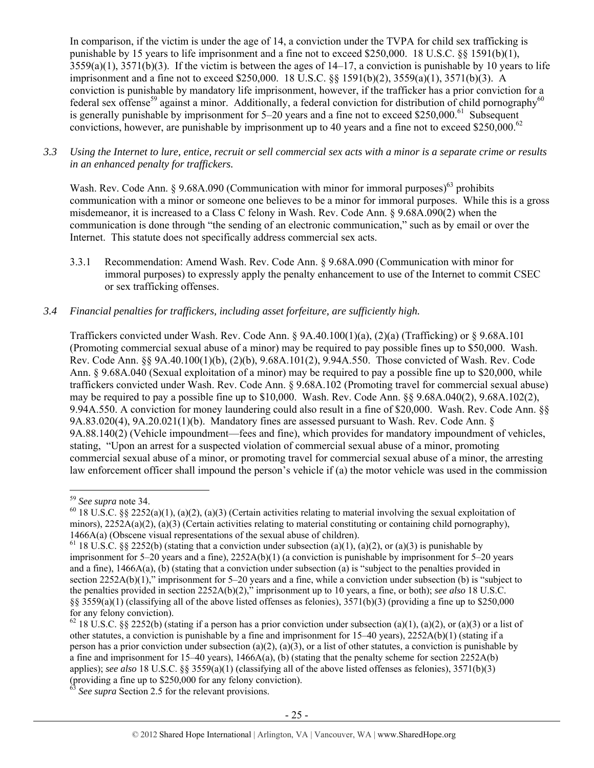In comparison, if the victim is under the age of 14, a conviction under the TVPA for child sex trafficking is punishable by 15 years to life imprisonment and a fine not to exceed $250,000. 18 U.S.C. §§ 1591(b)(1), 3559(a)(1), 3571(b)(3). If the victim is between the ages of 14–17, a conviction is punishable by 10 years to life imprisonment and a fine not to exceed $250,000. 18 U.S.C. §§ 1591(b)(2), 3559(a)(1), 3571(b)(3). A conviction is punishable by mandatory life imprisonment, however, if the trafficker has a prior conviction for a federal sex offense[59] against a minor. Additionally, a federal conviction for distribution of child pornography[60] is generally punishable by imprisonment for 5–20 years and a fine not to exceed $250,000.[61] Subsequent convictions, however, are punishable by imprisonment up to 40 years and a fine not to exceed $250,000.[62]

*3.3 Using the Internet to lure, entice, recruit or sell commercial sex acts with a minor is a separate crime or results in an enhanced penalty for traffickers.*

Wash. Rev. Code Ann. § 9.68A.090 (Communication with minor for immoral purposes)[63] prohibits communication with a minor or someone one believes to be a minor for immoral purposes. While this is a gross misdemeanor, it is increased to a Class C felony in Wash. Rev. Code Ann. § 9.68A.090(2) when the communication is done through "the sending of an electronic communication," such as by email or over the Internet. This statute does not specifically address commercial sex acts.

3.3.1 Recommendation: Amend Wash. Rev. Code Ann. § 9.68A.090 (Communication with minor for immoral purposes) to expressly apply the penalty enhancement to use of the Internet to commit CSEC or sex trafficking offenses.

*3.4 Financial penalties for traffickers, including asset forfeiture, are sufficiently high.*

Traffickers convicted under Wash. Rev. Code Ann. § 9A.40.100(1)(a), (2)(a) (Trafficking) or § 9.68A.101 (Promoting commercial sexual abuse of a minor) may be required to pay possible fines up to $50,000. Wash. Rev. Code Ann. §§ 9A.40.100(1)(b), (2)(b), 9.68A.101(2), 9.94A.550. Those convicted of Wash. Rev. Code Ann. § 9.68A.040 (Sexual exploitation of a minor) may be required to pay a possible fine up to $20,000, while traffickers convicted under Wash. Rev. Code Ann. § 9.68A.102 (Promoting travel for commercial sexual abuse) may be required to pay a possible fine up to $10,000. Wash. Rev. Code Ann. §§ 9.68A.040(2), 9.68A.102(2), 9.94A.550. A conviction for money laundering could also result in a fine of $20,000. Wash. Rev. Code Ann. §§ 9A.83.020(4), 9A.20.021(1)(b). Mandatory fines are assessed pursuant to Wash. Rev. Code Ann. § 9A.88.140(2) (Vehicle impoundment—fees and fine), which provides for mandatory impoundment of vehicles, stating, "Upon an arrest for a suspected violation of commercial sexual abuse of a minor, promoting commercial sexual abuse of a minor, or promoting travel for commercial sexual abuse of a minor, the arresting law enforcement officer shall impound the person's vehicle if (a) the motor vehicle was used in the commission

---

[59] *See supra* note 34.

[60] 18 U.S.C. §§ 2252(a)(1), (a)(2), (a)(3) (Certain activities relating to material involving the sexual exploitation of minors), 2252A(a)(2), (a)(3) (Certain activities relating to material constituting or containing child pornography), 1466A(a) (Obscene visual representations of the sexual abuse of children).

[61] 18 U.S.C. §§ 2252(b) (stating that a conviction under subsection (a)(1), (a)(2), or (a)(3) is punishable by imprisonment for 5–20 years and a fine), 2252A(b)(1) (a conviction is punishable by imprisonment for 5–20 years and a fine), 1466A(a), (b) (stating that a conviction under subsection (a) is "subject to the penalties provided in section 2252A(b)(1)," imprisonment for 5–20 years and a fine, while a conviction under subsection (b) is "subject to the penalties provided in section 2252A(b)(2)," imprisonment up to 10 years, a fine, or both); *see also* 18 U.S.C. §§ 3559(a)(1) (classifying all of the above listed offenses as felonies), 3571(b)(3) (providing a fine up to $250,000 for any felony conviction).

[62] 18 U.S.C. §§ 2252(b) (stating if a person has a prior conviction under subsection (a)(1), (a)(2), or (a)(3) or a list of other statutes, a conviction is punishable by a fine and imprisonment for 15–40 years), 2252A(b)(1) (stating if a person has a prior conviction under subsection (a)(2), (a)(3), or a list of other statutes, a conviction is punishable by a fine and imprisonment for 15–40 years), 1466A(a), (b) (stating that the penalty scheme for section 2252A(b) applies); *see also* 18 U.S.C. §§ 3559(a)(1) (classifying all of the above listed offenses as felonies), 3571(b)(3) (providing a fine up to $250,000 for any felony conviction).

[63] *See supra* Section 2.5 for the relevant provisions.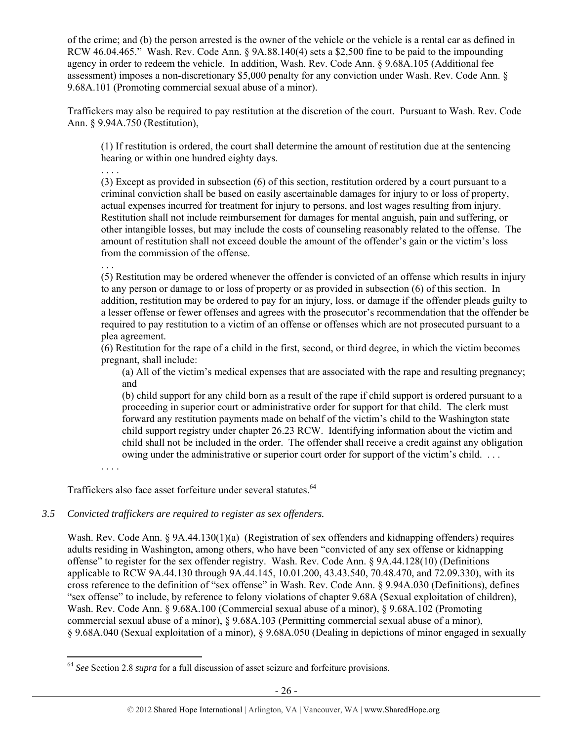of the crime; and (b) the person arrested is the owner of the vehicle or the vehicle is a rental car as defined in RCW 46.04.465." Wash. Rev. Code Ann. § 9A.88.140(4) sets a $2,500 fine to be paid to the impounding agency in order to redeem the vehicle. In addition, Wash. Rev. Code Ann. § 9.68A.105 (Additional fee assessment) imposes a non-discretionary $5,000 penalty for any conviction under Wash. Rev. Code Ann. § 9.68A.101 (Promoting commercial sexual abuse of a minor).

Traffickers may also be required to pay restitution at the discretion of the court. Pursuant to Wash. Rev. Code Ann. § 9.94A.750 (Restitution),

> (1) If restitution is ordered, the court shall determine the amount of restitution due at the sentencing hearing or within one hundred eighty days.
>
> . . . .
>
> (3) Except as provided in subsection (6) of this section, restitution ordered by a court pursuant to a criminal conviction shall be based on easily ascertainable damages for injury to or loss of property, actual expenses incurred for treatment for injury to persons, and lost wages resulting from injury. Restitution shall not include reimbursement for damages for mental anguish, pain and suffering, or other intangible losses, but may include the costs of counseling reasonably related to the offense. The amount of restitution shall not exceed double the amount of the offender's gain or the victim's loss from the commission of the offense.
>
> . . .
>
> (5) Restitution may be ordered whenever the offender is convicted of an offense which results in injury to any person or damage to or loss of property or as provided in subsection (6) of this section. In addition, restitution may be ordered to pay for an injury, loss, or damage if the offender pleads guilty to a lesser offense or fewer offenses and agrees with the prosecutor's recommendation that the offender be required to pay restitution to a victim of an offense or offenses which are not prosecuted pursuant to a plea agreement.
>
> (6) Restitution for the rape of a child in the first, second, or third degree, in which the victim becomes pregnant, shall include:
>
> > (a) All of the victim's medical expenses that are associated with the rape and resulting pregnancy; and
> >
> > (b) child support for any child born as a result of the rape if child support is ordered pursuant to a proceeding in superior court or administrative order for support for that child. The clerk must forward any restitution payments made on behalf of the victim's child to the Washington state child support registry under chapter 26.23 RCW. Identifying information about the victim and child shall not be included in the order. The offender shall receive a credit against any obligation owing under the administrative or superior court order for support of the victim's child. . . .
>
> . . . .

Traffickers also face asset forfeiture under several statutes.[64]

*3.5 Convicted traffickers are required to register as sex offenders.*

Wash. Rev. Code Ann. § 9A.44.130(1)(a) (Registration of sex offenders and kidnapping offenders) requires adults residing in Washington, among others, who have been "convicted of any sex offense or kidnapping offense" to register for the sex offender registry. Wash. Rev. Code Ann. § 9A.44.128(10) (Definitions applicable to RCW 9A.44.130 through 9A.44.145, 10.01.200, 43.43.540, 70.48.470, and 72.09.330), with its cross reference to the definition of "sex offense" in Wash. Rev. Code Ann. § 9.94A.030 (Definitions), defines "sex offense" to include, by reference to felony violations of chapter 9.68A (Sexual exploitation of children), Wash. Rev. Code Ann. § 9.68A.100 (Commercial sexual abuse of a minor), § 9.68A.102 (Promoting commercial sexual abuse of a minor), § 9.68A.103 (Permitting commercial sexual abuse of a minor), § 9.68A.040 (Sexual exploitation of a minor), § 9.68A.050 (Dealing in depictions of minor engaged in sexually

[64] *See* Section 2.8 *supra* for a full discussion of asset seizure and forfeiture provisions.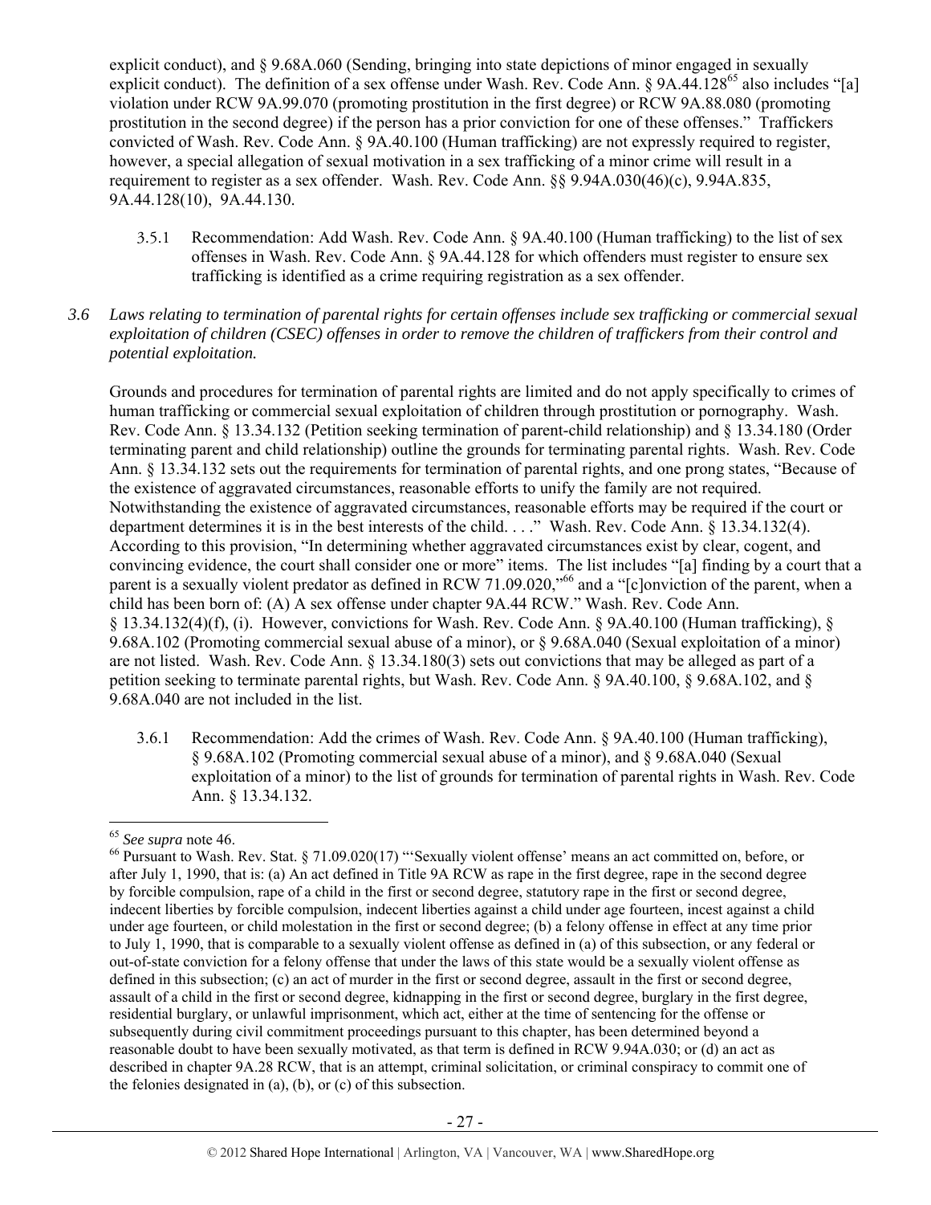explicit conduct), and § 9.68A.060 (Sending, bringing into state depictions of minor engaged in sexually explicit conduct). The definition of a sex offense under Wash. Rev. Code Ann. § 9A.44.128[65] also includes "[a] violation under RCW 9A.99.070 (promoting prostitution in the first degree) or RCW 9A.88.080 (promoting prostitution in the second degree) if the person has a prior conviction for one of these offenses." Traffickers convicted of Wash. Rev. Code Ann. § 9A.40.100 (Human trafficking) are not expressly required to register, however, a special allegation of sexual motivation in a sex trafficking of a minor crime will result in a requirement to register as a sex offender. Wash. Rev. Code Ann. §§ 9.94A.030(46)(c), 9.94A.835, 9A.44.128(10), 9A.44.130.

3.5.1 Recommendation: Add Wash. Rev. Code Ann. § 9A.40.100 (Human trafficking) to the list of sex offenses in Wash. Rev. Code Ann. § 9A.44.128 for which offenders must register to ensure sex trafficking is identified as a crime requiring registration as a sex offender.

*3.6 Laws relating to termination of parental rights for certain offenses include sex trafficking or commercial sexual exploitation of children (CSEC) offenses in order to remove the children of traffickers from their control and potential exploitation.*

Grounds and procedures for termination of parental rights are limited and do not apply specifically to crimes of human trafficking or commercial sexual exploitation of children through prostitution or pornography. Wash. Rev. Code Ann. § 13.34.132 (Petition seeking termination of parent-child relationship) and § 13.34.180 (Order terminating parent and child relationship) outline the grounds for terminating parental rights. Wash. Rev. Code Ann. § 13.34.132 sets out the requirements for termination of parental rights, and one prong states, "Because of the existence of aggravated circumstances, reasonable efforts to unify the family are not required. Notwithstanding the existence of aggravated circumstances, reasonable efforts may be required if the court or department determines it is in the best interests of the child. . . ." Wash. Rev. Code Ann. § 13.34.132(4). According to this provision, "In determining whether aggravated circumstances exist by clear, cogent, and convincing evidence, the court shall consider one or more" items. The list includes "[a] finding by a court that a parent is a sexually violent predator as defined in RCW 71.09.020,"[66] and a "[c]onviction of the parent, when a child has been born of: (A) A sex offense under chapter 9A.44 RCW." Wash. Rev. Code Ann. § 13.34.132(4)(f), (i). However, convictions for Wash. Rev. Code Ann. § 9A.40.100 (Human trafficking), § 9.68A.102 (Promoting commercial sexual abuse of a minor), or § 9.68A.040 (Sexual exploitation of a minor) are not listed. Wash. Rev. Code Ann. § 13.34.180(3) sets out convictions that may be alleged as part of a petition seeking to terminate parental rights, but Wash. Rev. Code Ann. § 9A.40.100, § 9.68A.102, and § 9.68A.040 are not included in the list.

3.6.1 Recommendation: Add the crimes of Wash. Rev. Code Ann. § 9A.40.100 (Human trafficking), § 9.68A.102 (Promoting commercial sexual abuse of a minor), and § 9.68A.040 (Sexual exploitation of a minor) to the list of grounds for termination of parental rights in Wash. Rev. Code Ann. § 13.34.132.

---

[65] *See supra* note 46.

[66] Pursuant to Wash. Rev. Stat. § 71.09.020(17) "'Sexually violent offense' means an act committed on, before, or after July 1, 1990, that is: (a) An act defined in Title 9A RCW as rape in the first degree, rape in the second degree by forcible compulsion, rape of a child in the first or second degree, statutory rape in the first or second degree, indecent liberties by forcible compulsion, indecent liberties against a child under age fourteen, incest against a child under age fourteen, or child molestation in the first or second degree; (b) a felony offense in effect at any time prior to July 1, 1990, that is comparable to a sexually violent offense as defined in (a) of this subsection, or any federal or out-of-state conviction for a felony offense that under the laws of this state would be a sexually violent offense as defined in this subsection; (c) an act of murder in the first or second degree, assault in the first or second degree, assault of a child in the first or second degree, kidnapping in the first or second degree, burglary in the first degree, residential burglary, or unlawful imprisonment, which act, either at the time of sentencing for the offense or subsequently during civil commitment proceedings pursuant to this chapter, has been determined beyond a reasonable doubt to have been sexually motivated, as that term is defined in RCW 9.94A.030; or (d) an act as described in chapter 9A.28 RCW, that is an attempt, criminal solicitation, or criminal conspiracy to commit one of the felonies designated in (a), (b), or (c) of this subsection.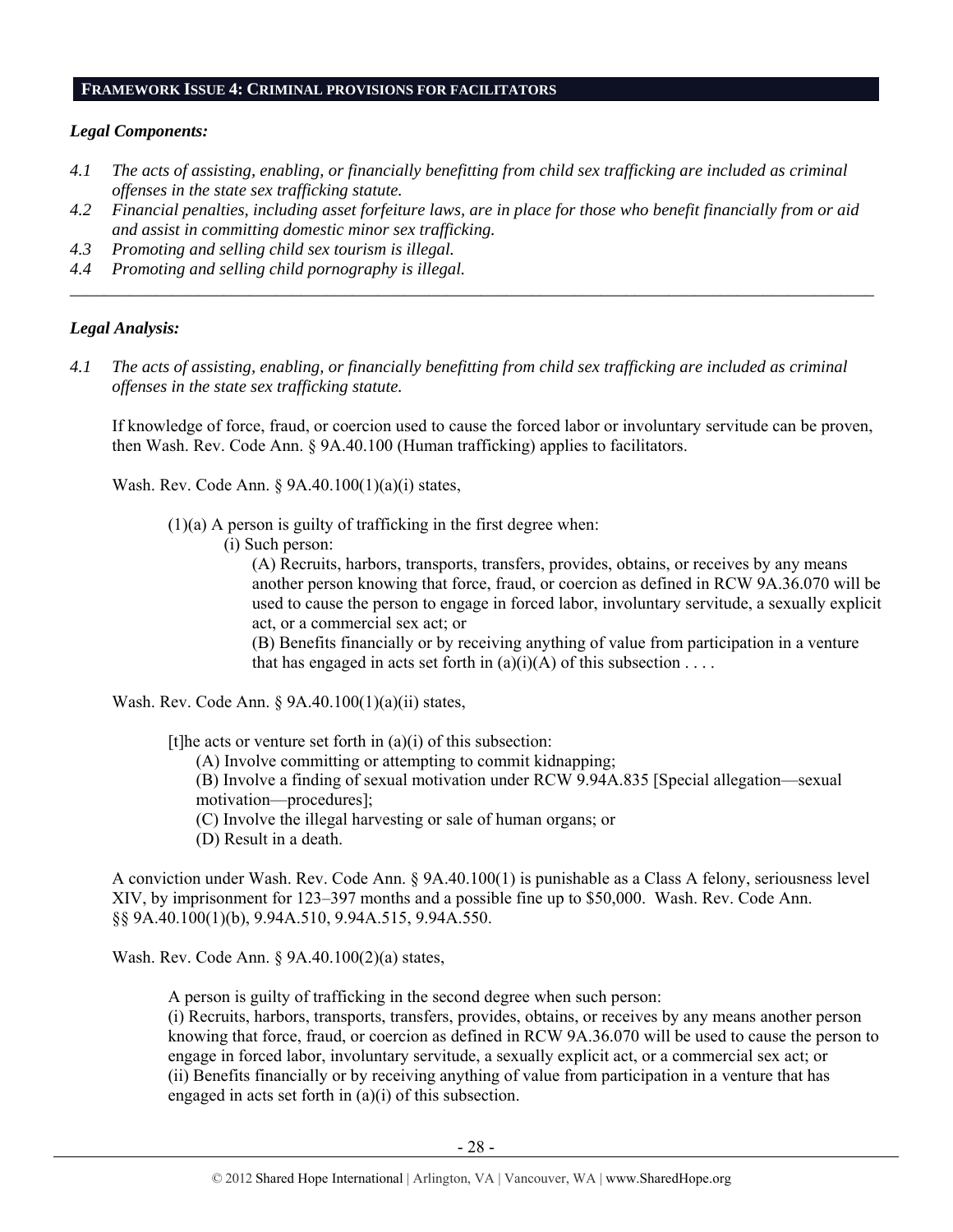## FRAMEWORK ISSUE 4: CRIMINAL PROVISIONS FOR FACILITATORS

### *Legal Components:*

*4.1 The acts of assisting, enabling, or financially benefitting from child sex trafficking are included as criminal offenses in the state sex trafficking statute.*

*4.2 Financial penalties, including asset forfeiture laws, are in place for those who benefit financially from or aid and assist in committing domestic minor sex trafficking.*

*4.3 Promoting and selling child sex tourism is illegal.*

*4.4 Promoting and selling child pornography is illegal.*

---

### *Legal Analysis:*

*4.1 The acts of assisting, enabling, or financially benefitting from child sex trafficking are included as criminal offenses in the state sex trafficking statute.*

If knowledge of force, fraud, or coercion used to cause the forced labor or involuntary servitude can be proven, then Wash. Rev. Code Ann. § 9A.40.100 (Human trafficking) applies to facilitators.

Wash. Rev. Code Ann. § 9A.40.100(1)(a)(i) states,

> (1)(a) A person is guilty of trafficking in the first degree when:
>
> (i) Such person:
>
> (A) Recruits, harbors, transports, transfers, provides, obtains, or receives by any means another person knowing that force, fraud, or coercion as defined in RCW 9A.36.070 will be used to cause the person to engage in forced labor, involuntary servitude, a sexually explicit act, or a commercial sex act; or
>
> (B) Benefits financially or by receiving anything of value from participation in a venture that has engaged in acts set forth in (a)(i)(A) of this subsection . . . .

Wash. Rev. Code Ann. § 9A.40.100(1)(a)(ii) states,

> [t]he acts or venture set forth in (a)(i) of this subsection:
>
> (A) Involve committing or attempting to commit kidnapping;
>
> (B) Involve a finding of sexual motivation under RCW 9.94A.835 [Special allegation—sexual motivation—procedures];
>
> (C) Involve the illegal harvesting or sale of human organs; or
>
> (D) Result in a death.

A conviction under Wash. Rev. Code Ann. § 9A.40.100(1) is punishable as a Class A felony, seriousness level XIV, by imprisonment for 123–397 months and a possible fine up to $50,000. Wash. Rev. Code Ann. §§ 9A.40.100(1)(b), 9.94A.510, 9.94A.515, 9.94A.550.

Wash. Rev. Code Ann. § 9A.40.100(2)(a) states,

> A person is guilty of trafficking in the second degree when such person:
>
> (i) Recruits, harbors, transports, transfers, provides, obtains, or receives by any means another person knowing that force, fraud, or coercion as defined in RCW 9A.36.070 will be used to cause the person to engage in forced labor, involuntary servitude, a sexually explicit act, or a commercial sex act; or
>
> (ii) Benefits financially or by receiving anything of value from participation in a venture that has engaged in acts set forth in (a)(i) of this subsection.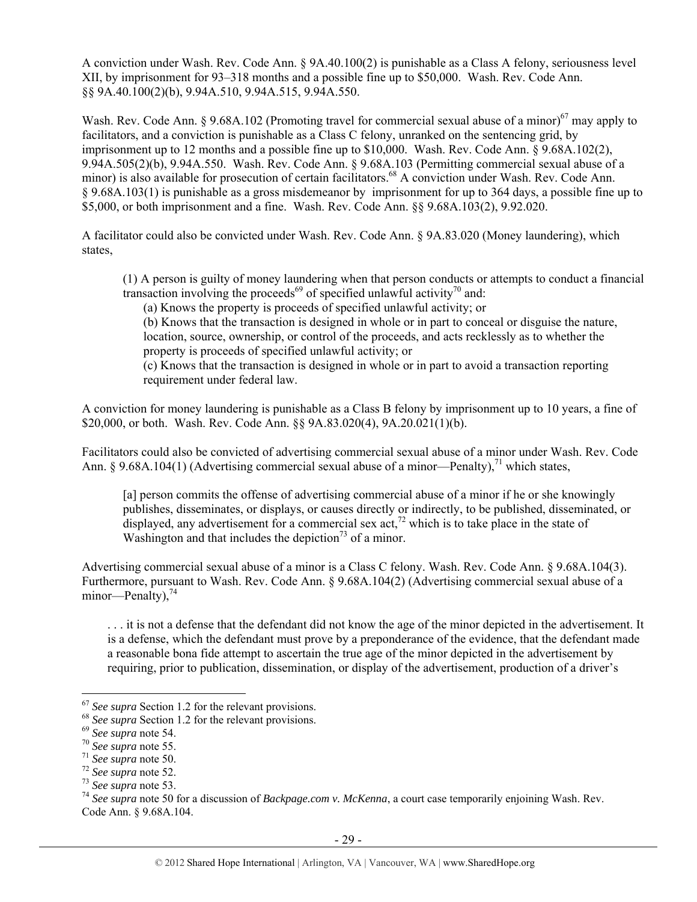A conviction under Wash. Rev. Code Ann. § 9A.40.100(2) is punishable as a Class A felony, seriousness level XII, by imprisonment for 93–318 months and a possible fine up to $50,000. Wash. Rev. Code Ann. §§ 9A.40.100(2)(b), 9.94A.510, 9.94A.515, 9.94A.550.

Wash. Rev. Code Ann. § 9.68A.102 (Promoting travel for commercial sexual abuse of a minor)[67] may apply to facilitators, and a conviction is punishable as a Class C felony, unranked on the sentencing grid, by imprisonment up to 12 months and a possible fine up to $10,000. Wash. Rev. Code Ann. § 9.68A.102(2), 9.94A.505(2)(b), 9.94A.550. Wash. Rev. Code Ann. § 9.68A.103 (Permitting commercial sexual abuse of a minor) is also available for prosecution of certain facilitators.[68] A conviction under Wash. Rev. Code Ann. § 9.68A.103(1) is punishable as a gross misdemeanor by imprisonment for up to 364 days, a possible fine up to $5,000, or both imprisonment and a fine. Wash. Rev. Code Ann. §§ 9.68A.103(2), 9.92.020.

A facilitator could also be convicted under Wash. Rev. Code Ann. § 9A.83.020 (Money laundering), which states,

> (1) A person is guilty of money laundering when that person conducts or attempts to conduct a financial transaction involving the proceeds[69] of specified unlawful activity[70] and:
>
> (a) Knows the property is proceeds of specified unlawful activity; or
>
> (b) Knows that the transaction is designed in whole or in part to conceal or disguise the nature, location, source, ownership, or control of the proceeds, and acts recklessly as to whether the property is proceeds of specified unlawful activity; or
>
> (c) Knows that the transaction is designed in whole or in part to avoid a transaction reporting requirement under federal law.

A conviction for money laundering is punishable as a Class B felony by imprisonment up to 10 years, a fine of $20,000, or both. Wash. Rev. Code Ann. §§ 9A.83.020(4), 9A.20.021(1)(b).

Facilitators could also be convicted of advertising commercial sexual abuse of a minor under Wash. Rev. Code Ann. § 9.68A.104(1) (Advertising commercial sexual abuse of a minor—Penalty),[71] which states,

> [a] person commits the offense of advertising commercial abuse of a minor if he or she knowingly publishes, disseminates, or displays, or causes directly or indirectly, to be published, disseminated, or displayed, any advertisement for a commercial sex act,[72] which is to take place in the state of Washington and that includes the depiction[73] of a minor.

Advertising commercial sexual abuse of a minor is a Class C felony. Wash. Rev. Code Ann. § 9.68A.104(3). Furthermore, pursuant to Wash. Rev. Code Ann. § 9.68A.104(2) (Advertising commercial sexual abuse of a minor—Penalty),[74]

> . . . it is not a defense that the defendant did not know the age of the minor depicted in the advertisement. It is a defense, which the defendant must prove by a preponderance of the evidence, that the defendant made a reasonable bona fide attempt to ascertain the true age of the minor depicted in the advertisement by requiring, prior to publication, dissemination, or display of the advertisement, production of a driver's

---

[67] *See supra* Section 1.2 for the relevant provisions.

[68] *See supra* Section 1.2 for the relevant provisions.

[69] *See supra* note 54.

[70] *See supra* note 55.

[71] *See supra* note 50.

[72] *See supra* note 52.

[73] *See supra* note 53.

[74] *See supra* note 50 for a discussion of *Backpage.com v. McKenna*, a court case temporarily enjoining Wash. Rev. Code Ann. § 9.68A.104.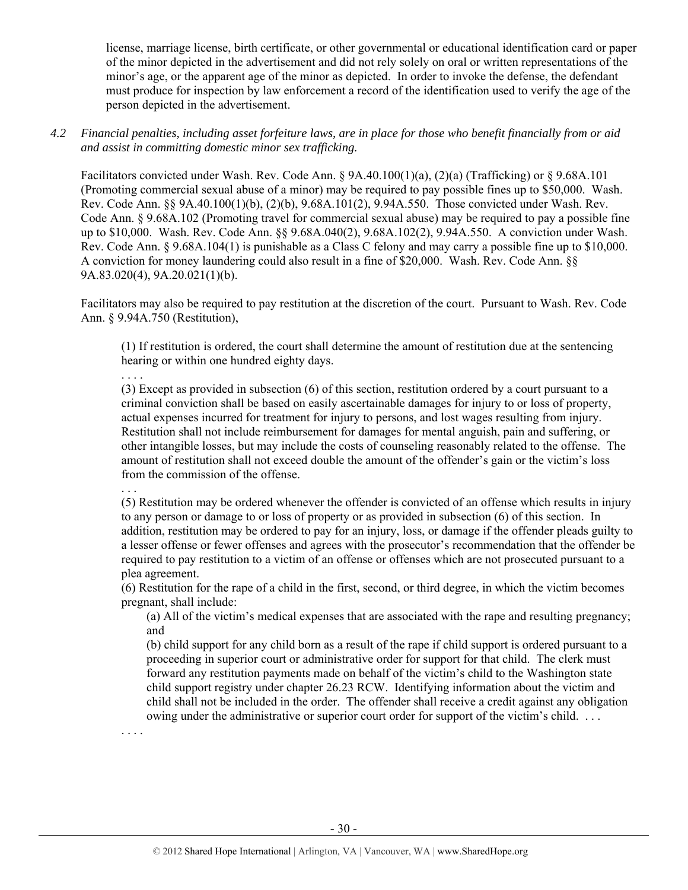license, marriage license, birth certificate, or other governmental or educational identification card or paper of the minor depicted in the advertisement and did not rely solely on oral or written representations of the minor's age, or the apparent age of the minor as depicted. In order to invoke the defense, the defendant must produce for inspection by law enforcement a record of the identification used to verify the age of the person depicted in the advertisement.

*4.2 Financial penalties, including asset forfeiture laws, are in place for those who benefit financially from or aid and assist in committing domestic minor sex trafficking.*

Facilitators convicted under Wash. Rev. Code Ann. § 9A.40.100(1)(a), (2)(a) (Trafficking) or § 9.68A.101 (Promoting commercial sexual abuse of a minor) may be required to pay possible fines up to $50,000. Wash. Rev. Code Ann. §§ 9A.40.100(1)(b), (2)(b), 9.68A.101(2), 9.94A.550. Those convicted under Wash. Rev. Code Ann. § 9.68A.102 (Promoting travel for commercial sexual abuse) may be required to pay a possible fine up to $10,000. Wash. Rev. Code Ann. §§ 9.68A.040(2), 9.68A.102(2), 9.94A.550. A conviction under Wash. Rev. Code Ann. § 9.68A.104(1) is punishable as a Class C felony and may carry a possible fine up to $10,000. A conviction for money laundering could also result in a fine of $20,000. Wash. Rev. Code Ann. §§ 9A.83.020(4), 9A.20.021(1)(b).

Facilitators may also be required to pay restitution at the discretion of the court. Pursuant to Wash. Rev. Code Ann. § 9.94A.750 (Restitution),

> (1) If restitution is ordered, the court shall determine the amount of restitution due at the sentencing hearing or within one hundred eighty days.
>
> . . . .
>
> (3) Except as provided in subsection (6) of this section, restitution ordered by a court pursuant to a criminal conviction shall be based on easily ascertainable damages for injury to or loss of property, actual expenses incurred for treatment for injury to persons, and lost wages resulting from injury. Restitution shall not include reimbursement for damages for mental anguish, pain and suffering, or other intangible losses, but may include the costs of counseling reasonably related to the offense. The amount of restitution shall not exceed double the amount of the offender's gain or the victim's loss from the commission of the offense.
>
> . . .
>
> (5) Restitution may be ordered whenever the offender is convicted of an offense which results in injury to any person or damage to or loss of property or as provided in subsection (6) of this section. In addition, restitution may be ordered to pay for an injury, loss, or damage if the offender pleads guilty to a lesser offense or fewer offenses and agrees with the prosecutor's recommendation that the offender be required to pay restitution to a victim of an offense or offenses which are not prosecuted pursuant to a plea agreement.
>
> (6) Restitution for the rape of a child in the first, second, or third degree, in which the victim becomes pregnant, shall include:
>
> > (a) All of the victim's medical expenses that are associated with the rape and resulting pregnancy; and
> >
> > (b) child support for any child born as a result of the rape if child support is ordered pursuant to a proceeding in superior court or administrative order for support for that child. The clerk must forward any restitution payments made on behalf of the victim's child to the Washington state child support registry under chapter 26.23 RCW. Identifying information about the victim and child shall not be included in the order. The offender shall receive a credit against any obligation owing under the administrative or superior court order for support of the victim's child. . . .
>
> . . . .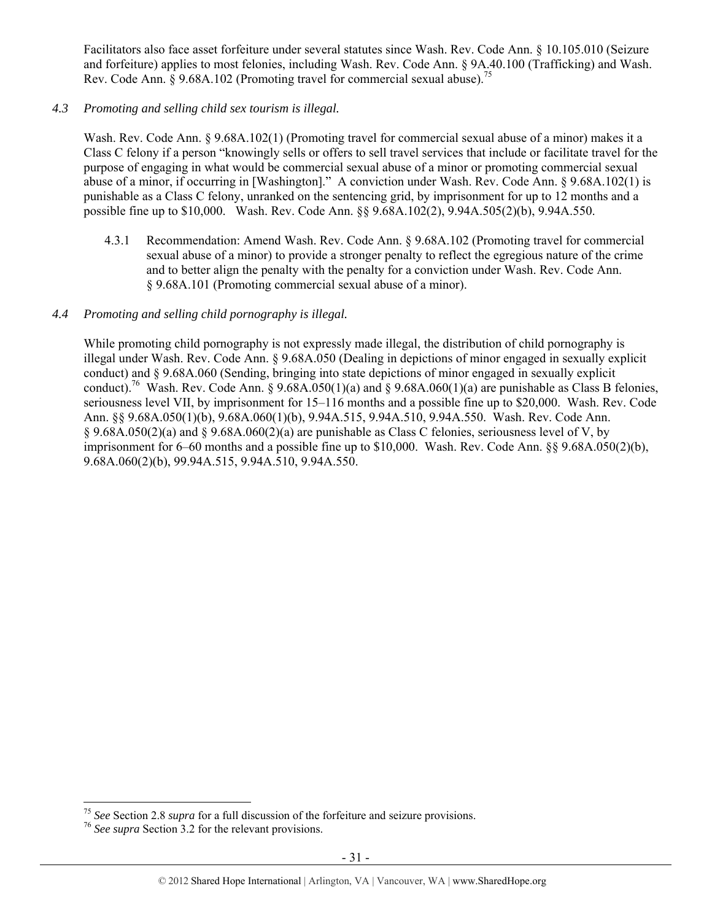Facilitators also face asset forfeiture under several statutes since Wash. Rev. Code Ann. § 10.105.010 (Seizure and forfeiture) applies to most felonies, including Wash. Rev. Code Ann. § 9A.40.100 (Trafficking) and Wash. Rev. Code Ann. § 9.68A.102 (Promoting travel for commercial sexual abuse).[75]

*4.3 Promoting and selling child sex tourism is illegal.*

Wash. Rev. Code Ann. § 9.68A.102(1) (Promoting travel for commercial sexual abuse of a minor) makes it a Class C felony if a person "knowingly sells or offers to sell travel services that include or facilitate travel for the purpose of engaging in what would be commercial sexual abuse of a minor or promoting commercial sexual abuse of a minor, if occurring in [Washington]." A conviction under Wash. Rev. Code Ann. § 9.68A.102(1) is punishable as a Class C felony, unranked on the sentencing grid, by imprisonment for up to 12 months and a possible fine up to $10,000. Wash. Rev. Code Ann. §§ 9.68A.102(2), 9.94A.505(2)(b), 9.94A.550.

4.3.1 Recommendation: Amend Wash. Rev. Code Ann. § 9.68A.102 (Promoting travel for commercial sexual abuse of a minor) to provide a stronger penalty to reflect the egregious nature of the crime and to better align the penalty with the penalty for a conviction under Wash. Rev. Code Ann. § 9.68A.101 (Promoting commercial sexual abuse of a minor).

*4.4 Promoting and selling child pornography is illegal.*

While promoting child pornography is not expressly made illegal, the distribution of child pornography is illegal under Wash. Rev. Code Ann. § 9.68A.050 (Dealing in depictions of minor engaged in sexually explicit conduct) and § 9.68A.060 (Sending, bringing into state depictions of minor engaged in sexually explicit conduct).[76] Wash. Rev. Code Ann. § 9.68A.050(1)(a) and § 9.68A.060(1)(a) are punishable as Class B felonies, seriousness level VII, by imprisonment for 15–116 months and a possible fine up to $20,000. Wash. Rev. Code Ann. §§ 9.68A.050(1)(b), 9.68A.060(1)(b), 9.94A.515, 9.94A.510, 9.94A.550. Wash. Rev. Code Ann. § 9.68A.050(2)(a) and § 9.68A.060(2)(a) are punishable as Class C felonies, seriousness level of V, by imprisonment for 6–60 months and a possible fine up to $10,000. Wash. Rev. Code Ann. §§ 9.68A.050(2)(b), 9.68A.060(2)(b), 99.94A.515, 9.94A.510, 9.94A.550.

---

[75] *See* Section 2.8 *supra* for a full discussion of the forfeiture and seizure provisions.

[76] *See supra* Section 3.2 for the relevant provisions.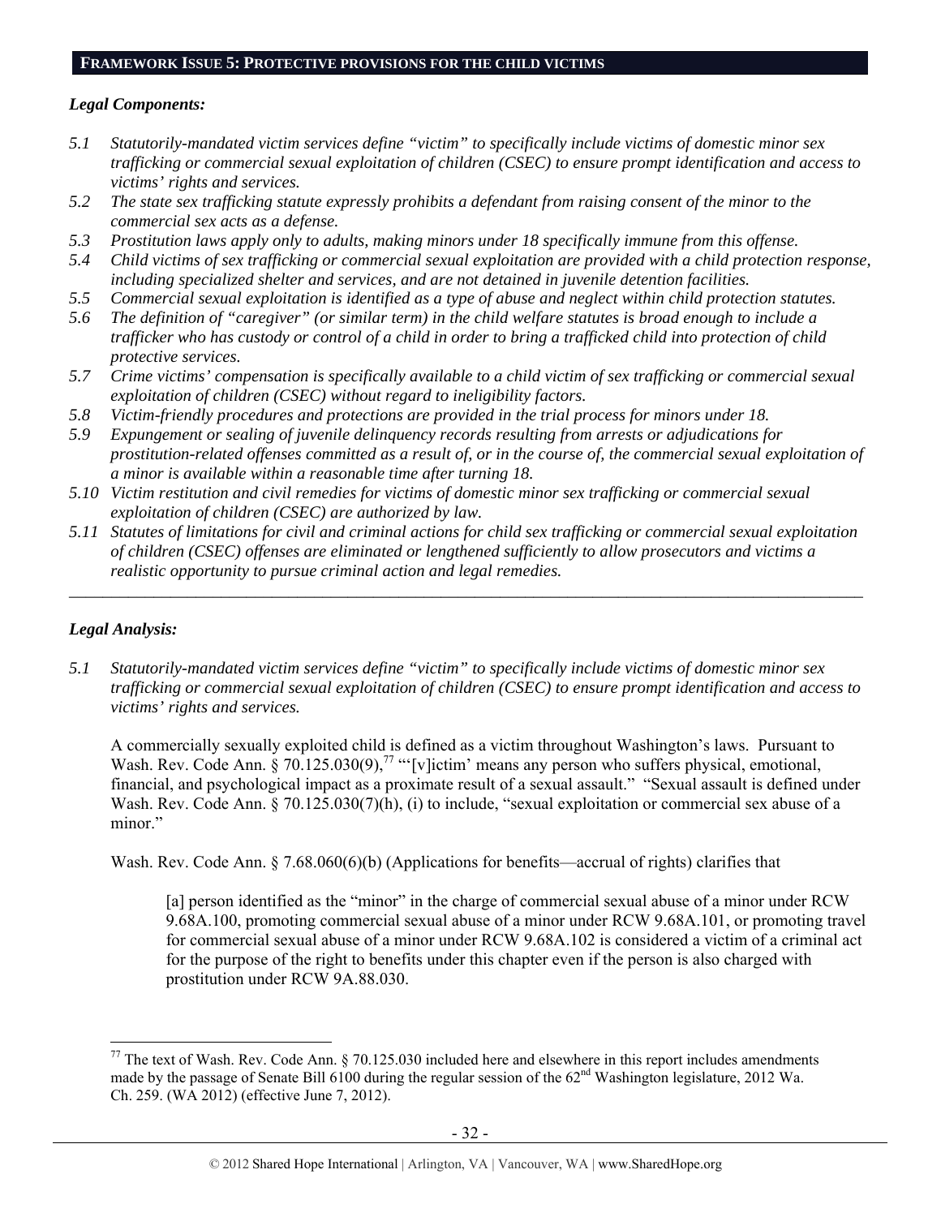## FRAMEWORK ISSUE 5: PROTECTIVE PROVISIONS FOR THE CHILD VICTIMS

### *Legal Components:*

*5.1 Statutorily-mandated victim services define "victim" to specifically include victims of domestic minor sex trafficking or commercial sexual exploitation of children (CSEC) to ensure prompt identification and access to victims' rights and services.*

*5.2 The state sex trafficking statute expressly prohibits a defendant from raising consent of the minor to the commercial sex acts as a defense.*

*5.3 Prostitution laws apply only to adults, making minors under 18 specifically immune from this offense.*

*5.4 Child victims of sex trafficking or commercial sexual exploitation are provided with a child protection response, including specialized shelter and services, and are not detained in juvenile detention facilities.*

*5.5 Commercial sexual exploitation is identified as a type of abuse and neglect within child protection statutes.*

*5.6 The definition of "caregiver" (or similar term) in the child welfare statutes is broad enough to include a trafficker who has custody or control of a child in order to bring a trafficked child into protection of child protective services.*

*5.7 Crime victims' compensation is specifically available to a child victim of sex trafficking or commercial sexual exploitation of children (CSEC) without regard to ineligibility factors.*

*5.8 Victim-friendly procedures and protections are provided in the trial process for minors under 18.*

*5.9 Expungement or sealing of juvenile delinquency records resulting from arrests or adjudications for prostitution-related offenses committed as a result of, or in the course of, the commercial sexual exploitation of a minor is available within a reasonable time after turning 18.*

*5.10 Victim restitution and civil remedies for victims of domestic minor sex trafficking or commercial sexual exploitation of children (CSEC) are authorized by law.*

*5.11 Statutes of limitations for civil and criminal actions for child sex trafficking or commercial sexual exploitation of children (CSEC) offenses are eliminated or lengthened sufficiently to allow prosecutors and victims a realistic opportunity to pursue criminal action and legal remedies.*

---

### *Legal Analysis:*

*5.1 Statutorily-mandated victim services define "victim" to specifically include victims of domestic minor sex trafficking or commercial sexual exploitation of children (CSEC) to ensure prompt identification and access to victims' rights and services.*

A commercially sexually exploited child is defined as a victim throughout Washington's laws. Pursuant to Wash. Rev. Code Ann. § 70.125.030(9),[77] "'[v]ictim' means any person who suffers physical, emotional, financial, and psychological impact as a proximate result of a sexual assault." "Sexual assault is defined under Wash. Rev. Code Ann. § 70.125.030(7)(h), (i) to include, "sexual exploitation or commercial sex abuse of a minor."

Wash. Rev. Code Ann. § 7.68.060(6)(b) (Applications for benefits—accrual of rights) clarifies that

> [a] person identified as the "minor" in the charge of commercial sexual abuse of a minor under RCW 9.68A.100, promoting commercial sexual abuse of a minor under RCW 9.68A.101, or promoting travel for commercial sexual abuse of a minor under RCW 9.68A.102 is considered a victim of a criminal act for the purpose of the right to benefits under this chapter even if the person is also charged with prostitution under RCW 9A.88.030.

---

[77] The text of Wash. Rev. Code Ann. § 70.125.030 included here and elsewhere in this report includes amendments made by the passage of Senate Bill 6100 during the regular session of the 62nd Washington legislature, 2012 Wa. Ch. 259. (WA 2012) (effective June 7, 2012).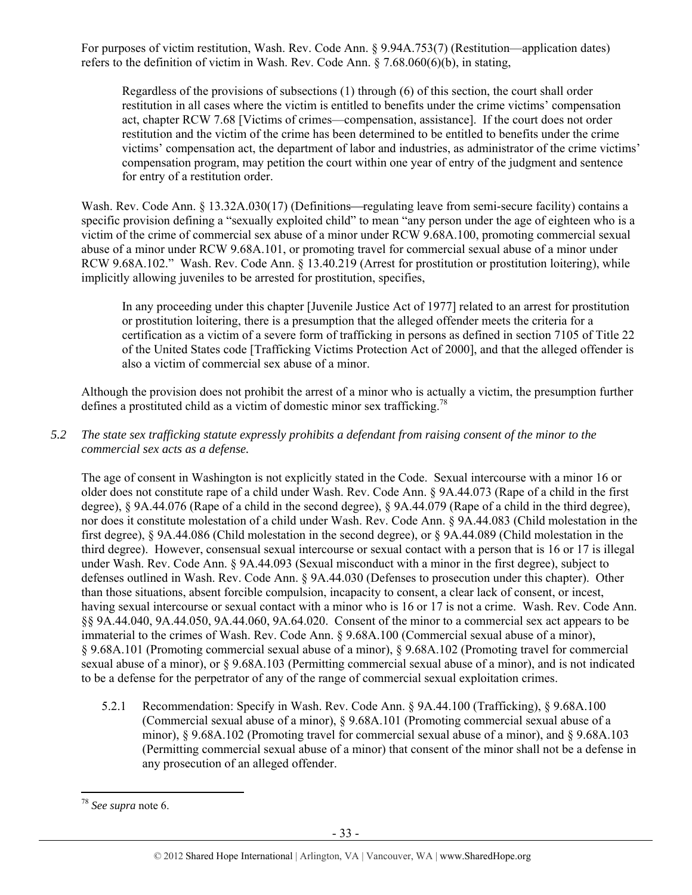For purposes of victim restitution, Wash. Rev. Code Ann. § 9.94A.753(7) (Restitution—application dates) refers to the definition of victim in Wash. Rev. Code Ann. § 7.68.060(6)(b), in stating,

> Regardless of the provisions of subsections (1) through (6) of this section, the court shall order restitution in all cases where the victim is entitled to benefits under the crime victims' compensation act, chapter RCW 7.68 [Victims of crimes—compensation, assistance]. If the court does not order restitution and the victim of the crime has been determined to be entitled to benefits under the crime victims' compensation act, the department of labor and industries, as administrator of the crime victims' compensation program, may petition the court within one year of entry of the judgment and sentence for entry of a restitution order.

Wash. Rev. Code Ann. § 13.32A.030(17) (Definitions—regulating leave from semi-secure facility) contains a specific provision defining a "sexually exploited child" to mean "any person under the age of eighteen who is a victim of the crime of commercial sex abuse of a minor under RCW 9.68A.100, promoting commercial sexual abuse of a minor under RCW 9.68A.101, or promoting travel for commercial sexual abuse of a minor under RCW 9.68A.102." Wash. Rev. Code Ann. § 13.40.219 (Arrest for prostitution or prostitution loitering), while implicitly allowing juveniles to be arrested for prostitution, specifies,

> In any proceeding under this chapter [Juvenile Justice Act of 1977] related to an arrest for prostitution or prostitution loitering, there is a presumption that the alleged offender meets the criteria for a certification as a victim of a severe form of trafficking in persons as defined in section 7105 of Title 22 of the United States code [Trafficking Victims Protection Act of 2000], and that the alleged offender is also a victim of commercial sex abuse of a minor.

Although the provision does not prohibit the arrest of a minor who is actually a victim, the presumption further defines a prostituted child as a victim of domestic minor sex trafficking.[78]

*5.2 The state sex trafficking statute expressly prohibits a defendant from raising consent of the minor to the commercial sex acts as a defense.*

The age of consent in Washington is not explicitly stated in the Code. Sexual intercourse with a minor 16 or older does not constitute rape of a child under Wash. Rev. Code Ann. § 9A.44.073 (Rape of a child in the first degree), § 9A.44.076 (Rape of a child in the second degree), § 9A.44.079 (Rape of a child in the third degree), nor does it constitute molestation of a child under Wash. Rev. Code Ann. § 9A.44.083 (Child molestation in the first degree), § 9A.44.086 (Child molestation in the second degree), or § 9A.44.089 (Child molestation in the third degree). However, consensual sexual intercourse or sexual contact with a person that is 16 or 17 is illegal under Wash. Rev. Code Ann. § 9A.44.093 (Sexual misconduct with a minor in the first degree), subject to defenses outlined in Wash. Rev. Code Ann. § 9A.44.030 (Defenses to prosecution under this chapter). Other than those situations, absent forcible compulsion, incapacity to consent, a clear lack of consent, or incest, having sexual intercourse or sexual contact with a minor who is 16 or 17 is not a crime. Wash. Rev. Code Ann. §§ 9A.44.040, 9A.44.050, 9A.44.060, 9A.64.020. Consent of the minor to a commercial sex act appears to be immaterial to the crimes of Wash. Rev. Code Ann. § 9.68A.100 (Commercial sexual abuse of a minor), § 9.68A.101 (Promoting commercial sexual abuse of a minor), § 9.68A.102 (Promoting travel for commercial sexual abuse of a minor), or § 9.68A.103 (Permitting commercial sexual abuse of a minor), and is not indicated to be a defense for the perpetrator of any of the range of commercial sexual exploitation crimes.

5.2.1 Recommendation: Specify in Wash. Rev. Code Ann. § 9A.44.100 (Trafficking), § 9.68A.100 (Commercial sexual abuse of a minor), § 9.68A.101 (Promoting commercial sexual abuse of a minor), § 9.68A.102 (Promoting travel for commercial sexual abuse of a minor), and § 9.68A.103 (Permitting commercial sexual abuse of a minor) that consent of the minor shall not be a defense in any prosecution of an alleged offender.

---

[78] *See supra* note 6.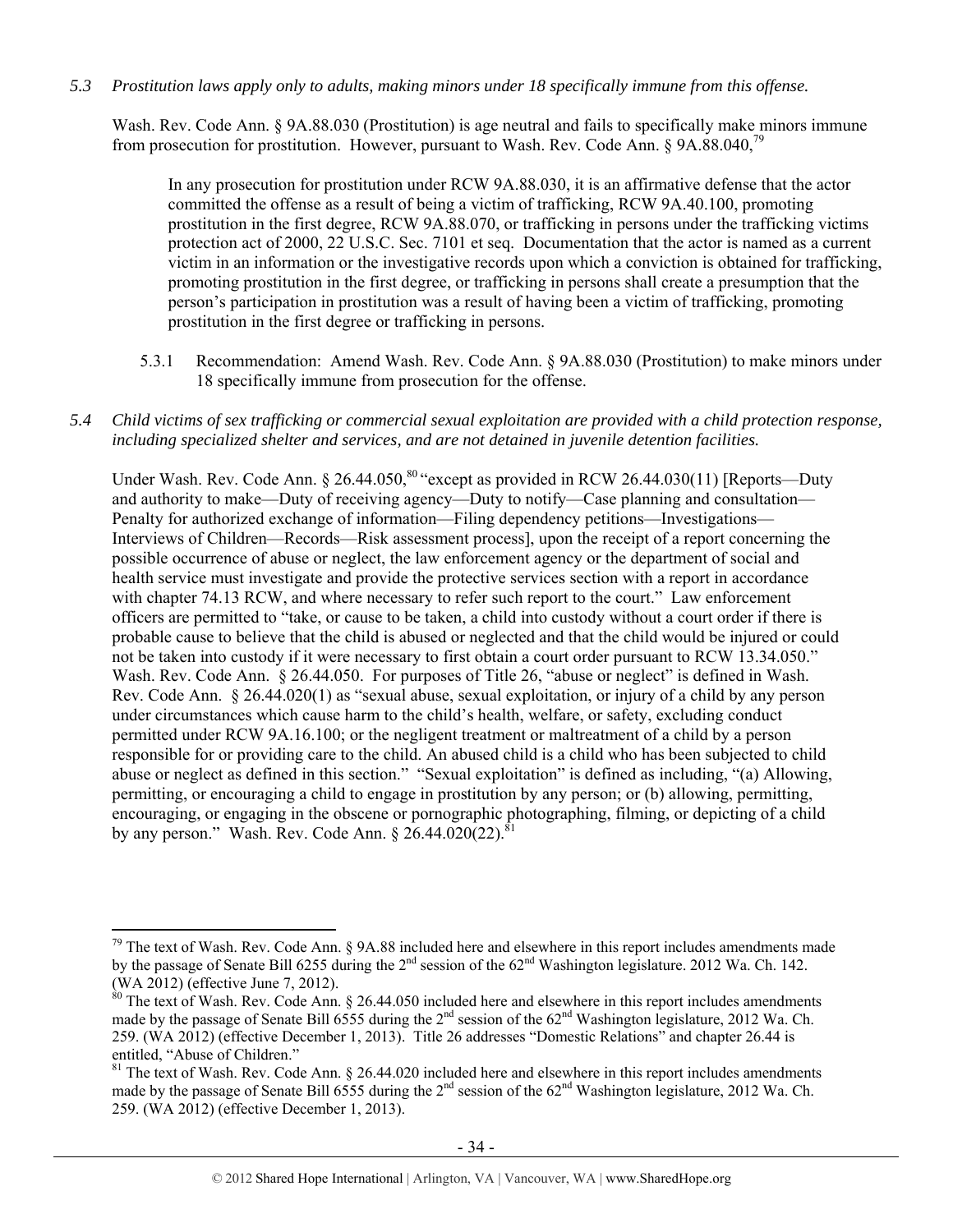*5.3 Prostitution laws apply only to adults, making minors under 18 specifically immune from this offense.*

Wash. Rev. Code Ann. § 9A.88.030 (Prostitution) is age neutral and fails to specifically make minors immune from prosecution for prostitution. However, pursuant to Wash. Rev. Code Ann. § 9A.88.040,[79]

> In any prosecution for prostitution under RCW 9A.88.030, it is an affirmative defense that the actor committed the offense as a result of being a victim of trafficking, RCW 9A.40.100, promoting prostitution in the first degree, RCW 9A.88.070, or trafficking in persons under the trafficking victims protection act of 2000, 22 U.S.C. Sec. 7101 et seq. Documentation that the actor is named as a current victim in an information or the investigative records upon which a conviction is obtained for trafficking, promoting prostitution in the first degree, or trafficking in persons shall create a presumption that the person's participation in prostitution was a result of having been a victim of trafficking, promoting prostitution in the first degree or trafficking in persons.

5.3.1 Recommendation: Amend Wash. Rev. Code Ann. § 9A.88.030 (Prostitution) to make minors under 18 specifically immune from prosecution for the offense.

*5.4 Child victims of sex trafficking or commercial sexual exploitation are provided with a child protection response, including specialized shelter and services, and are not detained in juvenile detention facilities.*

Under Wash. Rev. Code Ann. § 26.44.050,[80] "except as provided in RCW 26.44.030(11) [Reports—Duty and authority to make—Duty of receiving agency—Duty to notify—Case planning and consultation—Penalty for authorized exchange of information—Filing dependency petitions—Investigations—Interviews of Children—Records—Risk assessment process], upon the receipt of a report concerning the possible occurrence of abuse or neglect, the law enforcement agency or the department of social and health service must investigate and provide the protective services section with a report in accordance with chapter 74.13 RCW, and where necessary to refer such report to the court." Law enforcement officers are permitted to "take, or cause to be taken, a child into custody without a court order if there is probable cause to believe that the child is abused or neglected and that the child would be injured or could not be taken into custody if it were necessary to first obtain a court order pursuant to RCW 13.34.050." Wash. Rev. Code Ann. § 26.44.050. For purposes of Title 26, "abuse or neglect" is defined in Wash. Rev. Code Ann. § 26.44.020(1) as "sexual abuse, sexual exploitation, or injury of a child by any person under circumstances which cause harm to the child's health, welfare, or safety, excluding conduct permitted under RCW 9A.16.100; or the negligent treatment or maltreatment of a child by a person responsible for or providing care to the child. An abused child is a child who has been subjected to child abuse or neglect as defined in this section." "Sexual exploitation" is defined as including, "(a) Allowing, permitting, or encouraging a child to engage in prostitution by any person; or (b) allowing, permitting, encouraging, or engaging in the obscene or pornographic photographing, filming, or depicting of a child by any person." Wash. Rev. Code Ann. § 26.44.020(22).[81]

---

[79] The text of Wash. Rev. Code Ann. § 9A.88 included here and elsewhere in this report includes amendments made by the passage of Senate Bill 6255 during the 2nd session of the 62nd Washington legislature. 2012 Wa. Ch. 142. (WA 2012) (effective June 7, 2012).

[80] The text of Wash. Rev. Code Ann. § 26.44.050 included here and elsewhere in this report includes amendments made by the passage of Senate Bill 6555 during the 2nd session of the 62nd Washington legislature, 2012 Wa. Ch. 259. (WA 2012) (effective December 1, 2013). Title 26 addresses "Domestic Relations" and chapter 26.44 is entitled, "Abuse of Children."

[81] The text of Wash. Rev. Code Ann. § 26.44.020 included here and elsewhere in this report includes amendments made by the passage of Senate Bill 6555 during the 2nd session of the 62nd Washington legislature, 2012 Wa. Ch. 259. (WA 2012) (effective December 1, 2013).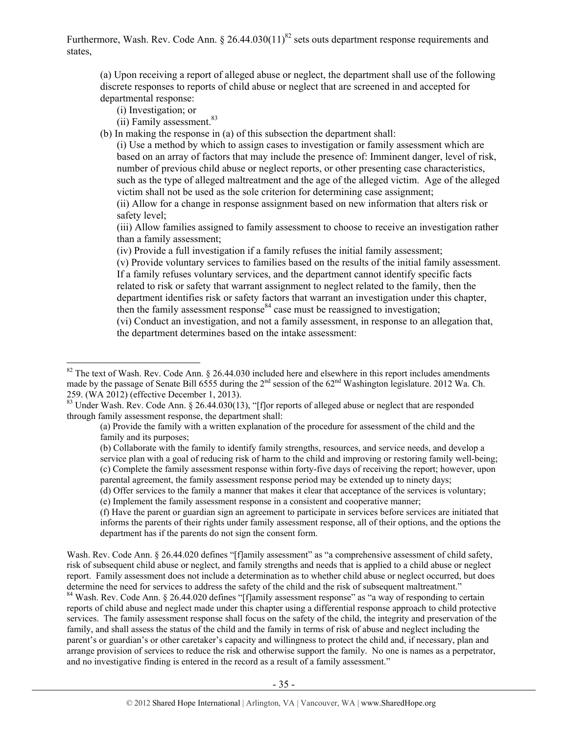Furthermore, Wash. Rev. Code Ann. § 26.44.030(11)[82] sets outs department response requirements and states,

> (a) Upon receiving a report of alleged abuse or neglect, the department shall use of the following discrete responses to reports of child abuse or neglect that are screened in and accepted for departmental response:
>
> (i) Investigation; or
>
> (ii) Family assessment.[83]
>
> (b) In making the response in (a) of this subsection the department shall:
>
> (i) Use a method by which to assign cases to investigation or family assessment which are based on an array of factors that may include the presence of: Imminent danger, level of risk, number of previous child abuse or neglect reports, or other presenting case characteristics, such as the type of alleged maltreatment and the age of the alleged victim. Age of the alleged victim shall not be used as the sole criterion for determining case assignment;
>
> (ii) Allow for a change in response assignment based on new information that alters risk or safety level;
>
> (iii) Allow families assigned to family assessment to choose to receive an investigation rather than a family assessment;
>
> (iv) Provide a full investigation if a family refuses the initial family assessment;
>
> (v) Provide voluntary services to families based on the results of the initial family assessment. If a family refuses voluntary services, and the department cannot identify specific facts related to risk or safety that warrant assignment to neglect related to the family, then the department identifies risk or safety factors that warrant an investigation under this chapter, then the family assessment response[84] case must be reassigned to investigation;
>
> (vi) Conduct an investigation, and not a family assessment, in response to an allegation that, the department determines based on the intake assessment:

---

[82] The text of Wash. Rev. Code Ann. § 26.44.030 included here and elsewhere in this report includes amendments made by the passage of Senate Bill 6555 during the 2nd session of the 62nd Washington legislature. 2012 Wa. Ch. 259. (WA 2012) (effective December 1, 2013).

[83] Under Wash. Rev. Code Ann. § 26.44.030(13), "[f]or reports of alleged abuse or neglect that are responded through family assessment response, the department shall:

> (a) Provide the family with a written explanation of the procedure for assessment of the child and the family and its purposes;
>
> (b) Collaborate with the family to identify family strengths, resources, and service needs, and develop a service plan with a goal of reducing risk of harm to the child and improving or restoring family well-being;
>
> (c) Complete the family assessment response within forty-five days of receiving the report; however, upon parental agreement, the family assessment response period may be extended up to ninety days;
>
> (d) Offer services to the family a manner that makes it clear that acceptance of the services is voluntary;
>
> (e) Implement the family assessment response in a consistent and cooperative manner;
>
> (f) Have the parent or guardian sign an agreement to participate in services before services are initiated that informs the parents of their rights under family assessment response, all of their options, and the options the department has if the parents do not sign the consent form.

Wash. Rev. Code Ann. § 26.44.020 defines "[f]amily assessment" as "a comprehensive assessment of child safety, risk of subsequent child abuse or neglect, and family strengths and needs that is applied to a child abuse or neglect report. Family assessment does not include a determination as to whether child abuse or neglect occurred, but does determine the need for services to address the safety of the child and the risk of subsequent maltreatment."

[84] Wash. Rev. Code Ann. § 26.44.020 defines "[f]amily assessment response" as "a way of responding to certain reports of child abuse and neglect made under this chapter using a differential response approach to child protective services. The family assessment response shall focus on the safety of the child, the integrity and preservation of the family, and shall assess the status of the child and the family in terms of risk of abuse and neglect including the parent's or guardian's or other caretaker's capacity and willingness to protect the child and, if necessary, plan and arrange provision of services to reduce the risk and otherwise support the family. No one is names as a perpetrator, and no investigative finding is entered in the record as a result of a family assessment."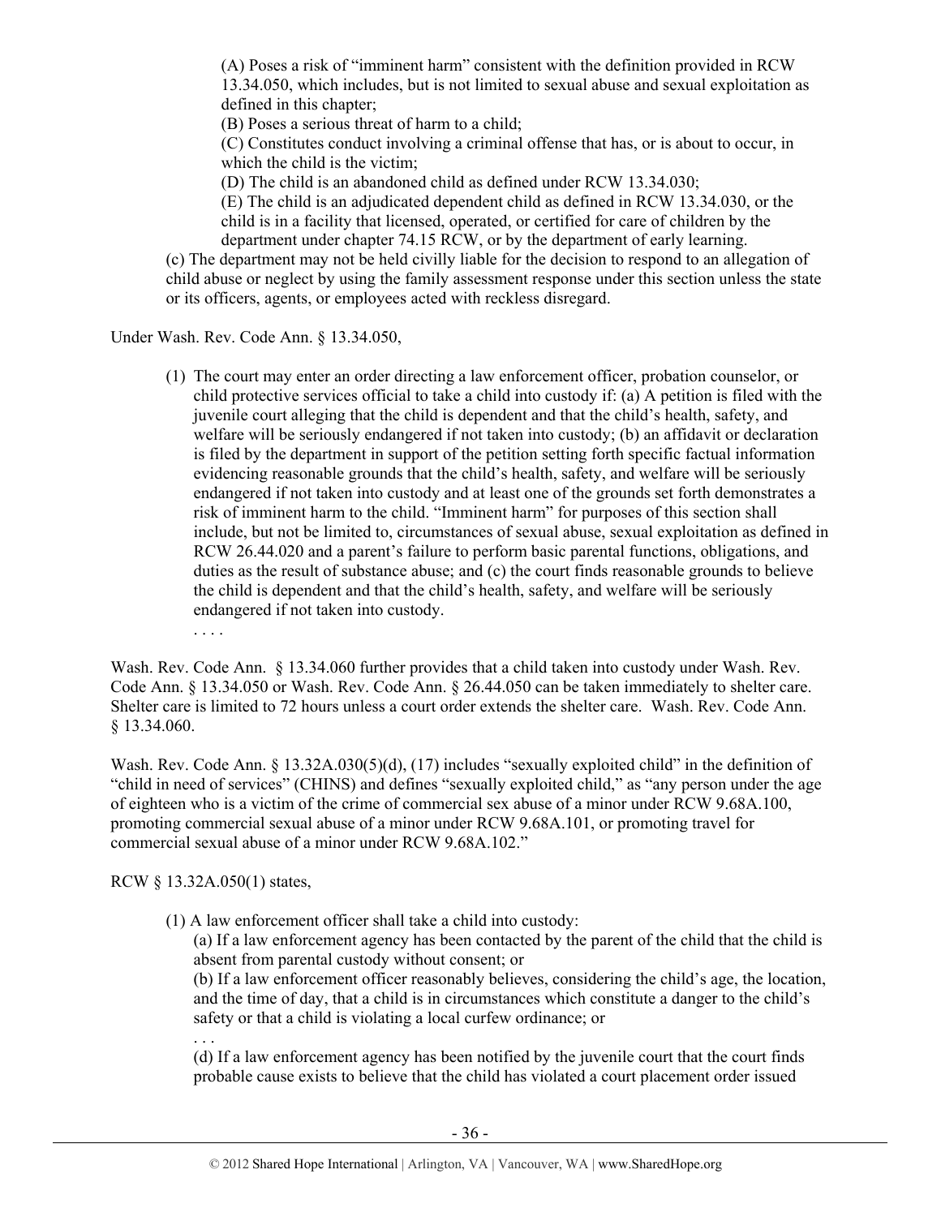(A) Poses a risk of "imminent harm" consistent with the definition provided in RCW 13.34.050, which includes, but is not limited to sexual abuse and sexual exploitation as defined in this chapter;

(B) Poses a serious threat of harm to a child;

(C) Constitutes conduct involving a criminal offense that has, or is about to occur, in which the child is the victim;

(D) The child is an abandoned child as defined under RCW 13.34.030;

(E) The child is an adjudicated dependent child as defined in RCW 13.34.030, or the child is in a facility that licensed, operated, or certified for care of children by the department under chapter 74.15 RCW, or by the department of early learning.

(c) The department may not be held civilly liable for the decision to respond to an allegation of child abuse or neglect by using the family assessment response under this section unless the state or its officers, agents, or employees acted with reckless disregard.

Under Wash. Rev. Code Ann. § 13.34.050,

> (1) The court may enter an order directing a law enforcement officer, probation counselor, or child protective services official to take a child into custody if: (a) A petition is filed with the juvenile court alleging that the child is dependent and that the child's health, safety, and welfare will be seriously endangered if not taken into custody; (b) an affidavit or declaration is filed by the department in support of the petition setting forth specific factual information evidencing reasonable grounds that the child's health, safety, and welfare will be seriously endangered if not taken into custody and at least one of the grounds set forth demonstrates a risk of imminent harm to the child. "Imminent harm" for purposes of this section shall include, but not be limited to, circumstances of sexual abuse, sexual exploitation as defined in RCW 26.44.020 and a parent's failure to perform basic parental functions, obligations, and duties as the result of substance abuse; and (c) the court finds reasonable grounds to believe the child is dependent and that the child's health, safety, and welfare will be seriously endangered if not taken into custody.
>
> . . . .

Wash. Rev. Code Ann. § 13.34.060 further provides that a child taken into custody under Wash. Rev. Code Ann. § 13.34.050 or Wash. Rev. Code Ann. § 26.44.050 can be taken immediately to shelter care. Shelter care is limited to 72 hours unless a court order extends the shelter care. Wash. Rev. Code Ann. § 13.34.060.

Wash. Rev. Code Ann. § 13.32A.030(5)(d), (17) includes "sexually exploited child" in the definition of "child in need of services" (CHINS) and defines "sexually exploited child," as "any person under the age of eighteen who is a victim of the crime of commercial sex abuse of a minor under RCW 9.68A.100, promoting commercial sexual abuse of a minor under RCW 9.68A.101, or promoting travel for commercial sexual abuse of a minor under RCW 9.68A.102."

RCW § 13.32A.050(1) states,

> (1) A law enforcement officer shall take a child into custody:
>
> (a) If a law enforcement agency has been contacted by the parent of the child that the child is absent from parental custody without consent; or
>
> (b) If a law enforcement officer reasonably believes, considering the child's age, the location, and the time of day, that a child is in circumstances which constitute a danger to the child's safety or that a child is violating a local curfew ordinance; or
>
> . . .
>
> (d) If a law enforcement agency has been notified by the juvenile court that the court finds probable cause exists to believe that the child has violated a court placement order issued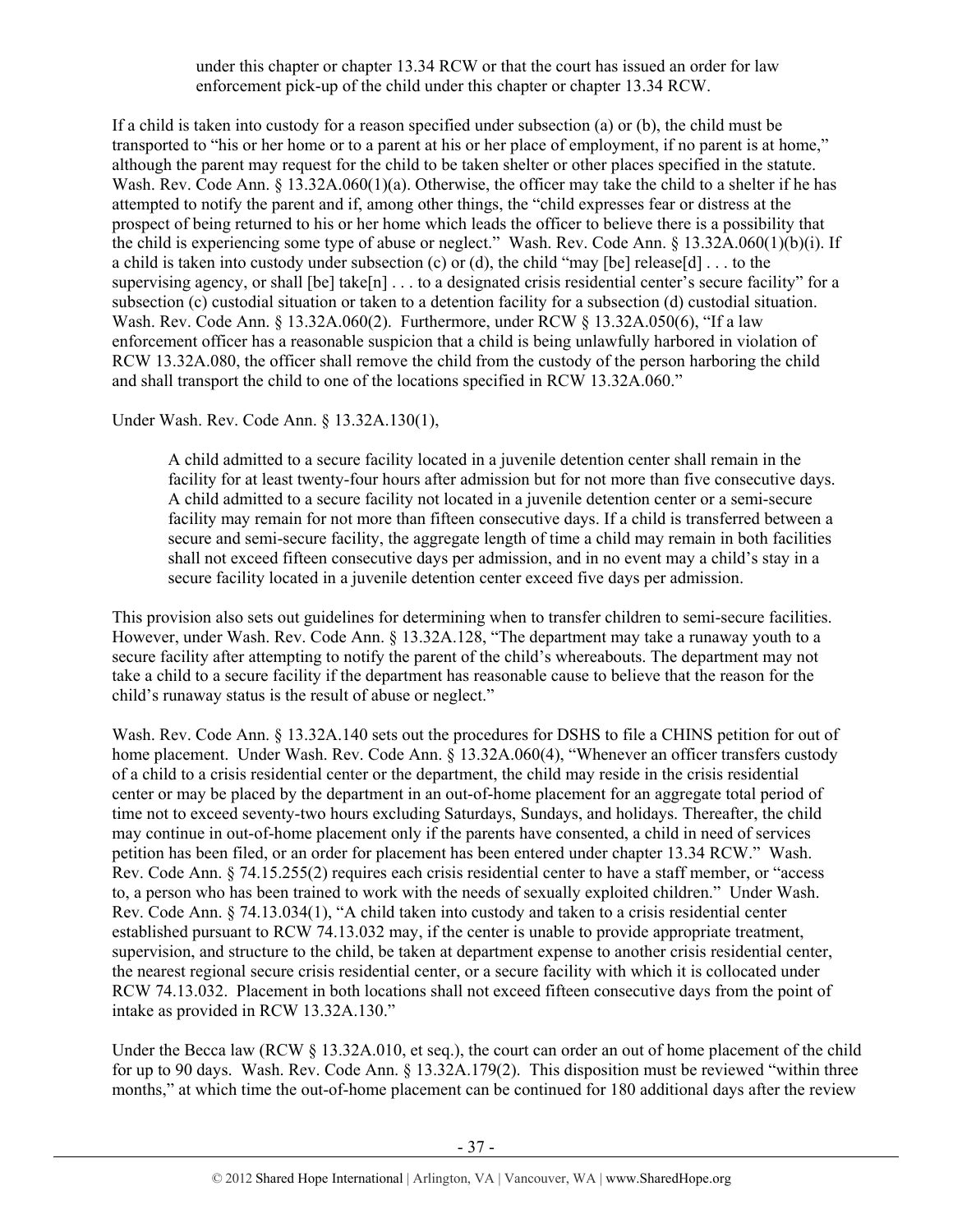> under this chapter or chapter 13.34 RCW or that the court has issued an order for law enforcement pick-up of the child under this chapter or chapter 13.34 RCW.

If a child is taken into custody for a reason specified under subsection (a) or (b), the child must be transported to "his or her home or to a parent at his or her place of employment, if no parent is at home," although the parent may request for the child to be taken shelter or other places specified in the statute. Wash. Rev. Code Ann. § 13.32A.060(1)(a). Otherwise, the officer may take the child to a shelter if he has attempted to notify the parent and if, among other things, the "child expresses fear or distress at the prospect of being returned to his or her home which leads the officer to believe there is a possibility that the child is experiencing some type of abuse or neglect." Wash. Rev. Code Ann. § 13.32A.060(1)(b)(i). If a child is taken into custody under subsection (c) or (d), the child "may [be] release[d] . . . to the supervising agency, or shall [be] take[n] . . . to a designated crisis residential center's secure facility" for a subsection (c) custodial situation or taken to a detention facility for a subsection (d) custodial situation. Wash. Rev. Code Ann. § 13.32A.060(2). Furthermore, under RCW § 13.32A.050(6), "If a law enforcement officer has a reasonable suspicion that a child is being unlawfully harbored in violation of RCW 13.32A.080, the officer shall remove the child from the custody of the person harboring the child and shall transport the child to one of the locations specified in RCW 13.32A.060."

Under Wash. Rev. Code Ann. § 13.32A.130(1),

> A child admitted to a secure facility located in a juvenile detention center shall remain in the facility for at least twenty-four hours after admission but for not more than five consecutive days. A child admitted to a secure facility not located in a juvenile detention center or a semi-secure facility may remain for not more than fifteen consecutive days. If a child is transferred between a secure and semi-secure facility, the aggregate length of time a child may remain in both facilities shall not exceed fifteen consecutive days per admission, and in no event may a child's stay in a secure facility located in a juvenile detention center exceed five days per admission.

This provision also sets out guidelines for determining when to transfer children to semi-secure facilities. However, under Wash. Rev. Code Ann. § 13.32A.128, "The department may take a runaway youth to a secure facility after attempting to notify the parent of the child's whereabouts. The department may not take a child to a secure facility if the department has reasonable cause to believe that the reason for the child's runaway status is the result of abuse or neglect."

Wash. Rev. Code Ann. § 13.32A.140 sets out the procedures for DSHS to file a CHINS petition for out of home placement. Under Wash. Rev. Code Ann. § 13.32A.060(4), "Whenever an officer transfers custody of a child to a crisis residential center or the department, the child may reside in the crisis residential center or may be placed by the department in an out-of-home placement for an aggregate total period of time not to exceed seventy-two hours excluding Saturdays, Sundays, and holidays. Thereafter, the child may continue in out-of-home placement only if the parents have consented, a child in need of services petition has been filed, or an order for placement has been entered under chapter 13.34 RCW." Wash. Rev. Code Ann. § 74.15.255(2) requires each crisis residential center to have a staff member, or "access to, a person who has been trained to work with the needs of sexually exploited children." Under Wash. Rev. Code Ann. § 74.13.034(1), "A child taken into custody and taken to a crisis residential center established pursuant to RCW 74.13.032 may, if the center is unable to provide appropriate treatment, supervision, and structure to the child, be taken at department expense to another crisis residential center, the nearest regional secure crisis residential center, or a secure facility with which it is collocated under RCW 74.13.032. Placement in both locations shall not exceed fifteen consecutive days from the point of intake as provided in RCW 13.32A.130."

Under the Becca law (RCW § 13.32A.010, et seq.), the court can order an out of home placement of the child for up to 90 days. Wash. Rev. Code Ann. § 13.32A.179(2). This disposition must be reviewed "within three months," at which time the out-of-home placement can be continued for 180 additional days after the review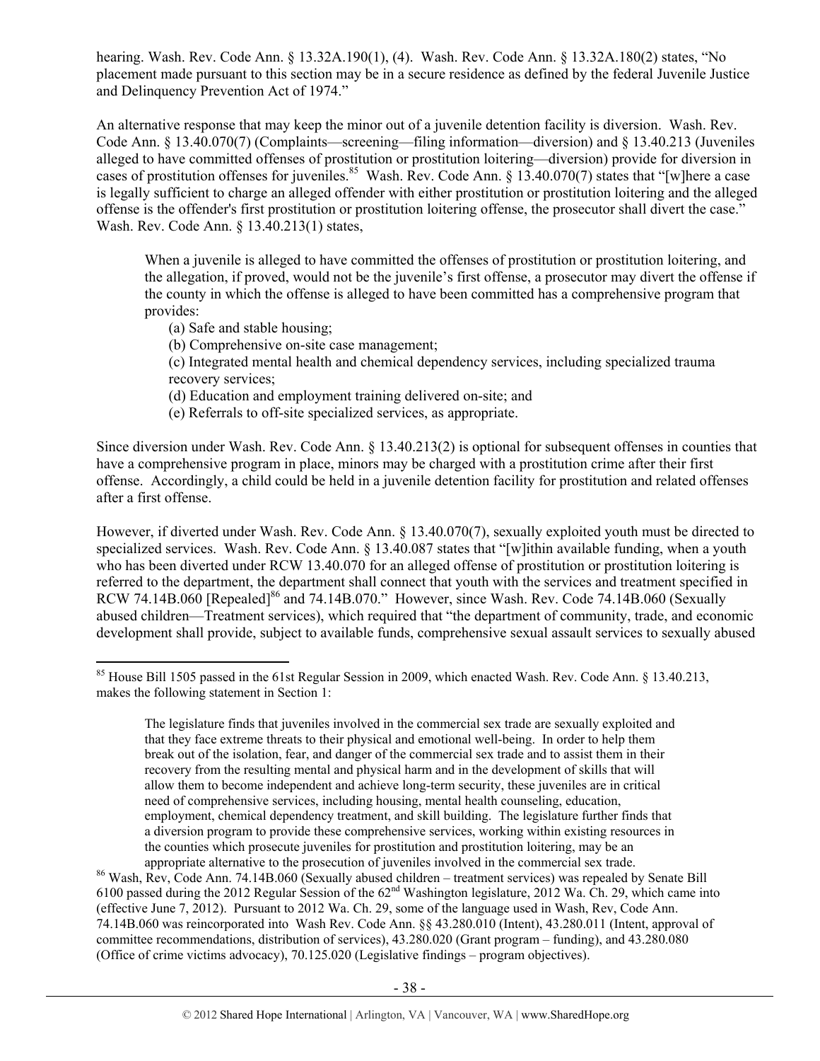hearing. Wash. Rev. Code Ann. § 13.32A.190(1), (4). Wash. Rev. Code Ann. § 13.32A.180(2) states, "No placement made pursuant to this section may be in a secure residence as defined by the federal Juvenile Justice and Delinquency Prevention Act of 1974."

An alternative response that may keep the minor out of a juvenile detention facility is diversion. Wash. Rev. Code Ann. § 13.40.070(7) (Complaints—screening—filing information—diversion) and § 13.40.213 (Juveniles alleged to have committed offenses of prostitution or prostitution loitering—diversion) provide for diversion in cases of prostitution offenses for juveniles.[85] Wash. Rev. Code Ann. § 13.40.070(7) states that "[w]here a case is legally sufficient to charge an alleged offender with either prostitution or prostitution loitering and the alleged offense is the offender's first prostitution or prostitution loitering offense, the prosecutor shall divert the case." Wash. Rev. Code Ann. § 13.40.213(1) states,

> When a juvenile is alleged to have committed the offenses of prostitution or prostitution loitering, and the allegation, if proved, would not be the juvenile's first offense, a prosecutor may divert the offense if the county in which the offense is alleged to have been committed has a comprehensive program that provides:
>
> (a) Safe and stable housing;
>
> (b) Comprehensive on-site case management;
>
> (c) Integrated mental health and chemical dependency services, including specialized trauma recovery services;
>
> (d) Education and employment training delivered on-site; and
>
> (e) Referrals to off-site specialized services, as appropriate.

Since diversion under Wash. Rev. Code Ann. § 13.40.213(2) is optional for subsequent offenses in counties that have a comprehensive program in place, minors may be charged with a prostitution crime after their first offense. Accordingly, a child could be held in a juvenile detention facility for prostitution and related offenses after a first offense.

However, if diverted under Wash. Rev. Code Ann. § 13.40.070(7), sexually exploited youth must be directed to specialized services. Wash. Rev. Code Ann. § 13.40.087 states that "[w]ithin available funding, when a youth who has been diverted under RCW 13.40.070 for an alleged offense of prostitution or prostitution loitering is referred to the department, the department shall connect that youth with the services and treatment specified in RCW 74.14B.060 [Repealed][86] and 74.14B.070." However, since Wash. Rev. Code 74.14B.060 (Sexually abused children—Treatment services), which required that "the department of community, trade, and economic development shall provide, subject to available funds, comprehensive sexual assault services to sexually abused

---

[85] House Bill 1505 passed in the 61st Regular Session in 2009, which enacted Wash. Rev. Code Ann. § 13.40.213, makes the following statement in Section 1:

> The legislature finds that juveniles involved in the commercial sex trade are sexually exploited and that they face extreme threats to their physical and emotional well-being. In order to help them break out of the isolation, fear, and danger of the commercial sex trade and to assist them in their recovery from the resulting mental and physical harm and in the development of skills that will allow them to become independent and achieve long-term security, these juveniles are in critical need of comprehensive services, including housing, mental health counseling, education, employment, chemical dependency treatment, and skill building. The legislature further finds that a diversion program to provide these comprehensive services, working within existing resources in the counties which prosecute juveniles for prostitution and prostitution loitering, may be an appropriate alternative to the prosecution of juveniles involved in the commercial sex trade.

[86] Wash, Rev, Code Ann. 74.14B.060 (Sexually abused children – treatment services) was repealed by Senate Bill 6100 passed during the 2012 Regular Session of the 62nd Washington legislature, 2012 Wa. Ch. 29, which came into (effective June 7, 2012). Pursuant to 2012 Wa. Ch. 29, some of the language used in Wash, Rev, Code Ann. 74.14B.060 was reincorporated into Wash Rev. Code Ann. §§ 43.280.010 (Intent), 43.280.011 (Intent, approval of committee recommendations, distribution of services), 43.280.020 (Grant program – funding), and 43.280.080 (Office of crime victims advocacy), 70.125.020 (Legislative findings – program objectives).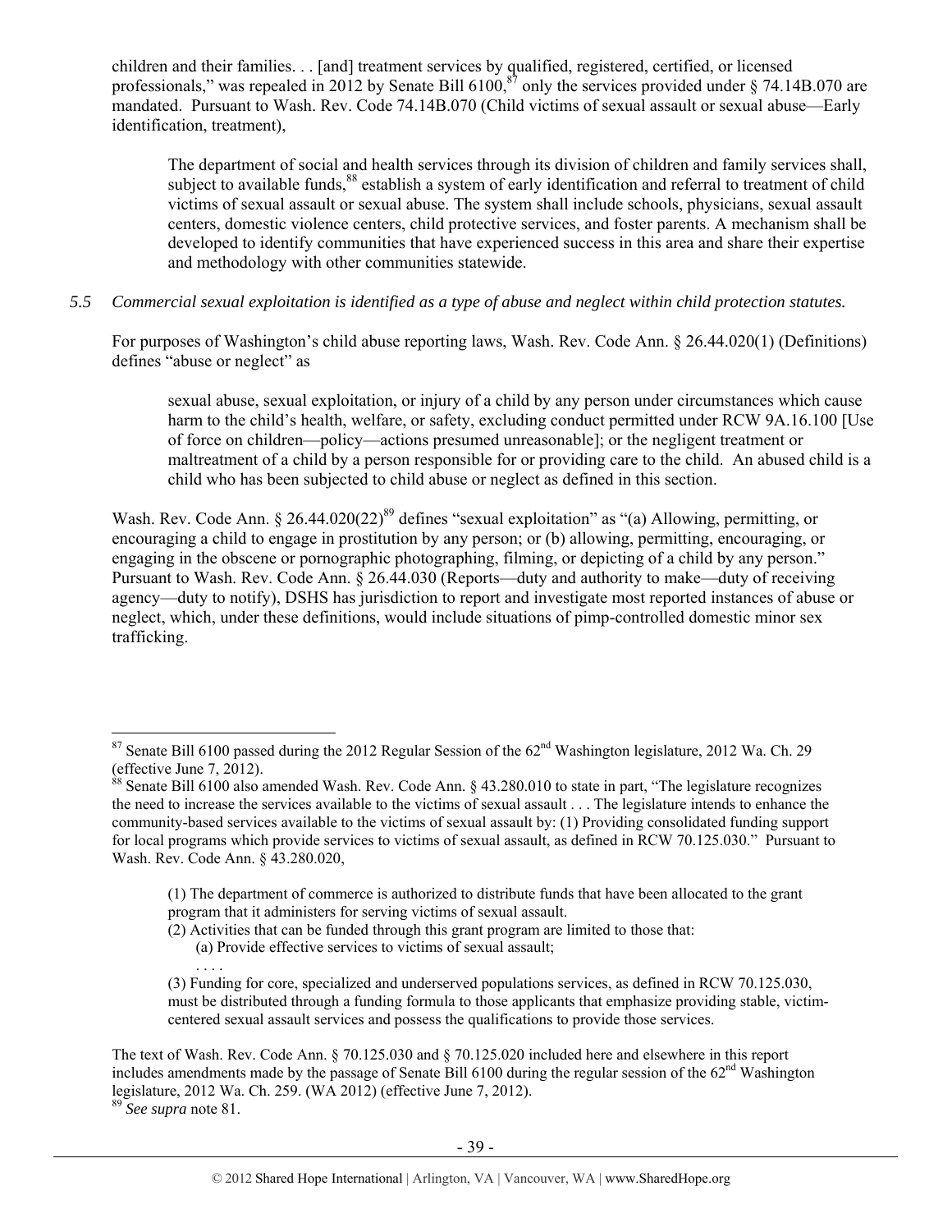children and their families. . . [and] treatment services by qualified, registered, certified, or licensed professionals," was repealed in 2012 by Senate Bill 6100,[87] only the services provided under § 74.14B.070 are mandated. Pursuant to Wash. Rev. Code 74.14B.070 (Child victims of sexual assault or sexual abuse—Early identification, treatment),

> The department of social and health services through its division of children and family services shall, subject to available funds,[88] establish a system of early identification and referral to treatment of child victims of sexual assault or sexual abuse. The system shall include schools, physicians, sexual assault centers, domestic violence centers, child protective services, and foster parents. A mechanism shall be developed to identify communities that have experienced success in this area and share their expertise and methodology with other communities statewide.

*5.5 Commercial sexual exploitation is identified as a type of abuse and neglect within child protection statutes.*

For purposes of Washington's child abuse reporting laws, Wash. Rev. Code Ann. § 26.44.020(1) (Definitions) defines "abuse or neglect" as

> sexual abuse, sexual exploitation, or injury of a child by any person under circumstances which cause harm to the child's health, welfare, or safety, excluding conduct permitted under RCW 9A.16.100 [Use of force on children—policy—actions presumed unreasonable]; or the negligent treatment or maltreatment of a child by a person responsible for or providing care to the child. An abused child is a child who has been subjected to child abuse or neglect as defined in this section.

Wash. Rev. Code Ann. § 26.44.020(22)[89] defines "sexual exploitation" as "(a) Allowing, permitting, or encouraging a child to engage in prostitution by any person; or (b) allowing, permitting, encouraging, or engaging in the obscene or pornographic photographing, filming, or depicting of a child by any person." Pursuant to Wash. Rev. Code Ann. § 26.44.030 (Reports—duty and authority to make—duty of receiving agency—duty to notify), DSHS has jurisdiction to report and investigate most reported instances of abuse or neglect, which, under these definitions, would include situations of pimp-controlled domestic minor sex trafficking.

---

[87] Senate Bill 6100 passed during the 2012 Regular Session of the 62nd Washington legislature, 2012 Wa. Ch. 29 (effective June 7, 2012).

[88] Senate Bill 6100 also amended Wash. Rev. Code Ann. § 43.280.010 to state in part, "The legislature recognizes the need to increase the services available to the victims of sexual assault . . . The legislature intends to enhance the community-based services available to the victims of sexual assault by: (1) Providing consolidated funding support for local programs which provide services to victims of sexual assault, as defined in RCW 70.125.030." Pursuant to Wash. Rev. Code Ann. § 43.280.020,

> (1) The department of commerce is authorized to distribute funds that have been allocated to the grant program that it administers for serving victims of sexual assault.
> (2) Activities that can be funded through this grant program are limited to those that:
> (a) Provide effective services to victims of sexual assault;
> . . . .
> (3) Funding for core, specialized and underserved populations services, as defined in RCW 70.125.030, must be distributed through a funding formula to those applicants that emphasize providing stable, victim-centered sexual assault services and possess the qualifications to provide those services.

The text of Wash. Rev. Code Ann. § 70.125.030 and § 70.125.020 included here and elsewhere in this report includes amendments made by the passage of Senate Bill 6100 during the regular session of the 62nd Washington legislature, 2012 Wa. Ch. 259. (WA 2012) (effective June 7, 2012).

[89] *See supra* note 81.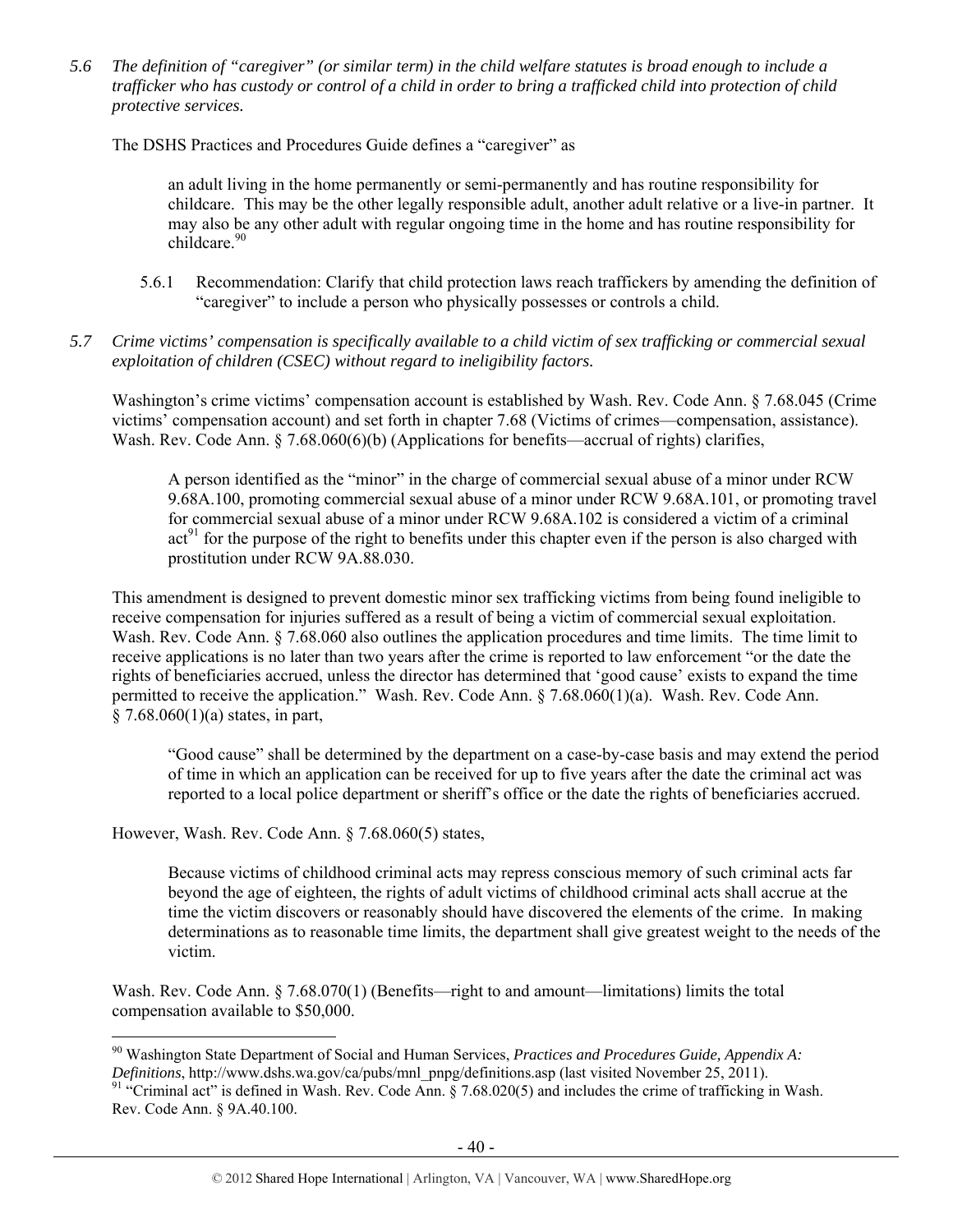*5.6 The definition of "caregiver" (or similar term) in the child welfare statutes is broad enough to include a trafficker who has custody or control of a child in order to bring a trafficked child into protection of child protective services.*

The DSHS Practices and Procedures Guide defines a "caregiver" as

> an adult living in the home permanently or semi-permanently and has routine responsibility for childcare. This may be the other legally responsible adult, another adult relative or a live-in partner. It may also be any other adult with regular ongoing time in the home and has routine responsibility for childcare.[90]

5.6.1 Recommendation: Clarify that child protection laws reach traffickers by amending the definition of "caregiver" to include a person who physically possesses or controls a child.

*5.7 Crime victims' compensation is specifically available to a child victim of sex trafficking or commercial sexual exploitation of children (CSEC) without regard to ineligibility factors.*

Washington's crime victims' compensation account is established by Wash. Rev. Code Ann. § 7.68.045 (Crime victims' compensation account) and set forth in chapter 7.68 (Victims of crimes—compensation, assistance). Wash. Rev. Code Ann. § 7.68.060(6)(b) (Applications for benefits—accrual of rights) clarifies,

> A person identified as the "minor" in the charge of commercial sexual abuse of a minor under RCW 9.68A.100, promoting commercial sexual abuse of a minor under RCW 9.68A.101, or promoting travel for commercial sexual abuse of a minor under RCW 9.68A.102 is considered a victim of a criminal act[91] for the purpose of the right to benefits under this chapter even if the person is also charged with prostitution under RCW 9A.88.030.

This amendment is designed to prevent domestic minor sex trafficking victims from being found ineligible to receive compensation for injuries suffered as a result of being a victim of commercial sexual exploitation. Wash. Rev. Code Ann. § 7.68.060 also outlines the application procedures and time limits. The time limit to receive applications is no later than two years after the crime is reported to law enforcement "or the date the rights of beneficiaries accrued, unless the director has determined that 'good cause' exists to expand the time permitted to receive the application." Wash. Rev. Code Ann. § 7.68.060(1)(a). Wash. Rev. Code Ann. § 7.68.060(1)(a) states, in part,

> "Good cause" shall be determined by the department on a case-by-case basis and may extend the period of time in which an application can be received for up to five years after the date the criminal act was reported to a local police department or sheriff's office or the date the rights of beneficiaries accrued.

However, Wash. Rev. Code Ann. § 7.68.060(5) states,

> Because victims of childhood criminal acts may repress conscious memory of such criminal acts far beyond the age of eighteen, the rights of adult victims of childhood criminal acts shall accrue at the time the victim discovers or reasonably should have discovered the elements of the crime. In making determinations as to reasonable time limits, the department shall give greatest weight to the needs of the victim.

Wash. Rev. Code Ann. § 7.68.070(1) (Benefits—right to and amount—limitations) limits the total compensation available to $50,000.

---

[90] Washington State Department of Social and Human Services, *Practices and Procedures Guide, Appendix A: Definitions*, http://www.dshs.wa.gov/ca/pubs/mnl_pnpg/definitions.asp (last visited November 25, 2011).

[91] "Criminal act" is defined in Wash. Rev. Code Ann. § 7.68.020(5) and includes the crime of trafficking in Wash. Rev. Code Ann. § 9A.40.100.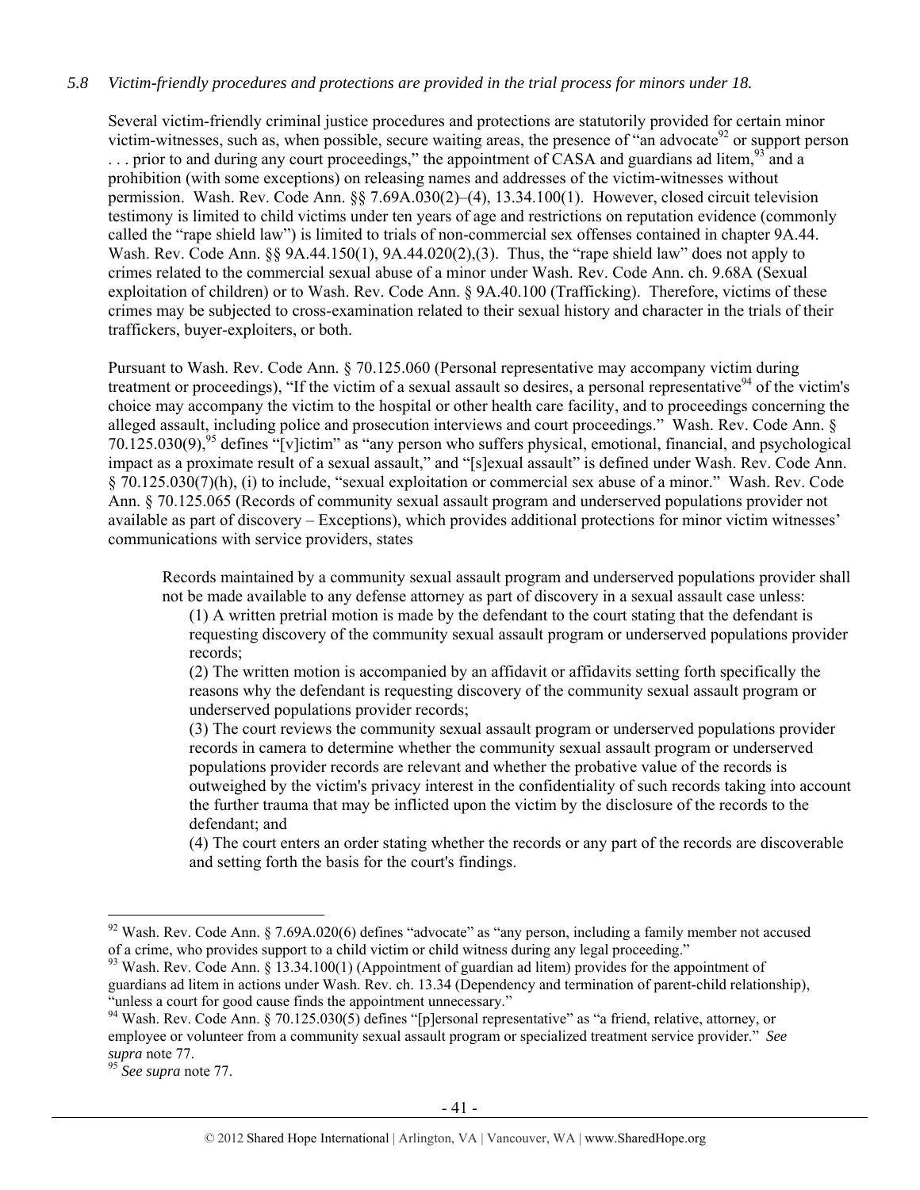*5.8 Victim-friendly procedures and protections are provided in the trial process for minors under 18.*

Several victim-friendly criminal justice procedures and protections are statutorily provided for certain minor victim-witnesses, such as, when possible, secure waiting areas, the presence of "an advocate[92] or support person . . . prior to and during any court proceedings," the appointment of CASA and guardians ad litem,[93] and a prohibition (with some exceptions) on releasing names and addresses of the victim-witnesses without permission. Wash. Rev. Code Ann. §§ 7.69A.030(2)–(4), 13.34.100(1). However, closed circuit television testimony is limited to child victims under ten years of age and restrictions on reputation evidence (commonly called the "rape shield law") is limited to trials of non-commercial sex offenses contained in chapter 9A.44. Wash. Rev. Code Ann. §§ 9A.44.150(1), 9A.44.020(2),(3). Thus, the "rape shield law" does not apply to crimes related to the commercial sexual abuse of a minor under Wash. Rev. Code Ann. ch. 9.68A (Sexual exploitation of children) or to Wash. Rev. Code Ann. § 9A.40.100 (Trafficking). Therefore, victims of these crimes may be subjected to cross-examination related to their sexual history and character in the trials of their traffickers, buyer-exploiters, or both.

Pursuant to Wash. Rev. Code Ann. § 70.125.060 (Personal representative may accompany victim during treatment or proceedings), "If the victim of a sexual assault so desires, a personal representative[94] of the victim's choice may accompany the victim to the hospital or other health care facility, and to proceedings concerning the alleged assault, including police and prosecution interviews and court proceedings." Wash. Rev. Code Ann. § 70.125.030(9),[95] defines "[v]ictim" as "any person who suffers physical, emotional, financial, and psychological impact as a proximate result of a sexual assault," and "[s]exual assault" is defined under Wash. Rev. Code Ann. § 70.125.030(7)(h), (i) to include, "sexual exploitation or commercial sex abuse of a minor." Wash. Rev. Code Ann. § 70.125.065 (Records of community sexual assault program and underserved populations provider not available as part of discovery – Exceptions), which provides additional protections for minor victim witnesses' communications with service providers, states

> Records maintained by a community sexual assault program and underserved populations provider shall not be made available to any defense attorney as part of discovery in a sexual assault case unless:
>
> (1) A written pretrial motion is made by the defendant to the court stating that the defendant is requesting discovery of the community sexual assault program or underserved populations provider records;
>
> (2) The written motion is accompanied by an affidavit or affidavits setting forth specifically the reasons why the defendant is requesting discovery of the community sexual assault program or underserved populations provider records;
>
> (3) The court reviews the community sexual assault program or underserved populations provider records in camera to determine whether the community sexual assault program or underserved populations provider records are relevant and whether the probative value of the records is outweighed by the victim's privacy interest in the confidentiality of such records taking into account the further trauma that may be inflicted upon the victim by the disclosure of the records to the defendant; and
>
> (4) The court enters an order stating whether the records or any part of the records are discoverable and setting forth the basis for the court's findings.

---

[92] Wash. Rev. Code Ann. § 7.69A.020(6) defines "advocate" as "any person, including a family member not accused of a crime, who provides support to a child victim or child witness during any legal proceeding."

[93] Wash. Rev. Code Ann. § 13.34.100(1) (Appointment of guardian ad litem) provides for the appointment of guardians ad litem in actions under Wash. Rev. ch. 13.34 (Dependency and termination of parent-child relationship), "unless a court for good cause finds the appointment unnecessary."

[94] Wash. Rev. Code Ann. § 70.125.030(5) defines "[p]ersonal representative" as "a friend, relative, attorney, or employee or volunteer from a community sexual assault program or specialized treatment service provider." *See supra* note 77.

[95] *See supra* note 77.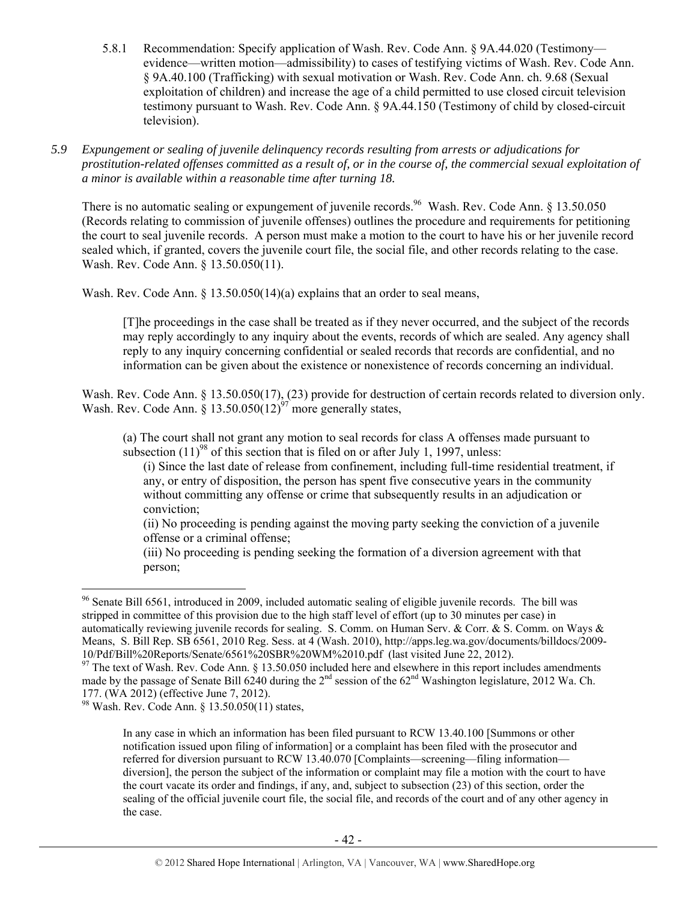5.8.1 Recommendation: Specify application of Wash. Rev. Code Ann. § 9A.44.020 (Testimony—evidence—written motion—admissibility) to cases of testifying victims of Wash. Rev. Code Ann. § 9A.40.100 (Trafficking) with sexual motivation or Wash. Rev. Code Ann. ch. 9.68 (Sexual exploitation of children) and increase the age of a child permitted to use closed circuit television testimony pursuant to Wash. Rev. Code Ann. § 9A.44.150 (Testimony of child by closed-circuit television).

*5.9 Expungement or sealing of juvenile delinquency records resulting from arrests or adjudications for prostitution-related offenses committed as a result of, or in the course of, the commercial sexual exploitation of a minor is available within a reasonable time after turning 18.*

There is no automatic sealing or expungement of juvenile records.[96] Wash. Rev. Code Ann. § 13.50.050 (Records relating to commission of juvenile offenses) outlines the procedure and requirements for petitioning the court to seal juvenile records. A person must make a motion to the court to have his or her juvenile record sealed which, if granted, covers the juvenile court file, the social file, and other records relating to the case. Wash. Rev. Code Ann. § 13.50.050(11).

Wash. Rev. Code Ann. § 13.50.050(14)(a) explains that an order to seal means,

> [T]he proceedings in the case shall be treated as if they never occurred, and the subject of the records may reply accordingly to any inquiry about the events, records of which are sealed. Any agency shall reply to any inquiry concerning confidential or sealed records that records are confidential, and no information can be given about the existence or nonexistence of records concerning an individual.

Wash. Rev. Code Ann. § 13.50.050(17), (23) provide for destruction of certain records related to diversion only. Wash. Rev. Code Ann. § 13.50.050(12)[97] more generally states,

> (a) The court shall not grant any motion to seal records for class A offenses made pursuant to subsection (11)[98] of this section that is filed on or after July 1, 1997, unless:
>
> (i) Since the last date of release from confinement, including full-time residential treatment, if any, or entry of disposition, the person has spent five consecutive years in the community without committing any offense or crime that subsequently results in an adjudication or conviction;
>
> (ii) No proceeding is pending against the moving party seeking the conviction of a juvenile offense or a criminal offense;
>
> (iii) No proceeding is pending seeking the formation of a diversion agreement with that person;

---

[96] Senate Bill 6561, introduced in 2009, included automatic sealing of eligible juvenile records. The bill was stripped in committee of this provision due to the high staff level of effort (up to 30 minutes per case) in automatically reviewing juvenile records for sealing. S. Comm. on Human Serv. & Corr. & S. Comm. on Ways & Means, S. Bill Rep. SB 6561, 2010 Reg. Sess. at 4 (Wash. 2010), http://apps.leg.wa.gov/documents/billdocs/2009-10/Pdf/Bill%20Reports/Senate/6561%20SBR%20WM%2010.pdf (last visited June 22, 2012).

[97] The text of Wash. Rev. Code Ann. § 13.50.050 included here and elsewhere in this report includes amendments made by the passage of Senate Bill 6240 during the 2nd session of the 62nd Washington legislature, 2012 Wa. Ch. 177. (WA 2012) (effective June 7, 2012).

[98] Wash. Rev. Code Ann. § 13.50.050(11) states,

> In any case in which an information has been filed pursuant to RCW 13.40.100 [Summons or other notification issued upon filing of information] or a complaint has been filed with the prosecutor and referred for diversion pursuant to RCW 13.40.070 [Complaints—screening—filing information—diversion], the person the subject of the information or complaint may file a motion with the court to have the court vacate its order and findings, if any, and, subject to subsection (23) of this section, order the sealing of the official juvenile court file, the social file, and records of the court and of any other agency in the case.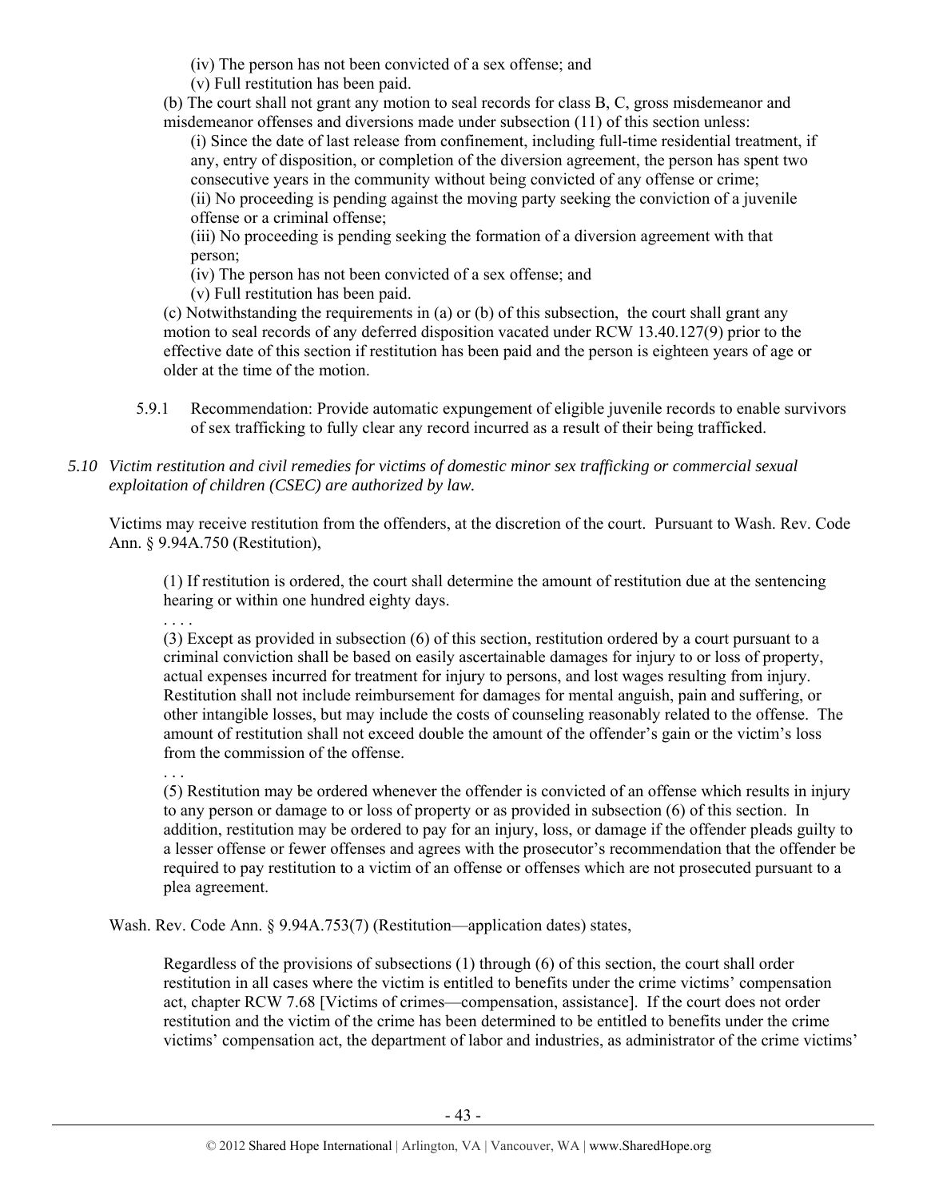(iv) The person has not been convicted of a sex offense; and

(v) Full restitution has been paid.

(b) The court shall not grant any motion to seal records for class B, C, gross misdemeanor and misdemeanor offenses and diversions made under subsection (11) of this section unless:

(i) Since the date of last release from confinement, including full-time residential treatment, if any, entry of disposition, or completion of the diversion agreement, the person has spent two consecutive years in the community without being convicted of any offense or crime;

(ii) No proceeding is pending against the moving party seeking the conviction of a juvenile offense or a criminal offense;

(iii) No proceeding is pending seeking the formation of a diversion agreement with that person;

(iv) The person has not been convicted of a sex offense; and

(v) Full restitution has been paid.

(c) Notwithstanding the requirements in (a) or (b) of this subsection, the court shall grant any motion to seal records of any deferred disposition vacated under RCW 13.40.127(9) prior to the effective date of this section if restitution has been paid and the person is eighteen years of age or older at the time of the motion.

5.9.1 Recommendation: Provide automatic expungement of eligible juvenile records to enable survivors of sex trafficking to fully clear any record incurred as a result of their being trafficked.

*5.10 Victim restitution and civil remedies for victims of domestic minor sex trafficking or commercial sexual exploitation of children (CSEC) are authorized by law.*

Victims may receive restitution from the offenders, at the discretion of the court. Pursuant to Wash. Rev. Code Ann. § 9.94A.750 (Restitution),

> (1) If restitution is ordered, the court shall determine the amount of restitution due at the sentencing hearing or within one hundred eighty days.
>
> . . . .
>
> (3) Except as provided in subsection (6) of this section, restitution ordered by a court pursuant to a criminal conviction shall be based on easily ascertainable damages for injury to or loss of property, actual expenses incurred for treatment for injury to persons, and lost wages resulting from injury. Restitution shall not include reimbursement for damages for mental anguish, pain and suffering, or other intangible losses, but may include the costs of counseling reasonably related to the offense. The amount of restitution shall not exceed double the amount of the offender's gain or the victim's loss from the commission of the offense.
>
> . . .
>
> (5) Restitution may be ordered whenever the offender is convicted of an offense which results in injury to any person or damage to or loss of property or as provided in subsection (6) of this section. In addition, restitution may be ordered to pay for an injury, loss, or damage if the offender pleads guilty to a lesser offense or fewer offenses and agrees with the prosecutor's recommendation that the offender be required to pay restitution to a victim of an offense or offenses which are not prosecuted pursuant to a plea agreement.

Wash. Rev. Code Ann. § 9.94A.753(7) (Restitution—application dates) states,

> Regardless of the provisions of subsections (1) through (6) of this section, the court shall order restitution in all cases where the victim is entitled to benefits under the crime victims' compensation act, chapter RCW 7.68 [Victims of crimes—compensation, assistance]. If the court does not order restitution and the victim of the crime has been determined to be entitled to benefits under the crime victims' compensation act, the department of labor and industries, as administrator of the crime victims'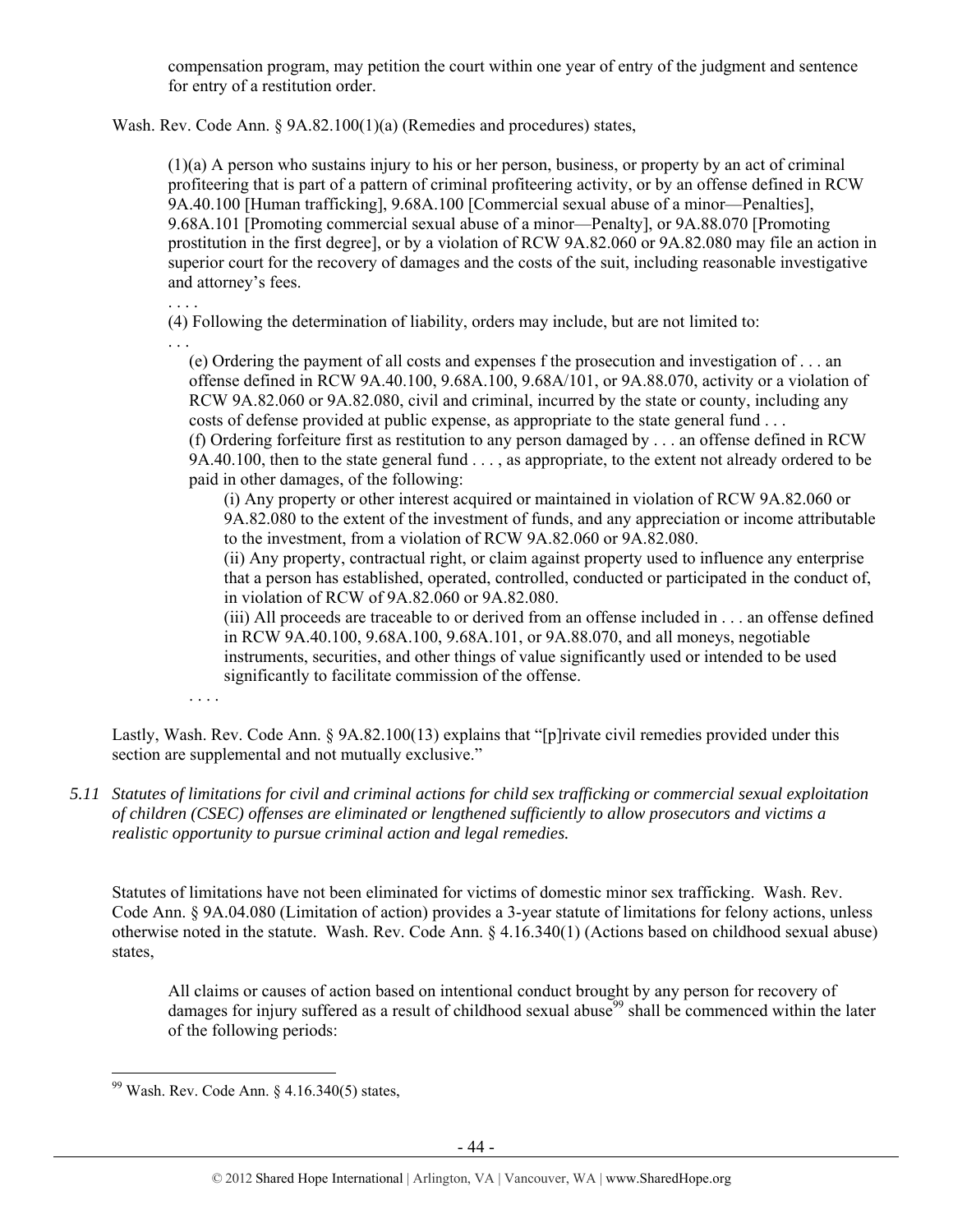compensation program, may petition the court within one year of entry of the judgment and sentence for entry of a restitution order.

Wash. Rev. Code Ann. § 9A.82.100(1)(a) (Remedies and procedures) states,

> (1)(a) A person who sustains injury to his or her person, business, or property by an act of criminal profiteering that is part of a pattern of criminal profiteering activity, or by an offense defined in RCW 9A.40.100 [Human trafficking], 9.68A.100 [Commercial sexual abuse of a minor—Penalties], 9.68A.101 [Promoting commercial sexual abuse of a minor—Penalty], or 9A.88.070 [Promoting prostitution in the first degree], or by a violation of RCW 9A.82.060 or 9A.82.080 may file an action in superior court for the recovery of damages and the costs of the suit, including reasonable investigative and attorney's fees.
>
> . . . .
>
> (4) Following the determination of liability, orders may include, but are not limited to:
>
> . . .
>
> (e) Ordering the payment of all costs and expenses f the prosecution and investigation of . . . an offense defined in RCW 9A.40.100, 9.68A.100, 9.68A/101, or 9A.88.070, activity or a violation of RCW 9A.82.060 or 9A.82.080, civil and criminal, incurred by the state or county, including any costs of defense provided at public expense, as appropriate to the state general fund . . .
>
> (f) Ordering forfeiture first as restitution to any person damaged by . . . an offense defined in RCW 9A.40.100, then to the state general fund . . . , as appropriate, to the extent not already ordered to be paid in other damages, of the following:
>
> (i) Any property or other interest acquired or maintained in violation of RCW 9A.82.060 or 9A.82.080 to the extent of the investment of funds, and any appreciation or income attributable to the investment, from a violation of RCW 9A.82.060 or 9A.82.080.
>
> (ii) Any property, contractual right, or claim against property used to influence any enterprise that a person has established, operated, controlled, conducted or participated in the conduct of, in violation of RCW of 9A.82.060 or 9A.82.080.
>
> (iii) All proceeds are traceable to or derived from an offense included in . . . an offense defined in RCW 9A.40.100, 9.68A.100, 9.68A.101, or 9A.88.070, and all moneys, negotiable instruments, securities, and other things of value significantly used or intended to be used significantly to facilitate commission of the offense.
>
> . . . .

Lastly, Wash. Rev. Code Ann. § 9A.82.100(13) explains that "[p]rivate civil remedies provided under this section are supplemental and not mutually exclusive."

*5.11 Statutes of limitations for civil and criminal actions for child sex trafficking or commercial sexual exploitation of children (CSEC) offenses are eliminated or lengthened sufficiently to allow prosecutors and victims a realistic opportunity to pursue criminal action and legal remedies.*

Statutes of limitations have not been eliminated for victims of domestic minor sex trafficking. Wash. Rev. Code Ann. § 9A.04.080 (Limitation of action) provides a 3-year statute of limitations for felony actions, unless otherwise noted in the statute. Wash. Rev. Code Ann. § 4.16.340(1) (Actions based on childhood sexual abuse) states,

> All claims or causes of action based on intentional conduct brought by any person for recovery of damages for injury suffered as a result of childhood sexual abuse[99] shall be commenced within the later of the following periods:

---

[99] Wash. Rev. Code Ann. § 4.16.340(5) states,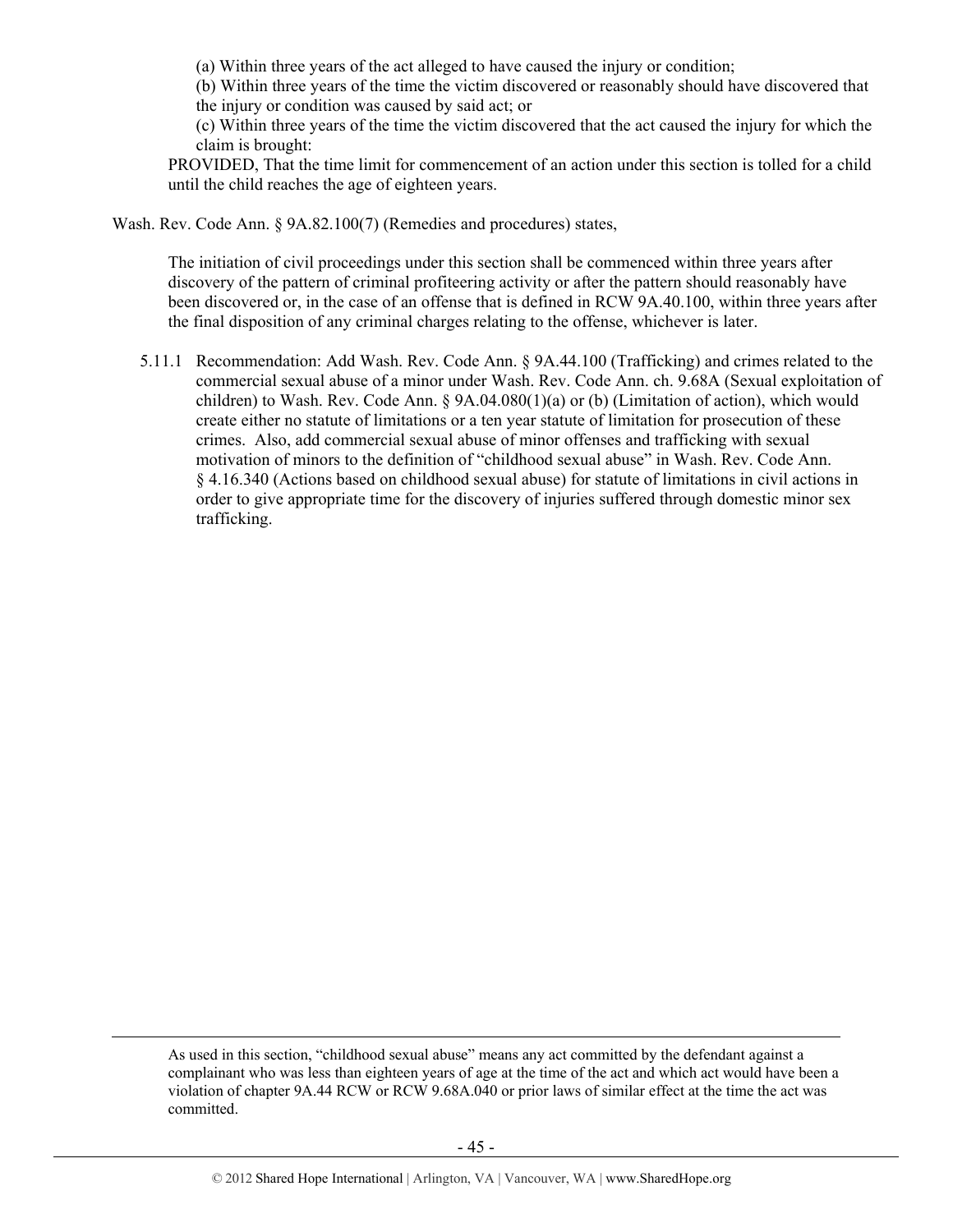> (a) Within three years of the act alleged to have caused the injury or condition;
>
> (b) Within three years of the time the victim discovered or reasonably should have discovered that the injury or condition was caused by said act; or
>
> (c) Within three years of the time the victim discovered that the act caused the injury for which the claim is brought:
>
> PROVIDED, That the time limit for commencement of an action under this section is tolled for a child until the child reaches the age of eighteen years.

Wash. Rev. Code Ann. § 9A.82.100(7) (Remedies and procedures) states,

> The initiation of civil proceedings under this section shall be commenced within three years after discovery of the pattern of criminal profiteering activity or after the pattern should reasonably have been discovered or, in the case of an offense that is defined in RCW 9A.40.100, within three years after the final disposition of any criminal charges relating to the offense, whichever is later.

5.11.1 Recommendation: Add Wash. Rev. Code Ann. § 9A.44.100 (Trafficking) and crimes related to the commercial sexual abuse of a minor under Wash. Rev. Code Ann. ch. 9.68A (Sexual exploitation of children) to Wash. Rev. Code Ann. § 9A.04.080(1)(a) or (b) (Limitation of action), which would create either no statute of limitations or a ten year statute of limitation for prosecution of these crimes. Also, add commercial sexual abuse of minor offenses and trafficking with sexual motivation of minors to the definition of "childhood sexual abuse" in Wash. Rev. Code Ann. § 4.16.340 (Actions based on childhood sexual abuse) for statute of limitations in civil actions in order to give appropriate time for the discovery of injuries suffered through domestic minor sex trafficking.

---

As used in this section, "childhood sexual abuse" means any act committed by the defendant against a complainant who was less than eighteen years of age at the time of the act and which act would have been a violation of chapter 9A.44 RCW or RCW 9.68A.040 or prior laws of similar effect at the time the act was committed.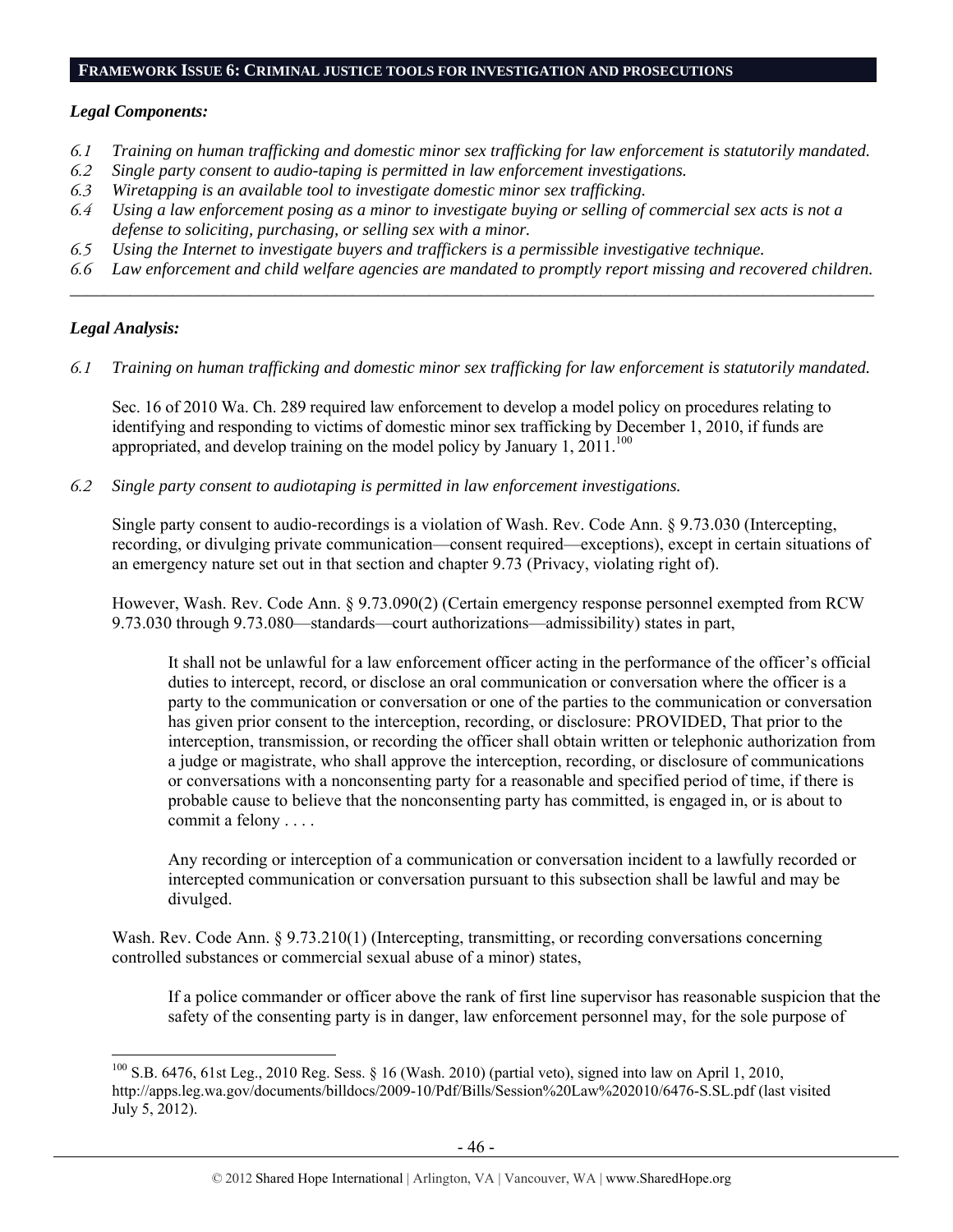## FRAMEWORK ISSUE 6: CRIMINAL JUSTICE TOOLS FOR INVESTIGATION AND PROSECUTIONS

### *Legal Components:*

*6.1 Training on human trafficking and domestic minor sex trafficking for law enforcement is statutorily mandated.*
*6.2 Single party consent to audio-taping is permitted in law enforcement investigations.*
*6.3 Wiretapping is an available tool to investigate domestic minor sex trafficking.*
*6.4 Using a law enforcement posing as a minor to investigate buying or selling of commercial sex acts is not a defense to soliciting, purchasing, or selling sex with a minor.*
*6.5 Using the Internet to investigate buyers and traffickers is a permissible investigative technique.*
*6.6 Law enforcement and child welfare agencies are mandated to promptly report missing and recovered children.*

---

### *Legal Analysis:*

*6.1 Training on human trafficking and domestic minor sex trafficking for law enforcement is statutorily mandated.*

Sec. 16 of 2010 Wa. Ch. 289 required law enforcement to develop a model policy on procedures relating to identifying and responding to victims of domestic minor sex trafficking by December 1, 2010, if funds are appropriated, and develop training on the model policy by January 1, 2011.[100]

*6.2 Single party consent to audiotaping is permitted in law enforcement investigations.*

Single party consent to audio-recordings is a violation of Wash. Rev. Code Ann. § 9.73.030 (Intercepting, recording, or divulging private communication—consent required—exceptions), except in certain situations of an emergency nature set out in that section and chapter 9.73 (Privacy, violating right of).

However, Wash. Rev. Code Ann. § 9.73.090(2) (Certain emergency response personnel exempted from RCW 9.73.030 through 9.73.080—standards—court authorizations—admissibility) states in part,

> It shall not be unlawful for a law enforcement officer acting in the performance of the officer's official duties to intercept, record, or disclose an oral communication or conversation where the officer is a party to the communication or conversation or one of the parties to the communication or conversation has given prior consent to the interception, recording, or disclosure: PROVIDED, That prior to the interception, transmission, or recording the officer shall obtain written or telephonic authorization from a judge or magistrate, who shall approve the interception, recording, or disclosure of communications or conversations with a nonconsenting party for a reasonable and specified period of time, if there is probable cause to believe that the nonconsenting party has committed, is engaged in, or is about to commit a felony . . . .
>
> Any recording or interception of a communication or conversation incident to a lawfully recorded or intercepted communication or conversation pursuant to this subsection shall be lawful and may be divulged.

Wash. Rev. Code Ann. § 9.73.210(1) (Intercepting, transmitting, or recording conversations concerning controlled substances or commercial sexual abuse of a minor) states,

> If a police commander or officer above the rank of first line supervisor has reasonable suspicion that the safety of the consenting party is in danger, law enforcement personnel may, for the sole purpose of

---

[100] S.B. 6476, 61st Leg., 2010 Reg. Sess. § 16 (Wash. 2010) (partial veto), signed into law on April 1, 2010, http://apps.leg.wa.gov/documents/billdocs/2009-10/Pdf/Bills/Session%20Law%202010/6476-S.SL.pdf (last visited July 5, 2012).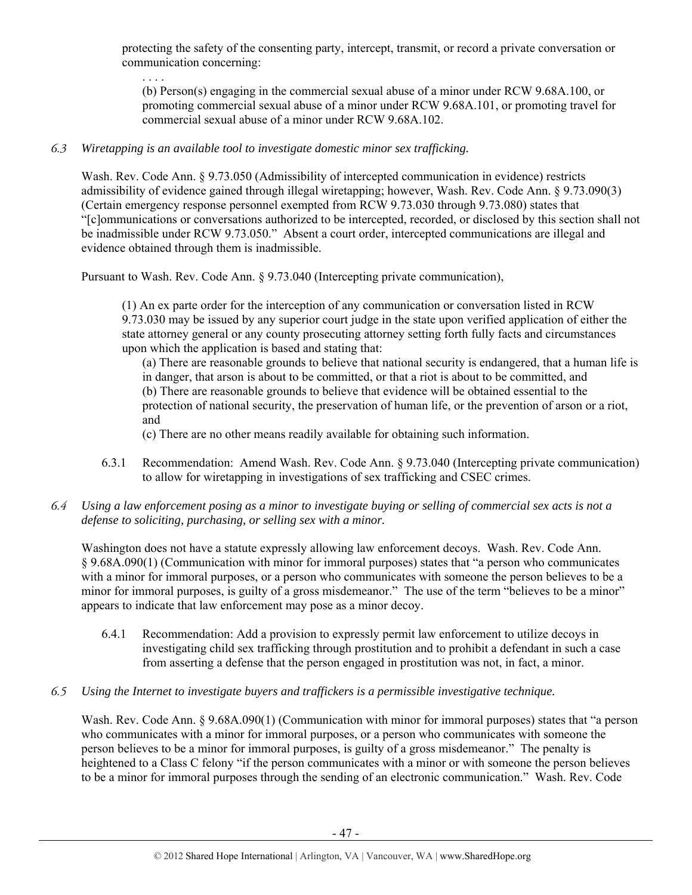protecting the safety of the consenting party, intercept, transmit, or record a private conversation or communication concerning:

> . . . .
>
> (b) Person(s) engaging in the commercial sexual abuse of a minor under RCW 9.68A.100, or promoting commercial sexual abuse of a minor under RCW 9.68A.101, or promoting travel for commercial sexual abuse of a minor under RCW 9.68A.102.

*6.3 Wiretapping is an available tool to investigate domestic minor sex trafficking.*

Wash. Rev. Code Ann. § 9.73.050 (Admissibility of intercepted communication in evidence) restricts admissibility of evidence gained through illegal wiretapping; however, Wash. Rev. Code Ann. § 9.73.090(3) (Certain emergency response personnel exempted from RCW 9.73.030 through 9.73.080) states that "[c]ommunications or conversations authorized to be intercepted, recorded, or disclosed by this section shall not be inadmissible under RCW 9.73.050." Absent a court order, intercepted communications are illegal and evidence obtained through them is inadmissible.

Pursuant to Wash. Rev. Code Ann. § 9.73.040 (Intercepting private communication),

> (1) An ex parte order for the interception of any communication or conversation listed in RCW 9.73.030 may be issued by any superior court judge in the state upon verified application of either the state attorney general or any county prosecuting attorney setting forth fully facts and circumstances upon which the application is based and stating that:
>
> (a) There are reasonable grounds to believe that national security is endangered, that a human life is in danger, that arson is about to be committed, or that a riot is about to be committed, and
> (b) There are reasonable grounds to believe that evidence will be obtained essential to the protection of national security, the preservation of human life, or the prevention of arson or a riot, and
> (c) There are no other means readily available for obtaining such information.

6.3.1 Recommendation: Amend Wash. Rev. Code Ann. § 9.73.040 (Intercepting private communication) to allow for wiretapping in investigations of sex trafficking and CSEC crimes.

*6.4 Using a law enforcement posing as a minor to investigate buying or selling of commercial sex acts is not a defense to soliciting, purchasing, or selling sex with a minor.*

Washington does not have a statute expressly allowing law enforcement decoys. Wash. Rev. Code Ann. § 9.68A.090(1) (Communication with minor for immoral purposes) states that "a person who communicates with a minor for immoral purposes, or a person who communicates with someone the person believes to be a minor for immoral purposes, is guilty of a gross misdemeanor." The use of the term "believes to be a minor" appears to indicate that law enforcement may pose as a minor decoy.

6.4.1 Recommendation: Add a provision to expressly permit law enforcement to utilize decoys in investigating child sex trafficking through prostitution and to prohibit a defendant in such a case from asserting a defense that the person engaged in prostitution was not, in fact, a minor.

*6.5 Using the Internet to investigate buyers and traffickers is a permissible investigative technique.*

Wash. Rev. Code Ann. § 9.68A.090(1) (Communication with minor for immoral purposes) states that "a person who communicates with a minor for immoral purposes, or a person who communicates with someone the person believes to be a minor for immoral purposes, is guilty of a gross misdemeanor." The penalty is heightened to a Class C felony "if the person communicates with a minor or with someone the person believes to be a minor for immoral purposes through the sending of an electronic communication." Wash. Rev. Code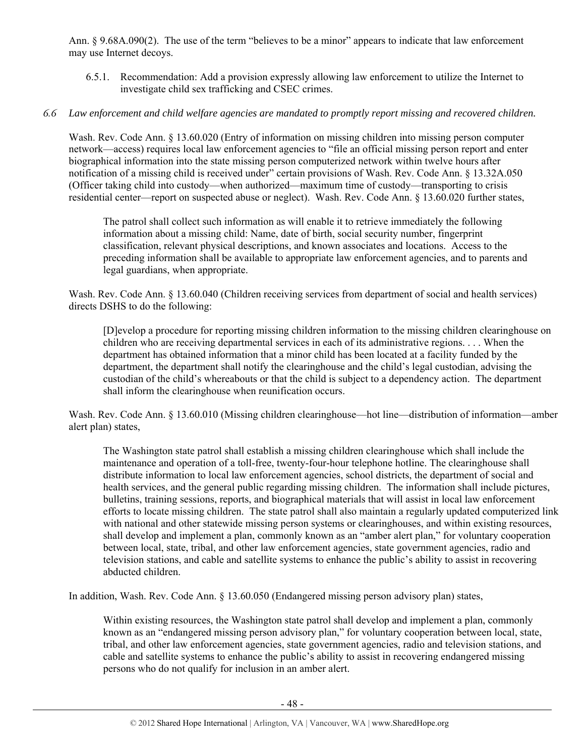Ann. § 9.68A.090(2). The use of the term "believes to be a minor" appears to indicate that law enforcement may use Internet decoys.

6.5.1. Recommendation: Add a provision expressly allowing law enforcement to utilize the Internet to investigate child sex trafficking and CSEC crimes.

*6.6 Law enforcement and child welfare agencies are mandated to promptly report missing and recovered children.*

Wash. Rev. Code Ann. § 13.60.020 (Entry of information on missing children into missing person computer network—access) requires local law enforcement agencies to "file an official missing person report and enter biographical information into the state missing person computerized network within twelve hours after notification of a missing child is received under" certain provisions of Wash. Rev. Code Ann. § 13.32A.050 (Officer taking child into custody—when authorized—maximum time of custody—transporting to crisis residential center—report on suspected abuse or neglect). Wash. Rev. Code Ann. § 13.60.020 further states,

> The patrol shall collect such information as will enable it to retrieve immediately the following information about a missing child: Name, date of birth, social security number, fingerprint classification, relevant physical descriptions, and known associates and locations. Access to the preceding information shall be available to appropriate law enforcement agencies, and to parents and legal guardians, when appropriate.

Wash. Rev. Code Ann. § 13.60.040 (Children receiving services from department of social and health services) directs DSHS to do the following:

> [D]evelop a procedure for reporting missing children information to the missing children clearinghouse on children who are receiving departmental services in each of its administrative regions. . . . When the department has obtained information that a minor child has been located at a facility funded by the department, the department shall notify the clearinghouse and the child's legal custodian, advising the custodian of the child's whereabouts or that the child is subject to a dependency action. The department shall inform the clearinghouse when reunification occurs.

Wash. Rev. Code Ann. § 13.60.010 (Missing children clearinghouse—hot line—distribution of information—amber alert plan) states,

> The Washington state patrol shall establish a missing children clearinghouse which shall include the maintenance and operation of a toll-free, twenty-four-hour telephone hotline. The clearinghouse shall distribute information to local law enforcement agencies, school districts, the department of social and health services, and the general public regarding missing children. The information shall include pictures, bulletins, training sessions, reports, and biographical materials that will assist in local law enforcement efforts to locate missing children. The state patrol shall also maintain a regularly updated computerized link with national and other statewide missing person systems or clearinghouses, and within existing resources, shall develop and implement a plan, commonly known as an "amber alert plan," for voluntary cooperation between local, state, tribal, and other law enforcement agencies, state government agencies, radio and television stations, and cable and satellite systems to enhance the public's ability to assist in recovering abducted children.

In addition, Wash. Rev. Code Ann. § 13.60.050 (Endangered missing person advisory plan) states,

> Within existing resources, the Washington state patrol shall develop and implement a plan, commonly known as an "endangered missing person advisory plan," for voluntary cooperation between local, state, tribal, and other law enforcement agencies, state government agencies, radio and television stations, and cable and satellite systems to enhance the public's ability to assist in recovering endangered missing persons who do not qualify for inclusion in an amber alert.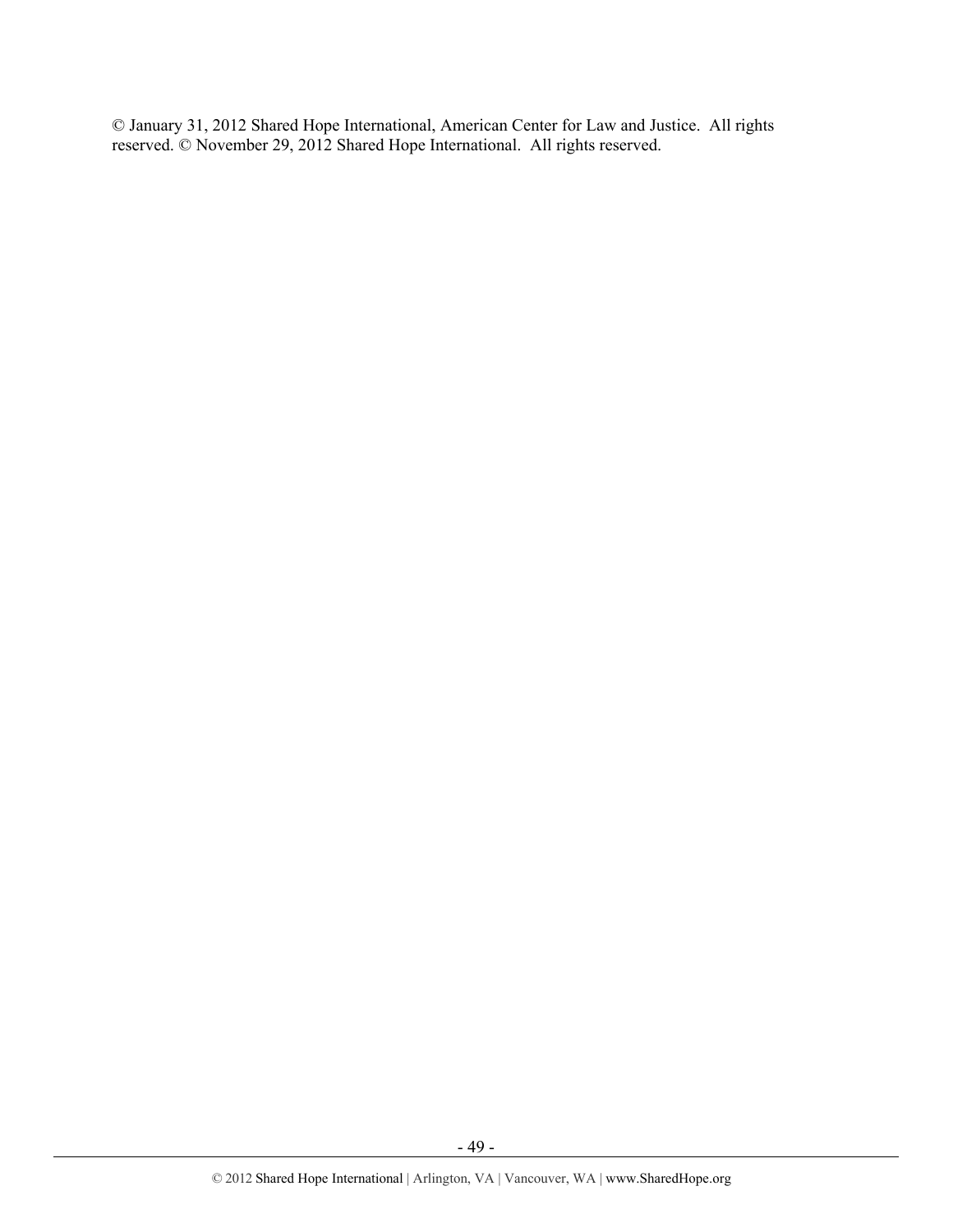© January 31, 2012 Shared Hope International, American Center for Law and Justice. All rights reserved. © November 29, 2012 Shared Hope International. All rights reserved.